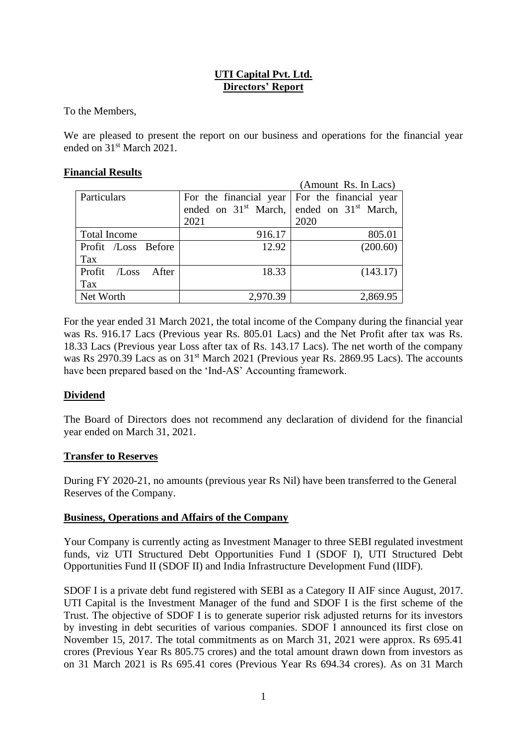**UTI Capital Pvt. Ltd.**
**Directors' Report**

To the Members,

We are pleased to present the report on our business and operations for the financial year ended on 31st March 2021.

## Financial Results

(Amount Rs. In Lacs)

| Particulars | For the financial year ended on 31st March, 2021 | For the financial year ended on 31st March, 2020 |
|---|---|---|
| Total Income | 916.17 | 805.01 |
| Profit /Loss Before Tax | 12.92 | (200.60) |
| Profit /Loss After Tax | 18.33 | (143.17) |
| Net Worth | 2,970.39 | 2,869.95 |

For the year ended 31 March 2021, the total income of the Company during the financial year was Rs. 916.17 Lacs (Previous year Rs. 805.01 Lacs) and the Net Profit after tax was Rs. 18.33 Lacs (Previous year Loss after tax of Rs. 143.17 Lacs). The net worth of the company was Rs 2970.39 Lacs as on 31st March 2021 (Previous year Rs. 2869.95 Lacs). The accounts have been prepared based on the 'Ind-AS' Accounting framework.

## Dividend

The Board of Directors does not recommend any declaration of dividend for the financial year ended on March 31, 2021.

## Transfer to Reserves

During FY 2020-21, no amounts (previous year Rs Nil) have been transferred to the General Reserves of the Company.

## Business, Operations and Affairs of the Company

Your Company is currently acting as Investment Manager to three SEBI regulated investment funds, viz UTI Structured Debt Opportunities Fund I (SDOF I), UTI Structured Debt Opportunities Fund II (SDOF II) and India Infrastructure Development Fund (IIDF).

SDOF I is a private debt fund registered with SEBI as a Category II AIF since August, 2017. UTI Capital is the Investment Manager of the fund and SDOF I is the first scheme of the Trust. The objective of SDOF I is to generate superior risk adjusted returns for its investors by investing in debt securities of various companies. SDOF I announced its first close on November 15, 2017. The total commitments as on March 31, 2021 were approx. Rs 695.41 crores (Previous Year Rs 805.75 crores) and the total amount drawn down from investors as on 31 March 2021 is Rs 695.41 cores (Previous Year Rs 694.34 crores). As on 31 March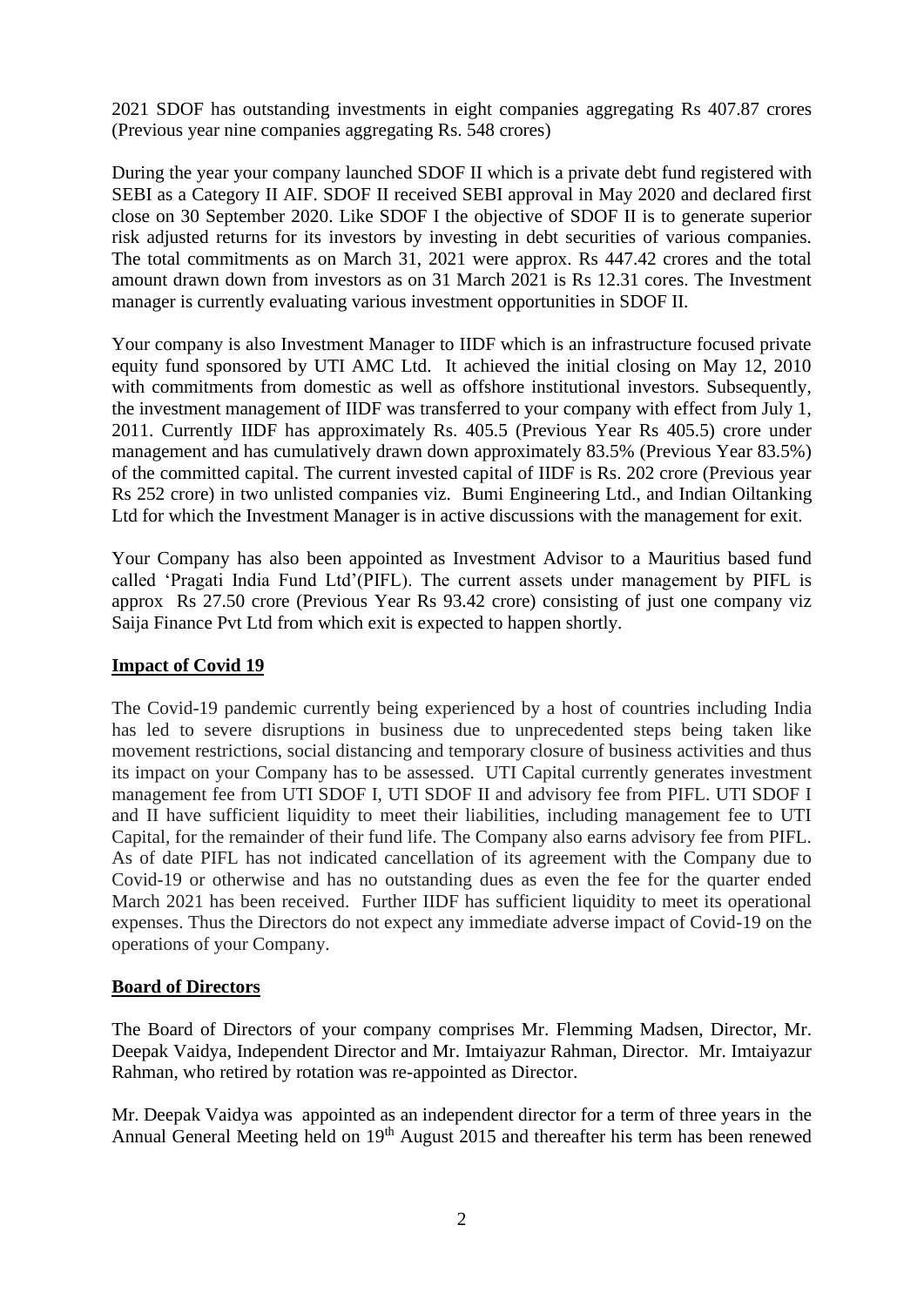2021 SDOF has outstanding investments in eight companies aggregating Rs 407.87 crores (Previous year nine companies aggregating Rs. 548 crores)

During the year your company launched SDOF II which is a private debt fund registered with SEBI as a Category II AIF. SDOF II received SEBI approval in May 2020 and declared first close on 30 September 2020. Like SDOF I the objective of SDOF II is to generate superior risk adjusted returns for its investors by investing in debt securities of various companies. The total commitments as on March 31, 2021 were approx. Rs 447.42 crores and the total amount drawn down from investors as on 31 March 2021 is Rs 12.31 cores. The Investment manager is currently evaluating various investment opportunities in SDOF II.

Your company is also Investment Manager to IIDF which is an infrastructure focused private equity fund sponsored by UTI AMC Ltd. It achieved the initial closing on May 12, 2010 with commitments from domestic as well as offshore institutional investors. Subsequently, the investment management of IIDF was transferred to your company with effect from July 1, 2011. Currently IIDF has approximately Rs. 405.5 (Previous Year Rs 405.5) crore under management and has cumulatively drawn down approximately 83.5% (Previous Year 83.5%) of the committed capital. The current invested capital of IIDF is Rs. 202 crore (Previous year Rs 252 crore) in two unlisted companies viz. Bumi Engineering Ltd., and Indian Oiltanking Ltd for which the Investment Manager is in active discussions with the management for exit.

Your Company has also been appointed as Investment Advisor to a Mauritius based fund called 'Pragati India Fund Ltd'(PIFL). The current assets under management by PIFL is approx Rs 27.50 crore (Previous Year Rs 93.42 crore) consisting of just one company viz Saija Finance Pvt Ltd from which exit is expected to happen shortly.

**Impact of Covid 19**

The Covid-19 pandemic currently being experienced by a host of countries including India has led to severe disruptions in business due to unprecedented steps being taken like movement restrictions, social distancing and temporary closure of business activities and thus its impact on your Company has to be assessed. UTI Capital currently generates investment management fee from UTI SDOF I, UTI SDOF II and advisory fee from PIFL. UTI SDOF I and II have sufficient liquidity to meet their liabilities, including management fee to UTI Capital, for the remainder of their fund life. The Company also earns advisory fee from PIFL. As of date PIFL has not indicated cancellation of its agreement with the Company due to Covid-19 or otherwise and has no outstanding dues as even the fee for the quarter ended March 2021 has been received. Further IIDF has sufficient liquidity to meet its operational expenses. Thus the Directors do not expect any immediate adverse impact of Covid-19 on the operations of your Company.

**Board of Directors**

The Board of Directors of your company comprises Mr. Flemming Madsen, Director, Mr. Deepak Vaidya, Independent Director and Mr. Imtaiyazur Rahman, Director. Mr. Imtaiyazur Rahman, who retired by rotation was re-appointed as Director.

Mr. Deepak Vaidya was appointed as an independent director for a term of three years in the Annual General Meeting held on 19th August 2015 and thereafter his term has been renewed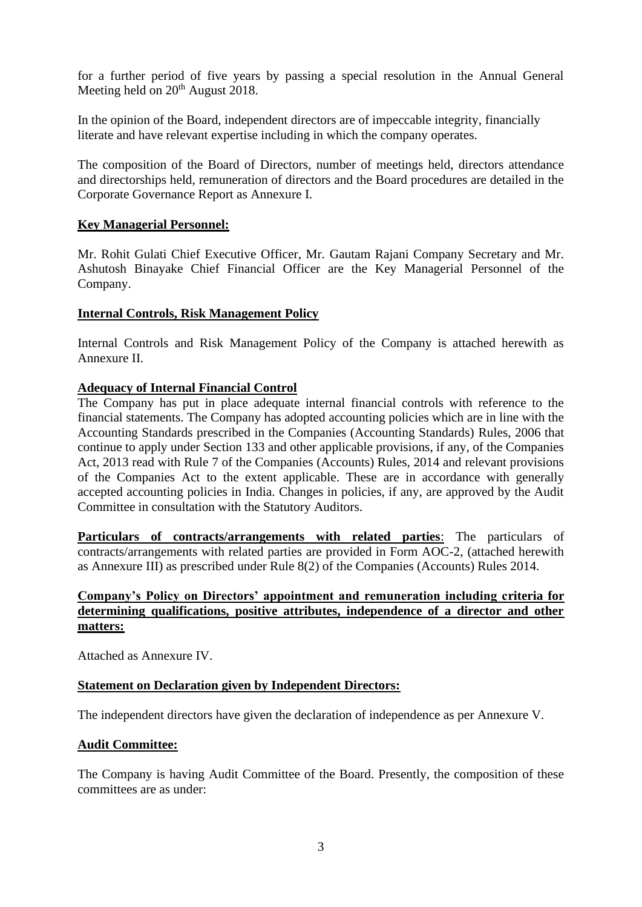for a further period of five years by passing a special resolution in the Annual General Meeting held on 20th August 2018.

In the opinion of the Board, independent directors are of impeccable integrity, financially literate and have relevant expertise including in which the company operates.

The composition of the Board of Directors, number of meetings held, directors attendance and directorships held, remuneration of directors and the Board procedures are detailed in the Corporate Governance Report as Annexure I.

**Key Managerial Personnel:**

Mr. Rohit Gulati Chief Executive Officer, Mr. Gautam Rajani Company Secretary and Mr. Ashutosh Binayake Chief Financial Officer are the Key Managerial Personnel of the Company.

**Internal Controls, Risk Management Policy**

Internal Controls and Risk Management Policy of the Company is attached herewith as Annexure II.

**Adequacy of Internal Financial Control**

The Company has put in place adequate internal financial controls with reference to the financial statements. The Company has adopted accounting policies which are in line with the Accounting Standards prescribed in the Companies (Accounting Standards) Rules, 2006 that continue to apply under Section 133 and other applicable provisions, if any, of the Companies Act, 2013 read with Rule 7 of the Companies (Accounts) Rules, 2014 and relevant provisions of the Companies Act to the extent applicable. These are in accordance with generally accepted accounting policies in India. Changes in policies, if any, are approved by the Audit Committee in consultation with the Statutory Auditors.

**Particulars of contracts/arrangements with related parties**: The particulars of contracts/arrangements with related parties are provided in Form AOC-2, (attached herewith as Annexure III) as prescribed under Rule 8(2) of the Companies (Accounts) Rules 2014.

**Company's Policy on Directors' appointment and remuneration including criteria for determining qualifications, positive attributes, independence of a director and other matters:**

Attached as Annexure IV.

**Statement on Declaration given by Independent Directors:**

The independent directors have given the declaration of independence as per Annexure V.

**Audit Committee:**

The Company is having Audit Committee of the Board. Presently, the composition of these committees are as under: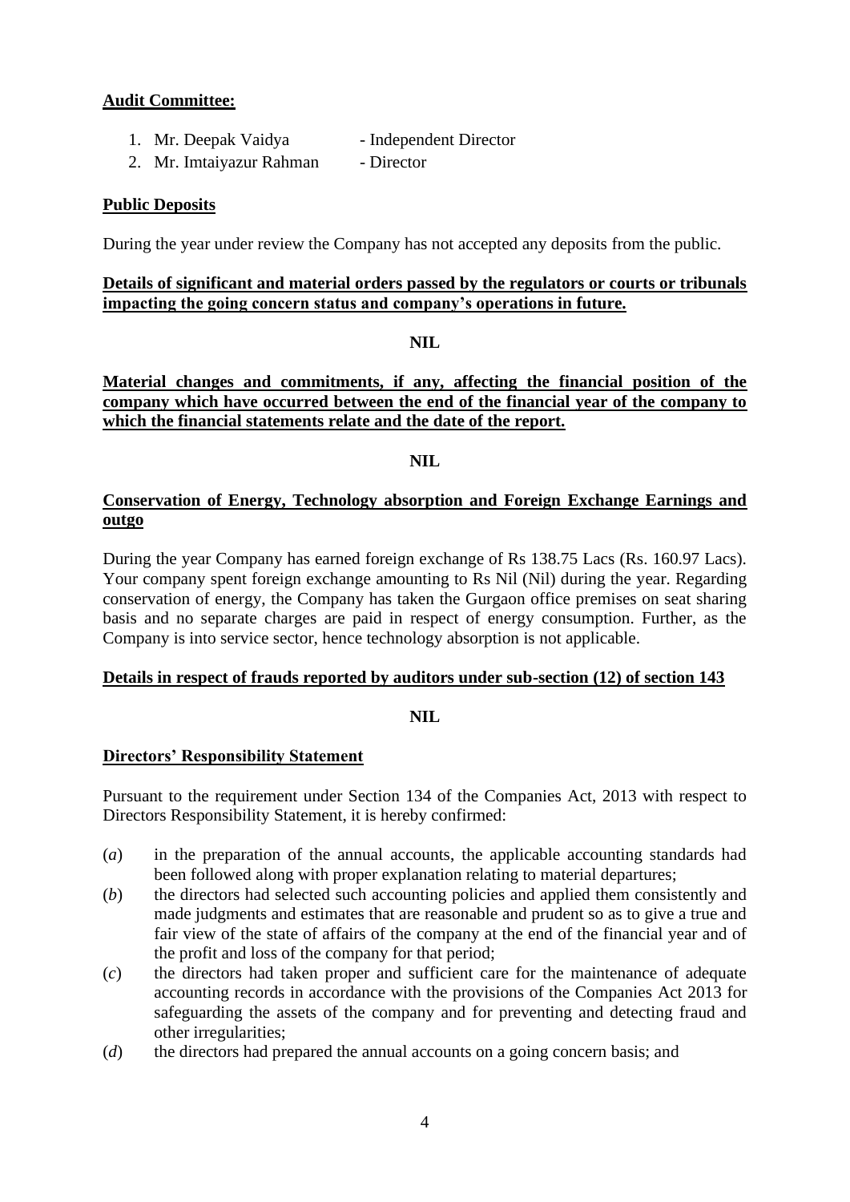**Audit Committee:**

1. Mr. Deepak Vaidya - Independent Director
2. Mr. Imtaiyazur Rahman - Director

**Public Deposits**

During the year under review the Company has not accepted any deposits from the public.

**Details of significant and material orders passed by the regulators or courts or tribunals impacting the going concern status and company's operations in future.**

**NIL**

**Material changes and commitments, if any, affecting the financial position of the company which have occurred between the end of the financial year of the company to which the financial statements relate and the date of the report.**

**NIL**

**Conservation of Energy, Technology absorption and Foreign Exchange Earnings and outgo**

During the year Company has earned foreign exchange of Rs 138.75 Lacs (Rs. 160.97 Lacs). Your company spent foreign exchange amounting to Rs Nil (Nil) during the year. Regarding conservation of energy, the Company has taken the Gurgaon office premises on seat sharing basis and no separate charges are paid in respect of energy consumption. Further, as the Company is into service sector, hence technology absorption is not applicable.

**Details in respect of frauds reported by auditors under sub-section (12) of section 143**

**NIL**

**Directors' Responsibility Statement**

Pursuant to the requirement under Section 134 of the Companies Act, 2013 with respect to Directors Responsibility Statement, it is hereby confirmed:

(*a*) in the preparation of the annual accounts, the applicable accounting standards had been followed along with proper explanation relating to material departures;

(*b*) the directors had selected such accounting policies and applied them consistently and made judgments and estimates that are reasonable and prudent so as to give a true and fair view of the state of affairs of the company at the end of the financial year and of the profit and loss of the company for that period;

(*c*) the directors had taken proper and sufficient care for the maintenance of adequate accounting records in accordance with the provisions of the Companies Act 2013 for safeguarding the assets of the company and for preventing and detecting fraud and other irregularities;

(*d*) the directors had prepared the annual accounts on a going concern basis; and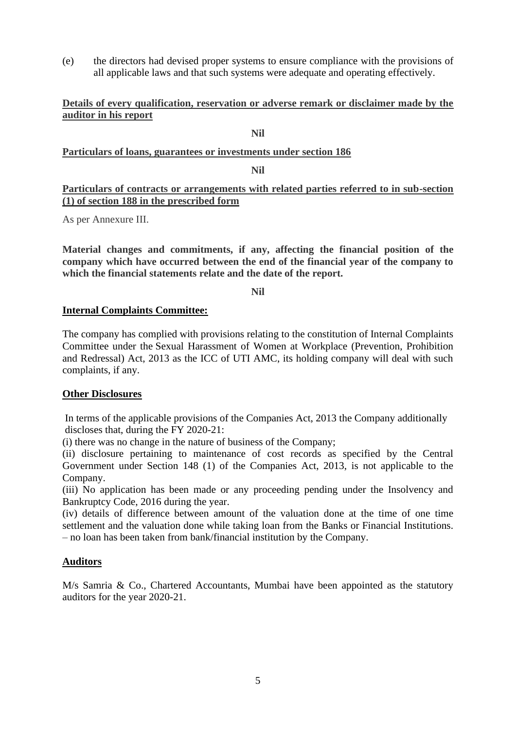(e) the directors had devised proper systems to ensure compliance with the provisions of all applicable laws and that such systems were adequate and operating effectively.

**Details of every qualification, reservation or adverse remark or disclaimer made by the auditor in his report**

**Nil**

**Particulars of loans, guarantees or investments under section 186**

**Nil**

**Particulars of contracts or arrangements with related parties referred to in sub-section (1) of section 188 in the prescribed form**

As per Annexure III.

**Material changes and commitments, if any, affecting the financial position of the company which have occurred between the end of the financial year of the company to which the financial statements relate and the date of the report.**

**Nil**

**Internal Complaints Committee:**

The company has complied with provisions relating to the constitution of Internal Complaints Committee under the Sexual Harassment of Women at Workplace (Prevention, Prohibition and Redressal) Act, 2013 as the ICC of UTI AMC, its holding company will deal with such complaints, if any.

**Other Disclosures**

In terms of the applicable provisions of the Companies Act, 2013 the Company additionally discloses that, during the FY 2020-21:

(i) there was no change in the nature of business of the Company;

(ii) disclosure pertaining to maintenance of cost records as specified by the Central Government under Section 148 (1) of the Companies Act, 2013, is not applicable to the Company.

(iii) No application has been made or any proceeding pending under the Insolvency and Bankruptcy Code, 2016 during the year.

(iv) details of difference between amount of the valuation done at the time of one time settlement and the valuation done while taking loan from the Banks or Financial Institutions. – no loan has been taken from bank/financial institution by the Company.

**Auditors**

M/s Samria & Co., Chartered Accountants, Mumbai have been appointed as the statutory auditors for the year 2020-21.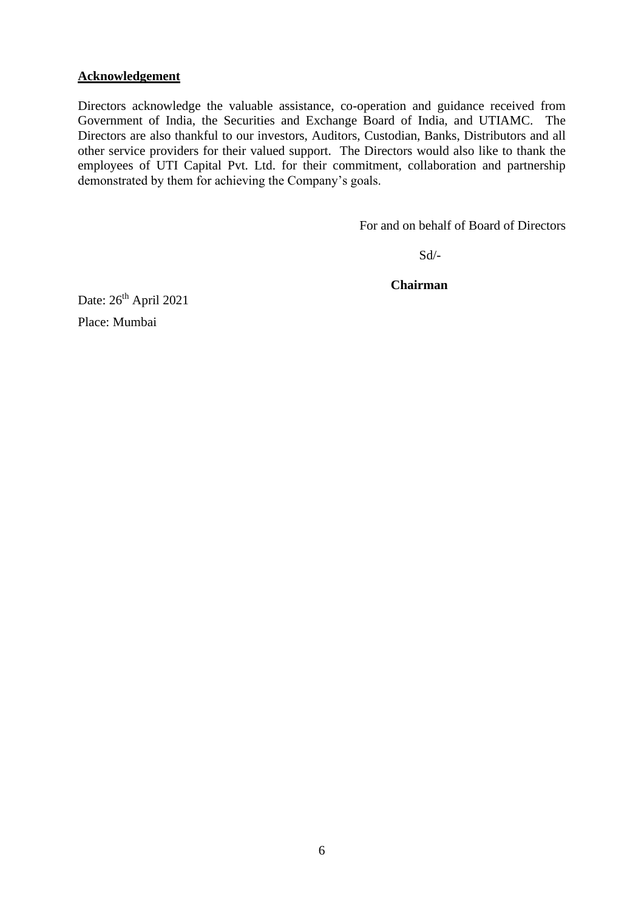**Acknowledgement**

Directors acknowledge the valuable assistance, co-operation and guidance received from Government of India, the Securities and Exchange Board of India, and UTIAMC. The Directors are also thankful to our investors, Auditors, Custodian, Banks, Distributors and all other service providers for their valued support. The Directors would also like to thank the employees of UTI Capital Pvt. Ltd. for their commitment, collaboration and partnership demonstrated by them for achieving the Company's goals.

For and on behalf of Board of Directors

Sd/-

**Chairman**

Date: 26th April 2021

Place: Mumbai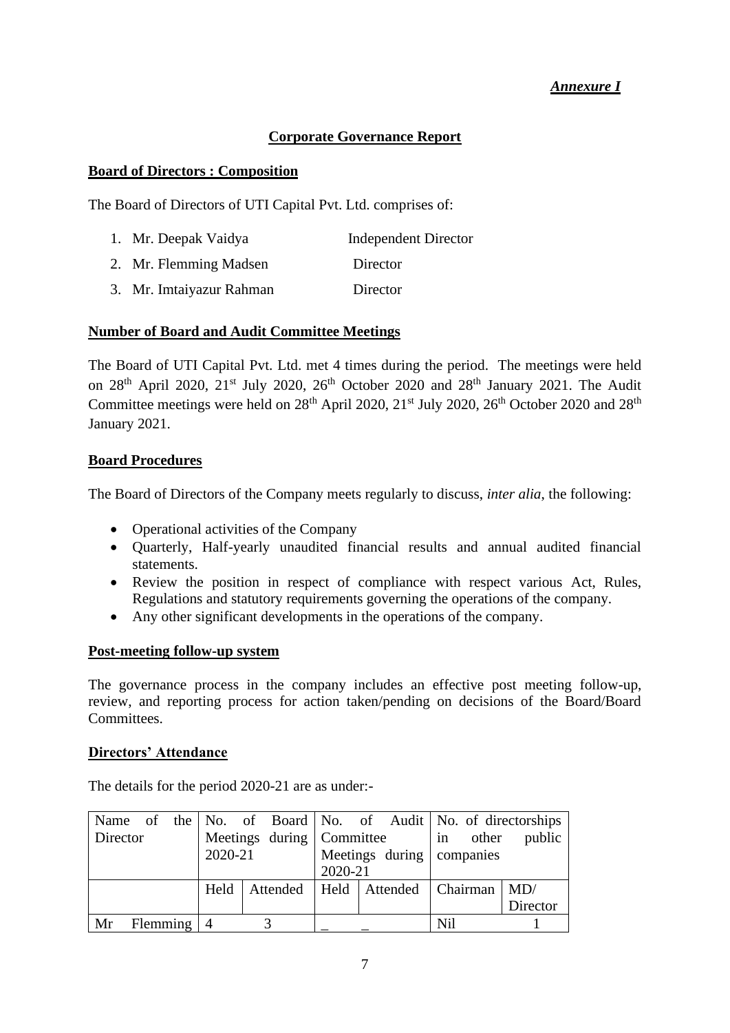*Annexure I*

## Corporate Governance Report

### Board of Directors : Composition

The Board of Directors of UTI Capital Pvt. Ltd. comprises of:

1. Mr. Deepak Vaidya — Independent Director
2. Mr. Flemming Madsen — Director
3. Mr. Imtaiyazur Rahman — Director

### Number of Board and Audit Committee Meetings

The Board of UTI Capital Pvt. Ltd. met 4 times during the period. The meetings were held on 28th April 2020, 21st July 2020, 26th October 2020 and 28th January 2021. The Audit Committee meetings were held on 28th April 2020, 21st July 2020, 26th October 2020 and 28th January 2021.

### Board Procedures

The Board of Directors of the Company meets regularly to discuss, *inter alia*, the following:

- Operational activities of the Company
- Quarterly, Half-yearly unaudited financial results and annual audited financial statements.
- Review the position in respect of compliance with respect various Act, Rules, Regulations and statutory requirements governing the operations of the company.
- Any other significant developments in the operations of the company.

### Post-meeting follow-up system

The governance process in the company includes an effective post meeting follow-up, review, and reporting process for action taken/pending on decisions of the Board/Board Committees.

### Directors' Attendance

The details for the period 2020-21 are as under:-

| Name of the Director | No. of Board Meetings during 2020-21 | | No. of Audit Committee Meetings during 2020-21 | | No. of directorships in other public companies | |
|---|---|---|---|---|---|---|
| | Held | Attended | Held | Attended | Chairman | MD/ Director |
| Mr Flemming | 4 | 3 | _ | _ | Nil | 1 |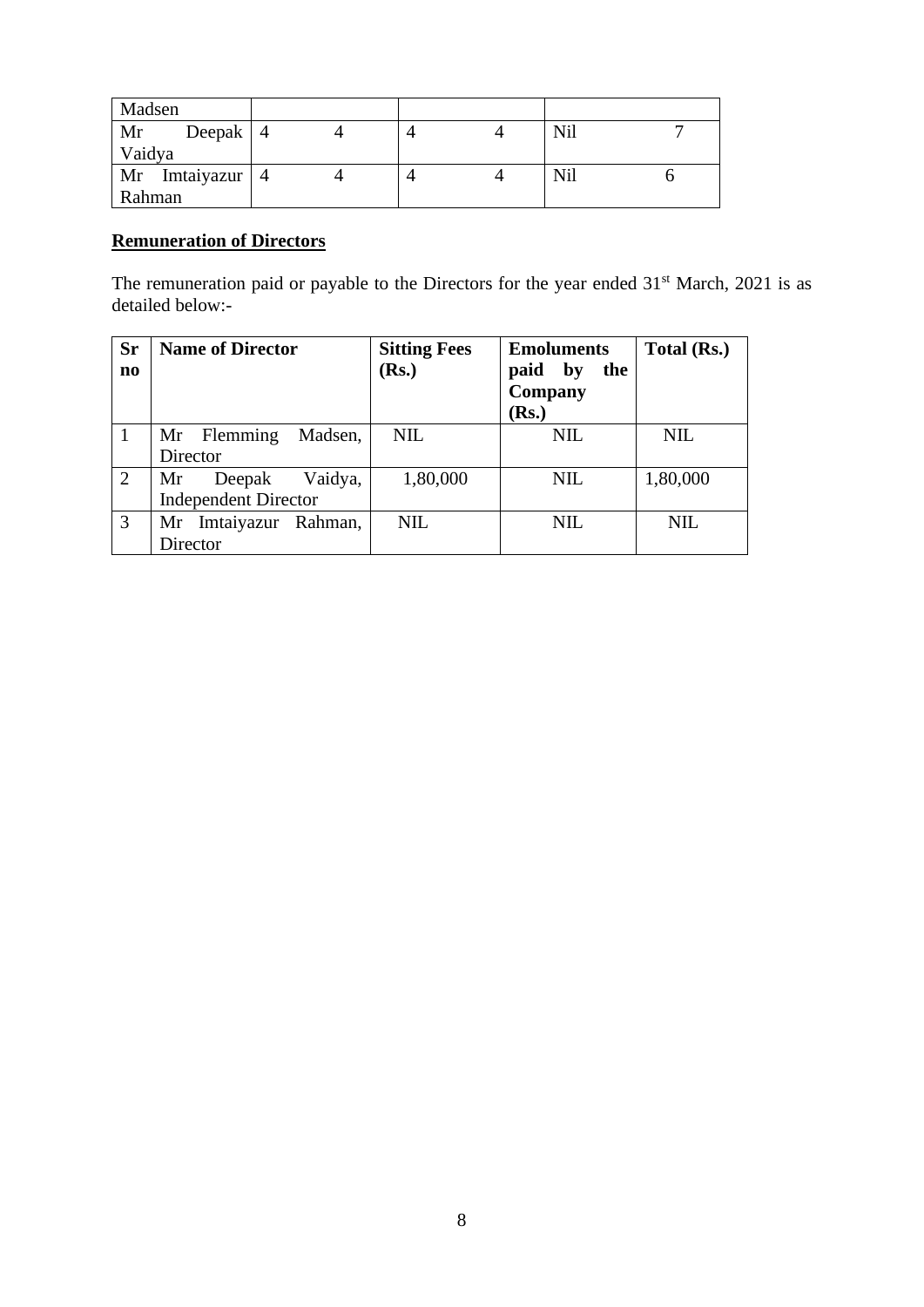| Madsen | | | | | | |
|---|---|---|---|---|---|---|
| Mr Deepak Vaidya | 4 | 4 | 4 | 4 | Nil | 7 |
| Mr Imtaiyazur Rahman | 4 | 4 | 4 | 4 | Nil | 6 |

**Remuneration of Directors**

The remuneration paid or payable to the Directors for the year ended 31st March, 2021 is as detailed below:-

| Sr no | Name of Director | Sitting Fees (Rs.) | Emoluments paid by the Company (Rs.) | Total (Rs.) |
|---|---|---|---|---|
| 1 | Mr Flemming Madsen, Director | NIL | NIL | NIL |
| 2 | Mr Deepak Vaidya, Independent Director | 1,80,000 | NIL | 1,80,000 |
| 3 | Mr Imtaiyazur Rahman, Director | NIL | NIL | NIL |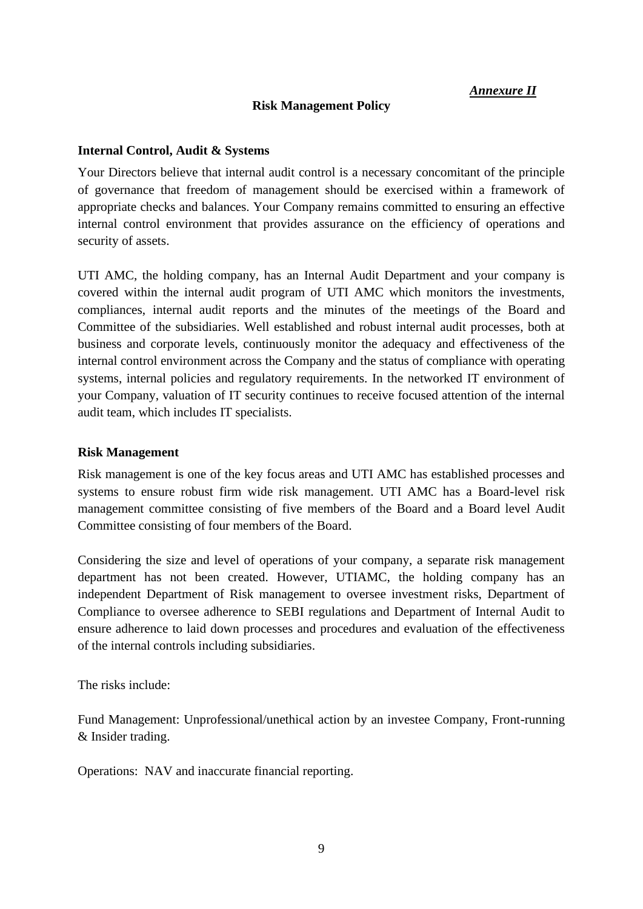*Annexure II*

## Risk Management Policy

### Internal Control, Audit & Systems

Your Directors believe that internal audit control is a necessary concomitant of the principle of governance that freedom of management should be exercised within a framework of appropriate checks and balances. Your Company remains committed to ensuring an effective internal control environment that provides assurance on the efficiency of operations and security of assets.

UTI AMC, the holding company, has an Internal Audit Department and your company is covered within the internal audit program of UTI AMC which monitors the investments, compliances, internal audit reports and the minutes of the meetings of the Board and Committee of the subsidiaries. Well established and robust internal audit processes, both at business and corporate levels, continuously monitor the adequacy and effectiveness of the internal control environment across the Company and the status of compliance with operating systems, internal policies and regulatory requirements. In the networked IT environment of your Company, valuation of IT security continues to receive focused attention of the internal audit team, which includes IT specialists.

### Risk Management

Risk management is one of the key focus areas and UTI AMC has established processes and systems to ensure robust firm wide risk management. UTI AMC has a Board-level risk management committee consisting of five members of the Board and a Board level Audit Committee consisting of four members of the Board.

Considering the size and level of operations of your company, a separate risk management department has not been created. However, UTIAMC, the holding company has an independent Department of Risk management to oversee investment risks, Department of Compliance to oversee adherence to SEBI regulations and Department of Internal Audit to ensure adherence to laid down processes and procedures and evaluation of the effectiveness of the internal controls including subsidiaries.

The risks include:

Fund Management: Unprofessional/unethical action by an investee Company, Front-running & Insider trading.

Operations: NAV and inaccurate financial reporting.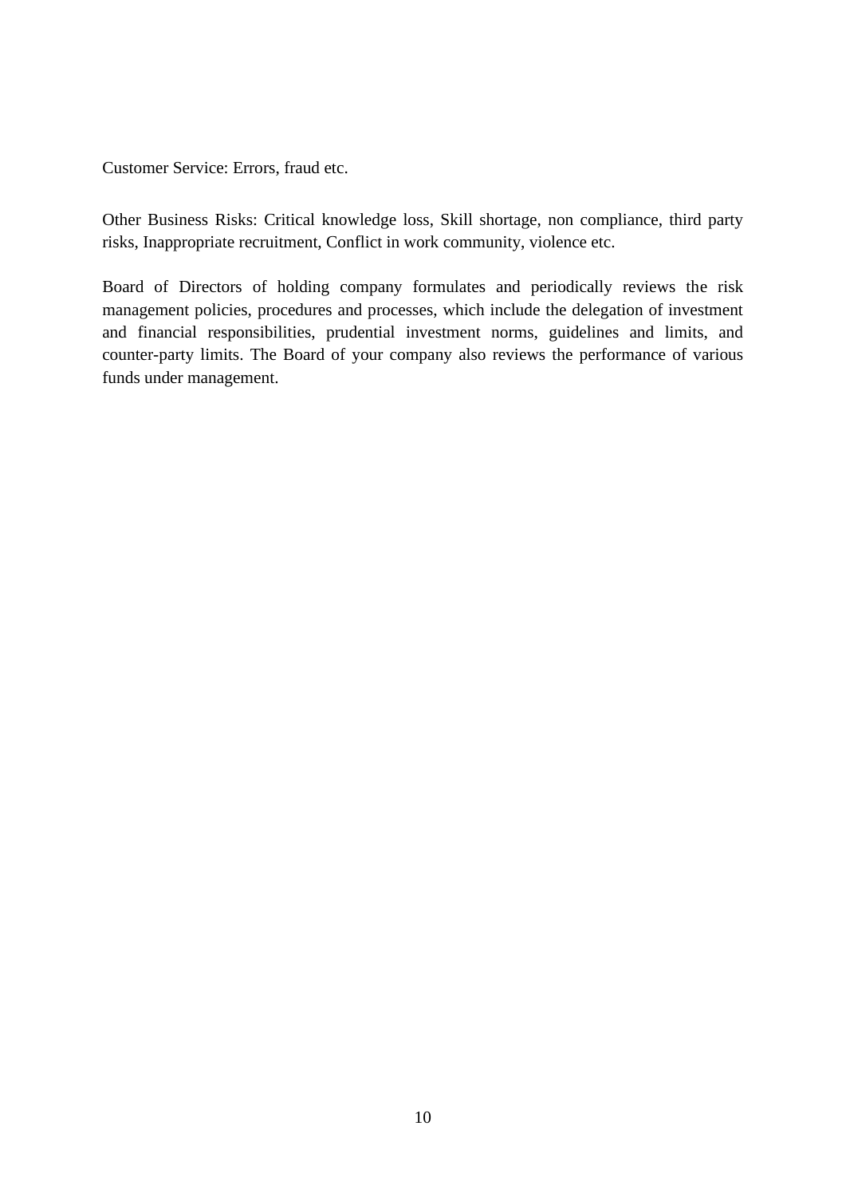Customer Service: Errors, fraud etc.

Other Business Risks: Critical knowledge loss, Skill shortage, non compliance, third party risks, Inappropriate recruitment, Conflict in work community, violence etc.

Board of Directors of holding company formulates and periodically reviews the risk management policies, procedures and processes, which include the delegation of investment and financial responsibilities, prudential investment norms, guidelines and limits, and counter-party limits. The Board of your company also reviews the performance of various funds under management.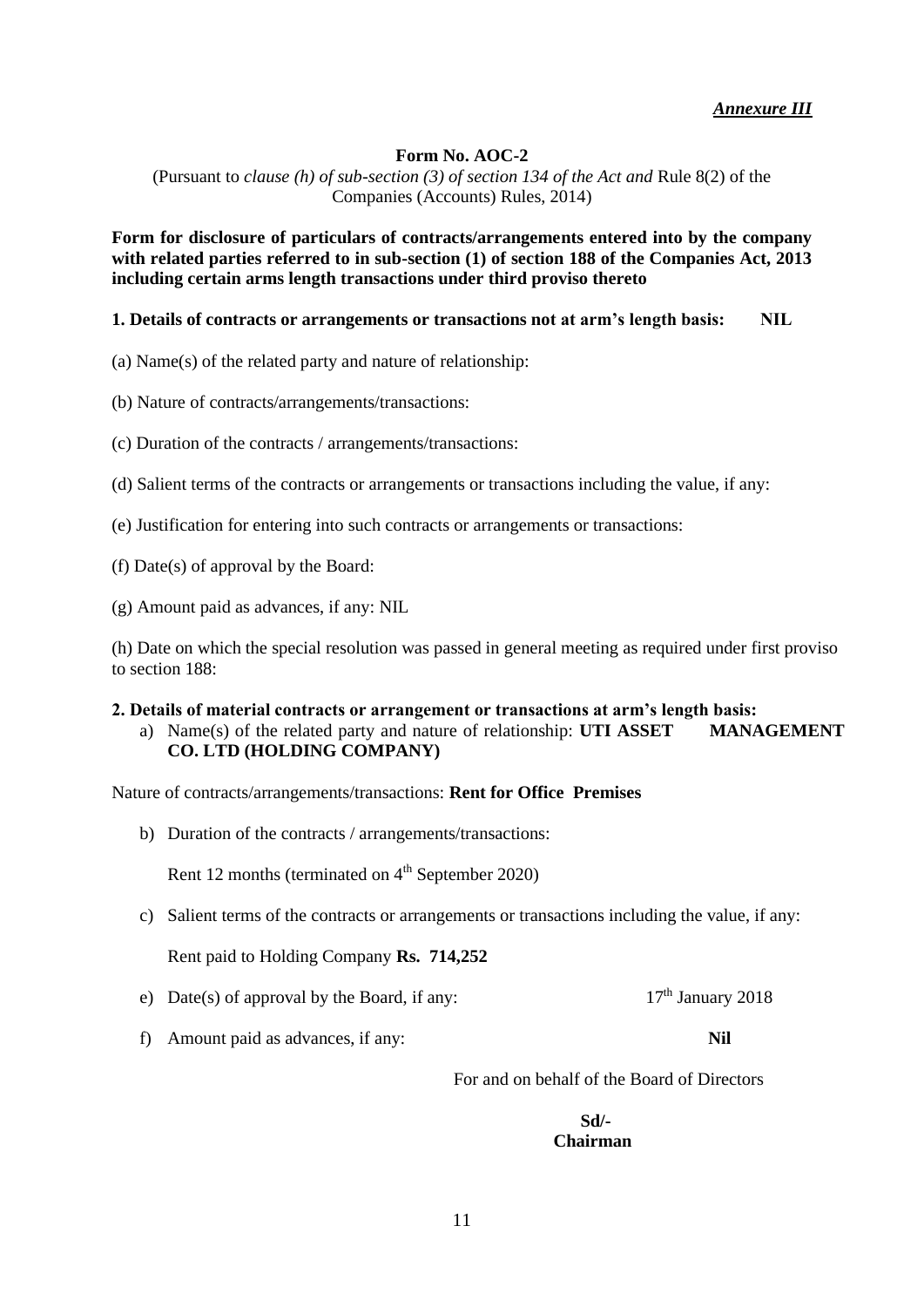***Annexure III***

**Form No. AOC-2**

(Pursuant to *clause (h) of sub-section (3) of section 134 of the Act and* Rule 8(2) of the Companies (Accounts) Rules, 2014)

**Form for disclosure of particulars of contracts/arrangements entered into by the company with related parties referred to in sub-section (1) of section 188 of the Companies Act, 2013 including certain arms length transactions under third proviso thereto**

**1. Details of contracts or arrangements or transactions not at arm's length basis: NIL**

(a) Name(s) of the related party and nature of relationship:

(b) Nature of contracts/arrangements/transactions:

(c) Duration of the contracts / arrangements/transactions:

(d) Salient terms of the contracts or arrangements or transactions including the value, if any:

(e) Justification for entering into such contracts or arrangements or transactions:

(f) Date(s) of approval by the Board:

(g) Amount paid as advances, if any: NIL

(h) Date on which the special resolution was passed in general meeting as required under first proviso to section 188:

**2. Details of material contracts or arrangement or transactions at arm's length basis:**

a) Name(s) of the related party and nature of relationship: **UTI ASSET MANAGEMENT CO. LTD (HOLDING COMPANY)**

Nature of contracts/arrangements/transactions: **Rent for Office Premises**

b) Duration of the contracts / arrangements/transactions:

   Rent 12 months (terminated on 4th September 2020)

c) Salient terms of the contracts or arrangements or transactions including the value, if any:

   Rent paid to Holding Company **Rs. 714,252**

e) Date(s) of approval by the Board, if any: 17th January 2018

f) Amount paid as advances, if any: **Nil**

For and on behalf of the Board of Directors

**Sd/-**
**Chairman**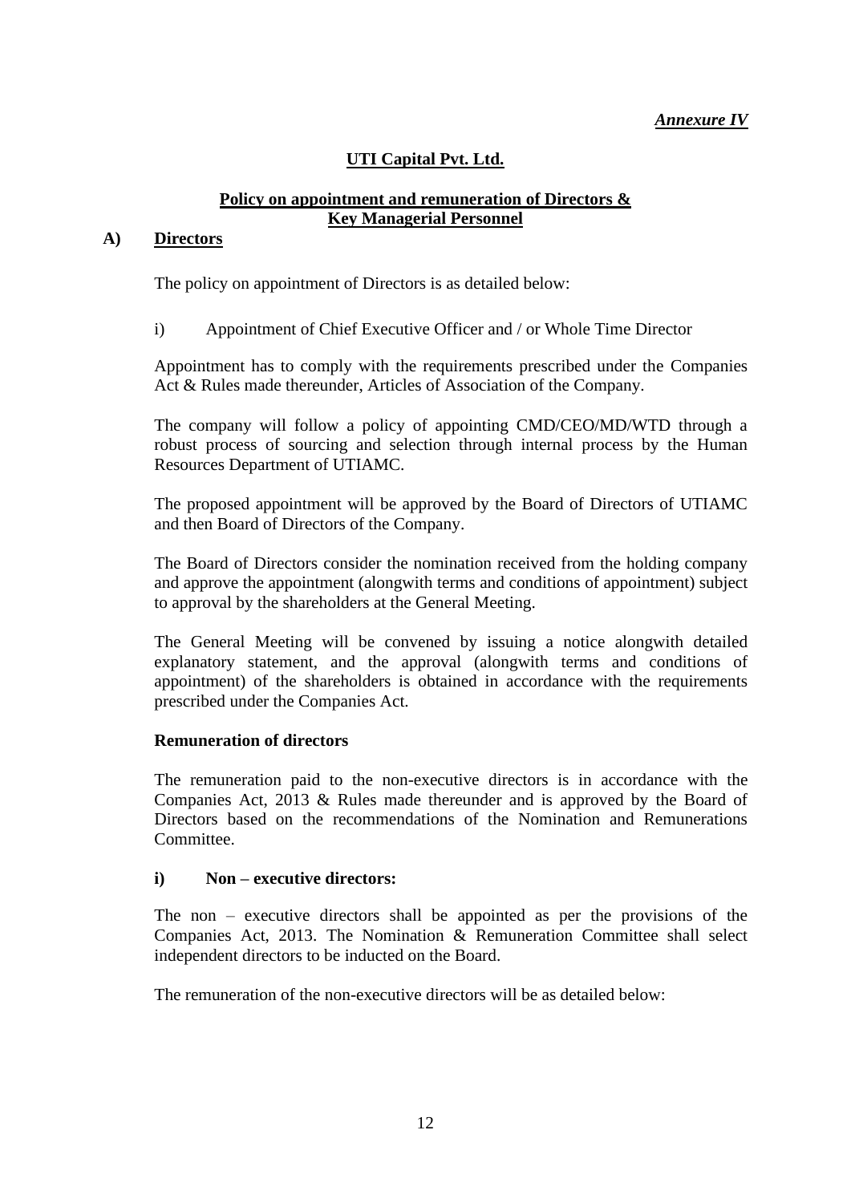*Annexure IV*

## UTI Capital Pvt. Ltd.

### Policy on appointment and remuneration of Directors & Key Managerial Personnel

### A) Directors

The policy on appointment of Directors is as detailed below:

i) Appointment of Chief Executive Officer and / or Whole Time Director

Appointment has to comply with the requirements prescribed under the Companies Act & Rules made thereunder, Articles of Association of the Company.

The company will follow a policy of appointing CMD/CEO/MD/WTD through a robust process of sourcing and selection through internal process by the Human Resources Department of UTIAMC.

The proposed appointment will be approved by the Board of Directors of UTIAMC and then Board of Directors of the Company.

The Board of Directors consider the nomination received from the holding company and approve the appointment (alongwith terms and conditions of appointment) subject to approval by the shareholders at the General Meeting.

The General Meeting will be convened by issuing a notice alongwith detailed explanatory statement, and the approval (alongwith terms and conditions of appointment) of the shareholders is obtained in accordance with the requirements prescribed under the Companies Act.

**Remuneration of directors**

The remuneration paid to the non-executive directors is in accordance with the Companies Act, 2013 & Rules made thereunder and is approved by the Board of Directors based on the recommendations of the Nomination and Remunerations Committee.

**i) Non – executive directors:**

The non – executive directors shall be appointed as per the provisions of the Companies Act, 2013. The Nomination & Remuneration Committee shall select independent directors to be inducted on the Board.

The remuneration of the non-executive directors will be as detailed below: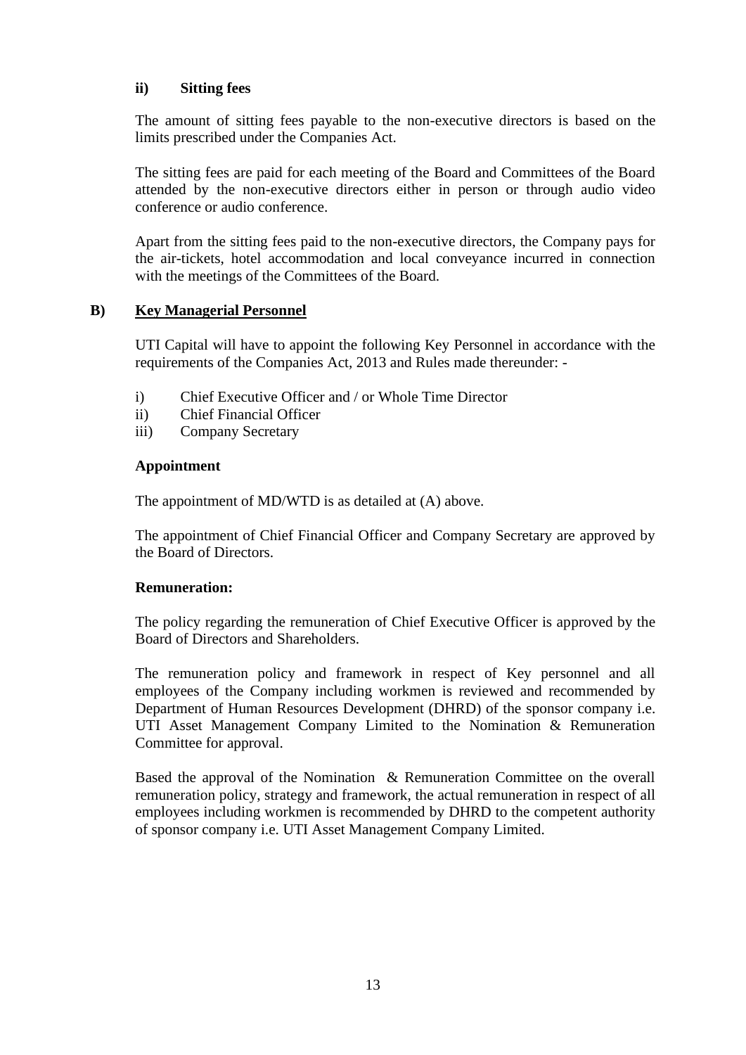**ii) Sitting fees**

The amount of sitting fees payable to the non-executive directors is based on the limits prescribed under the Companies Act.

The sitting fees are paid for each meeting of the Board and Committees of the Board attended by the non-executive directors either in person or through audio video conference or audio conference.

Apart from the sitting fees paid to the non-executive directors, the Company pays for the air-tickets, hotel accommodation and local conveyance incurred in connection with the meetings of the Committees of the Board.

## B) Key Managerial Personnel

UTI Capital will have to appoint the following Key Personnel in accordance with the requirements of the Companies Act, 2013 and Rules made thereunder: -

i) Chief Executive Officer and / or Whole Time Director
ii) Chief Financial Officer
iii) Company Secretary

**Appointment**

The appointment of MD/WTD is as detailed at (A) above.

The appointment of Chief Financial Officer and Company Secretary are approved by the Board of Directors.

**Remuneration:**

The policy regarding the remuneration of Chief Executive Officer is approved by the Board of Directors and Shareholders.

The remuneration policy and framework in respect of Key personnel and all employees of the Company including workmen is reviewed and recommended by Department of Human Resources Development (DHRD) of the sponsor company i.e. UTI Asset Management Company Limited to the Nomination & Remuneration Committee for approval.

Based the approval of the Nomination & Remuneration Committee on the overall remuneration policy, strategy and framework, the actual remuneration in respect of all employees including workmen is recommended by DHRD to the competent authority of sponsor company i.e. UTI Asset Management Company Limited.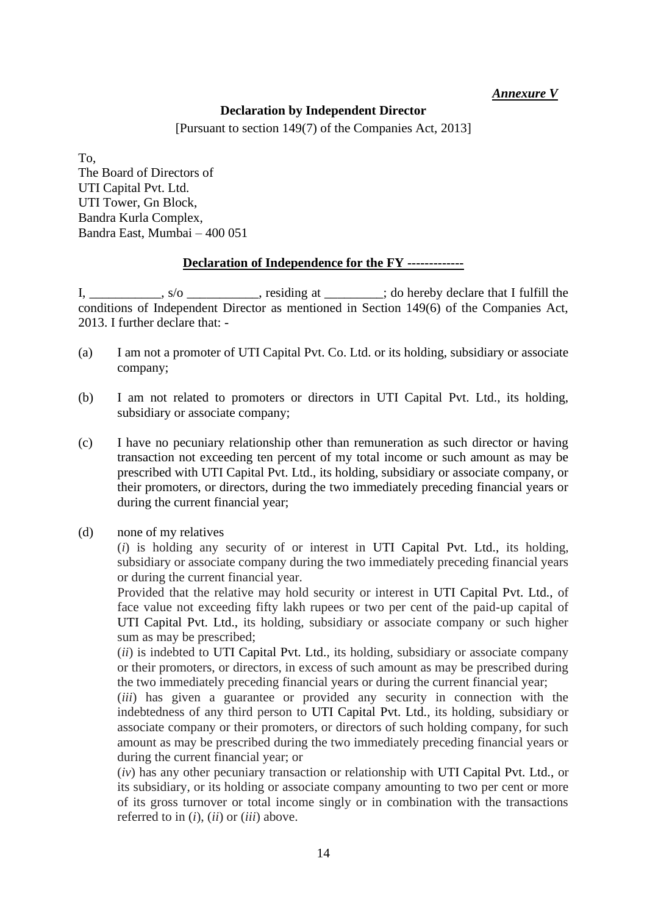***Annexure V***

**Declaration by Independent Director**

[Pursuant to section 149(7) of the Companies Act, 2013]

To,
The Board of Directors of
UTI Capital Pvt. Ltd.
UTI Tower, Gn Block,
Bandra Kurla Complex,
Bandra East, Mumbai – 400 051

**Declaration of Independence for the FY ------------**

I, ___________, s/o ___________, residing at _________; do hereby declare that I fulfill the conditions of Independent Director as mentioned in Section 149(6) of the Companies Act, 2013. I further declare that: -

(a) I am not a promoter of UTI Capital Pvt. Co. Ltd. or its holding, subsidiary or associate company;

(b) I am not related to promoters or directors in UTI Capital Pvt. Ltd., its holding, subsidiary or associate company;

(c) I have no pecuniary relationship other than remuneration as such director or having transaction not exceeding ten percent of my total income or such amount as may be prescribed with UTI Capital Pvt. Ltd., its holding, subsidiary or associate company, or their promoters, or directors, during the two immediately preceding financial years or during the current financial year;

(d) none of my relatives

(*i*) is holding any security of or interest in UTI Capital Pvt. Ltd., its holding, subsidiary or associate company during the two immediately preceding financial years or during the current financial year.

Provided that the relative may hold security or interest in UTI Capital Pvt. Ltd., of face value not exceeding fifty lakh rupees or two per cent of the paid-up capital of UTI Capital Pvt. Ltd., its holding, subsidiary or associate company or such higher sum as may be prescribed;

(*ii*) is indebted to UTI Capital Pvt. Ltd., its holding, subsidiary or associate company or their promoters, or directors, in excess of such amount as may be prescribed during the two immediately preceding financial years or during the current financial year;

(*iii*) has given a guarantee or provided any security in connection with the indebtedness of any third person to UTI Capital Pvt. Ltd., its holding, subsidiary or associate company or their promoters, or directors of such holding company, for such amount as may be prescribed during the two immediately preceding financial years or during the current financial year; or

(*iv*) has any other pecuniary transaction or relationship with UTI Capital Pvt. Ltd., or its subsidiary, or its holding or associate company amounting to two per cent or more of its gross turnover or total income singly or in combination with the transactions referred to in (*i*), (*ii*) or (*iii*) above.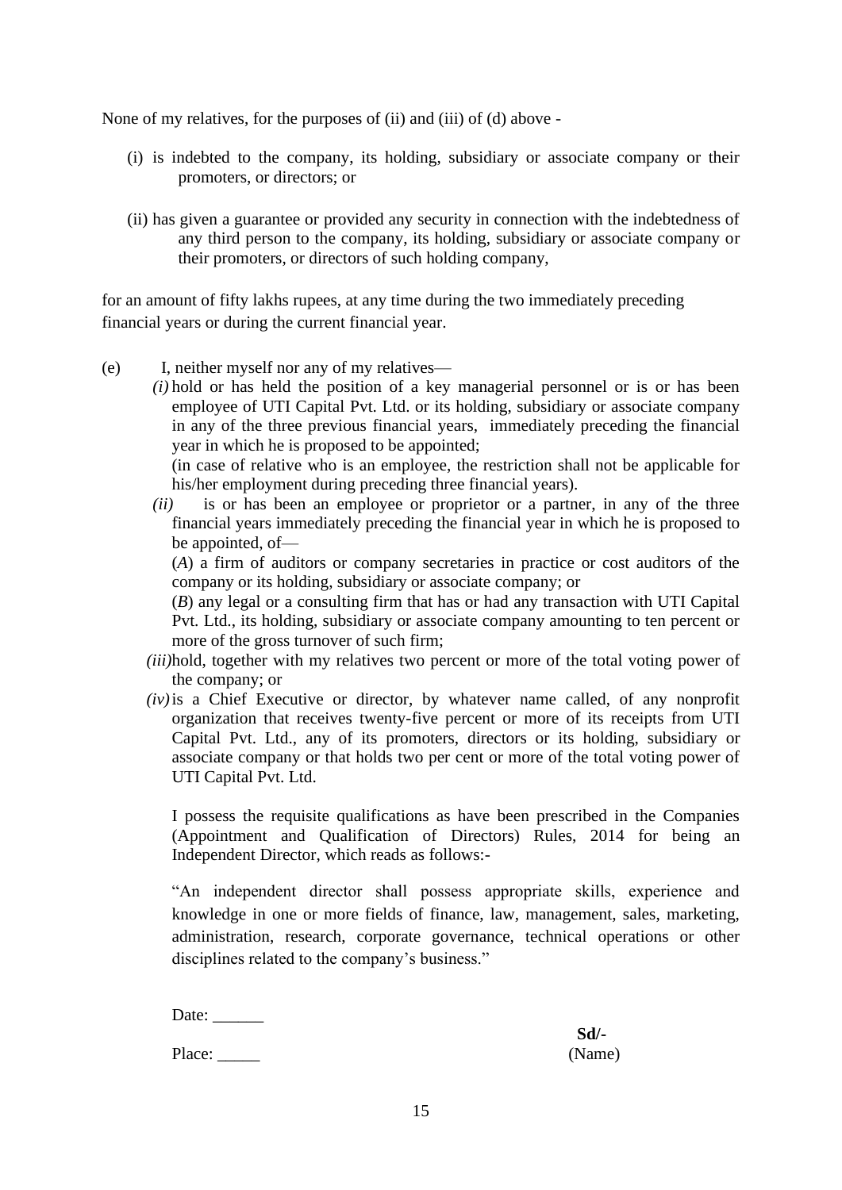None of my relatives, for the purposes of (ii) and (iii) of (d) above -

(i) is indebted to the company, its holding, subsidiary or associate company or their promoters, or directors; or

(ii) has given a guarantee or provided any security in connection with the indebtedness of any third person to the company, its holding, subsidiary or associate company or their promoters, or directors of such holding company,

for an amount of fifty lakhs rupees, at any time during the two immediately preceding financial years or during the current financial year.

(e) I, neither myself nor any of my relatives—

*(i)* hold or has held the position of a key managerial personnel or is or has been employee of UTI Capital Pvt. Ltd. or its holding, subsidiary or associate company in any of the three previous financial years, immediately preceding the financial year in which he is proposed to be appointed;
(in case of relative who is an employee, the restriction shall not be applicable for his/her employment during preceding three financial years).

*(ii)* is or has been an employee or proprietor or a partner, in any of the three financial years immediately preceding the financial year in which he is proposed to be appointed, of—

(*A*) a firm of auditors or company secretaries in practice or cost auditors of the company or its holding, subsidiary or associate company; or

(*B*) any legal or a consulting firm that has or had any transaction with UTI Capital Pvt. Ltd., its holding, subsidiary or associate company amounting to ten percent or more of the gross turnover of such firm;

*(iii)* hold, together with my relatives two percent or more of the total voting power of the company; or

*(iv)* is a Chief Executive or director, by whatever name called, of any nonprofit organization that receives twenty-five percent or more of its receipts from UTI Capital Pvt. Ltd., any of its promoters, directors or its holding, subsidiary or associate company or that holds two per cent or more of the total voting power of UTI Capital Pvt. Ltd.

I possess the requisite qualifications as have been prescribed in the Companies (Appointment and Qualification of Directors) Rules, 2014 for being an Independent Director, which reads as follows:-

"An independent director shall possess appropriate skills, experience and knowledge in one or more fields of finance, law, management, sales, marketing, administration, research, corporate governance, technical operations or other disciplines related to the company's business."

Date: ______

Place: _____

**Sd/-**
(Name)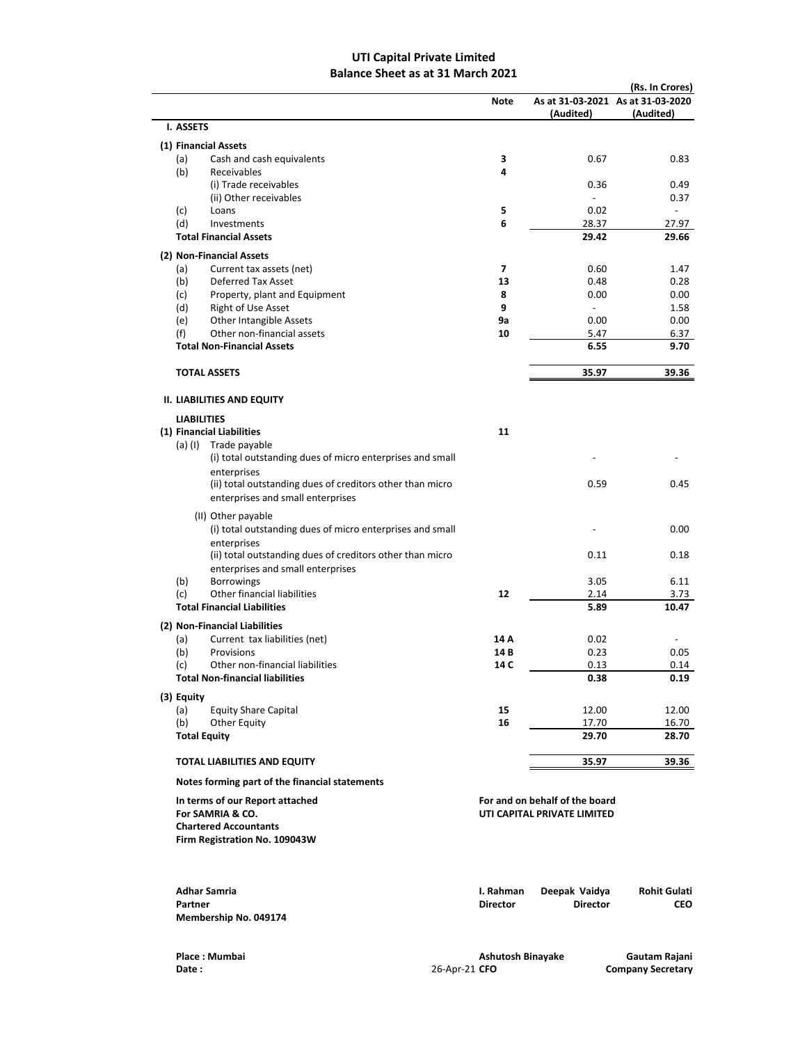# UTI Capital Private Limited

## Balance Sheet as at 31 March 2021

(Rs. In Crores)

| | Note | As at 31-03-2021 (Audited) | As at 31-03-2020 (Audited) |
|---|---|---|---|
| **I. ASSETS** | | | |
| **(1) Financial Assets** | | | |
| (a) Cash and cash equivalents | 3 | 0.67 | 0.83 |
| (b) Receivables | 4 | | |
| (i) Trade receivables | | 0.36 | 0.49 |
| (ii) Other receivables | | - | 0.37 |
| (c) Loans | 5 | 0.02 | - |
| (d) Investments | 6 | 28.37 | 27.97 |
| **Total Financial Assets** | | **29.42** | **29.66** |
| **(2) Non-Financial Assets** | | | |
| (a) Current tax assets (net) | 7 | 0.60 | 1.47 |
| (b) Deferred Tax Asset | 13 | 0.48 | 0.28 |
| (c) Property, plant and Equipment | 8 | 0.00 | 0.00 |
| (d) Right of Use Asset | 9 | - | 1.58 |
| (e) Other Intangible Assets | 9a | 0.00 | 0.00 |
| (f) Other non-financial assets | 10 | 5.47 | 6.37 |
| **Total Non-Financial Assets** | | **6.55** | **9.70** |
| **TOTAL ASSETS** | | **35.97** | **39.36** |
| **II. LIABILITIES AND EQUITY** | | | |
| **LIABILITIES** | | | |
| **(1) Financial Liabilities** | 11 | | |
| (a) (I) Trade payable | | | |
| (i) total outstanding dues of micro enterprises and small enterprises | | - | - |
| (ii) total outstanding dues of creditors other than micro enterprises and small enterprises | | 0.59 | 0.45 |
| (II) Other payable | | | |
| (i) total outstanding dues of micro enterprises and small enterprises | | - | 0.00 |
| (ii) total outstanding dues of creditors other than micro enterprises and small enterprises | | 0.11 | 0.18 |
| (b) Borrowings | | 3.05 | 6.11 |
| (c) Other financial liabilities | 12 | 2.14 | 3.73 |
| **Total Financial Liabilities** | | **5.89** | **10.47** |
| **(2) Non-Financial Liabilities** | | | |
| (a) Current tax liabilities (net) | 14 A | 0.02 | - |
| (b) Provisions | 14 B | 0.23 | 0.05 |
| (c) Other non-financial liabilities | 14 C | 0.13 | 0.14 |
| **Total Non-financial liabilities** | | **0.38** | **0.19** |
| **(3) Equity** | | | |
| (a) Equity Share Capital | 15 | 12.00 | 12.00 |
| (b) Other Equity | 16 | 17.70 | 16.70 |
| **Total Equity** | | **29.70** | **28.70** |
| **TOTAL LIABILITIES AND EQUITY** | | **35.97** | **39.36** |

**Notes forming part of the financial statements**

**In terms of our Report attached**
**For SAMRIA & CO.**
**Chartered Accountants**
**Firm Registration No. 109043W**

**For and on behalf of the board**
**UTI CAPITAL PRIVATE LIMITED**

**Adhar Samria**
**Partner**
**Membership No. 049174**

**I. Rahman** — **Director**
**Deepak Vaidya** — **Director**
**Rohit Gulati** — **CEO**

**Place : Mumbai**
**Date :** 26-Apr-21

**Ashutosh Binayake** — **CFO**
**Gautam Rajani** — **Company Secretary**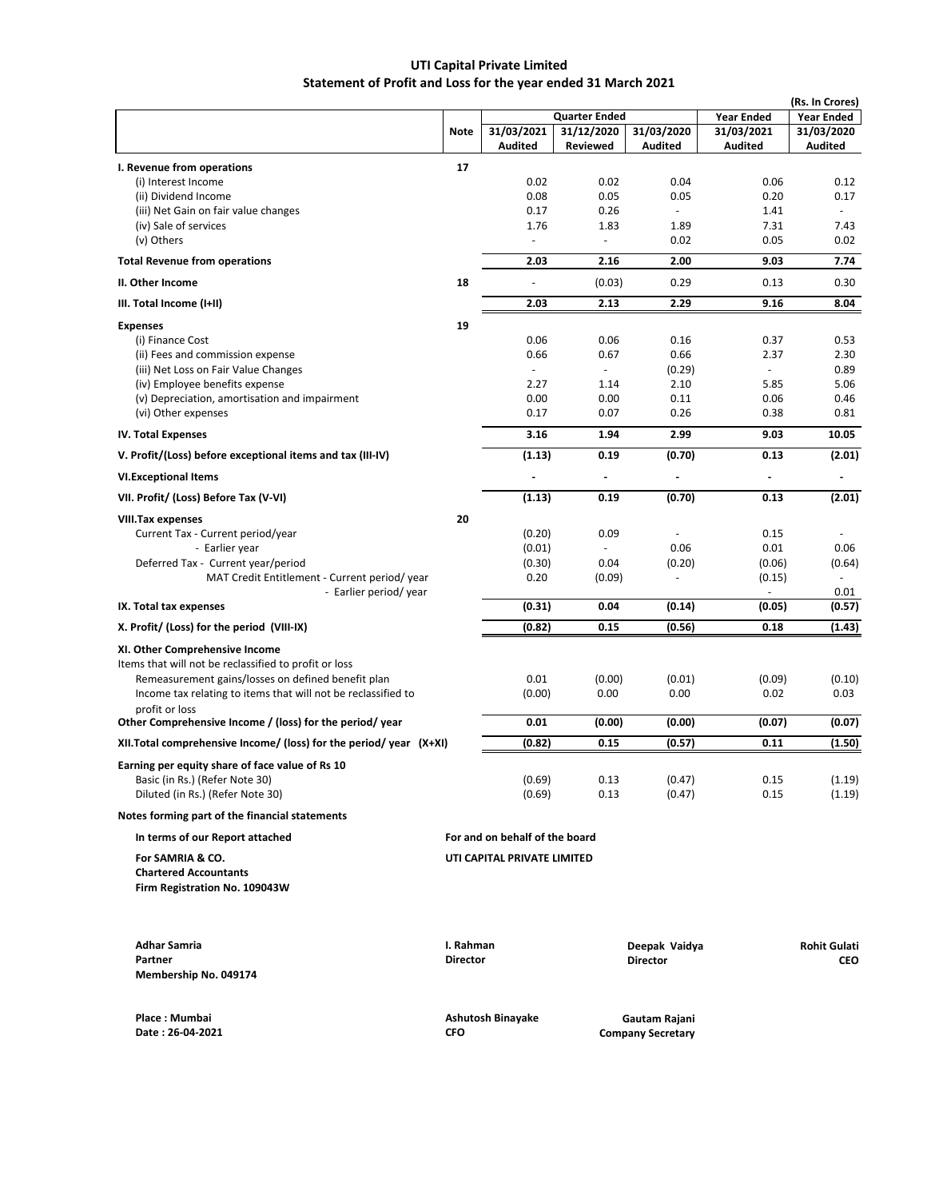# UTI Capital Private Limited
## Statement of Profit and Loss for the year ended 31 March 2021

(Rs. In Crores)

| | Note | Quarter Ended | | | Year Ended | Year Ended |
|---|---|---|---|---|---|---|
| | | 31/03/2021 Audited | 31/12/2020 Reviewed | 31/03/2020 Audited | 31/03/2021 Audited | 31/03/2020 Audited |
| **I. Revenue from operations** | 17 | | | | | |
| (i) Interest Income | | 0.02 | 0.02 | 0.04 | 0.06 | 0.12 |
| (ii) Dividend Income | | 0.08 | 0.05 | 0.05 | 0.20 | 0.17 |
| (iii) Net Gain on fair value changes | | 0.17 | 0.26 | - | 1.41 | - |
| (iv) Sale of services | | 1.76 | 1.83 | 1.89 | 7.31 | 7.43 |
| (v) Others | | - | - | 0.02 | 0.05 | 0.02 |
| **Total Revenue from operations** | | **2.03** | **2.16** | **2.00** | **9.03** | **7.74** |
| **II. Other Income** | 18 | - | (0.03) | 0.29 | 0.13 | 0.30 |
| **III. Total Income (I+II)** | | **2.03** | **2.13** | **2.29** | **9.16** | **8.04** |
| **Expenses** | 19 | | | | | |
| (i) Finance Cost | | 0.06 | 0.06 | 0.16 | 0.37 | 0.53 |
| (ii) Fees and commission expense | | 0.66 | 0.67 | 0.66 | 2.37 | 2.30 |
| (iii) Net Loss on Fair Value Changes | | - | - | (0.29) | - | 0.89 |
| (iv) Employee benefits expense | | 2.27 | 1.14 | 2.10 | 5.85 | 5.06 |
| (v) Depreciation, amortisation and impairment | | 0.00 | 0.00 | 0.11 | 0.06 | 0.46 |
| (vi) Other expenses | | 0.17 | 0.07 | 0.26 | 0.38 | 0.81 |
| **IV. Total Expenses** | | **3.16** | **1.94** | **2.99** | **9.03** | **10.05** |
| **V. Profit/(Loss) before exceptional items and tax (III-IV)** | | **(1.13)** | **0.19** | **(0.70)** | **0.13** | **(2.01)** |
| **VI.Exceptional Items** | | **-** | **-** | **-** | **-** | **-** |
| **VII. Profit/ (Loss) Before Tax (V-VI)** | | **(1.13)** | **0.19** | **(0.70)** | **0.13** | **(2.01)** |
| **VIII.Tax expenses** | 20 | | | | | |
| Current Tax - Current period/year | | (0.20) | 0.09 | - | 0.15 | - |
| - Earlier year | | (0.01) | - | 0.06 | 0.01 | 0.06 |
| Deferred Tax - Current year/period | | (0.30) | 0.04 | (0.20) | (0.06) | (0.64) |
| MAT Credit Entitlement - Current period/ year | | 0.20 | (0.09) | - | (0.15) | - |
| - Earlier period/ year | | | | | - | 0.01 |
| **IX. Total tax expenses** | | **(0.31)** | **0.04** | **(0.14)** | **(0.05)** | **(0.57)** |
| **X. Profit/ (Loss) for the period (VIII-IX)** | | **(0.82)** | **0.15** | **(0.56)** | **0.18** | **(1.43)** |
| **XI. Other Comprehensive Income** | | | | | | |
| Items that will not be reclassified to profit or loss | | | | | | |
| Remeasurement gains/losses on defined benefit plan | | 0.01 | (0.00) | (0.01) | (0.09) | (0.10) |
| Income tax relating to items that will not be reclassified to profit or loss | | (0.00) | 0.00 | 0.00 | 0.02 | 0.03 |
| **Other Comprehensive Income / (loss) for the period/ year** | | **0.01** | **(0.00)** | **(0.00)** | **(0.07)** | **(0.07)** |
| **XII.Total comprehensive Income/ (loss) for the period/ year (X+XI)** | | **(0.82)** | **0.15** | **(0.57)** | **0.11** | **(1.50)** |
| **Earning per equity share of face value of Rs 10** | | | | | | |
| Basic (in Rs.) (Refer Note 30) | | (0.69) | 0.13 | (0.47) | 0.15 | (1.19) |
| Diluted (in Rs.) (Refer Note 30) | | (0.69) | 0.13 | (0.47) | 0.15 | (1.19) |

**Notes forming part of the financial statements**

**In terms of our Report attached**

**For SAMRIA & CO.**
**Chartered Accountants**
**Firm Registration No. 109043W**

**Adhar Samria**
**Partner**
**Membership No. 049174**

**Place : Mumbai**
**Date : 26-04-2021**

**For and on behalf of the board**

**UTI CAPITAL PRIVATE LIMITED**

**I. Rahman**
**Director**

**Deepak Vaidya**
**Director**

**Rohit Gulati**
**CEO**

**Ashutosh Binayake**
**CFO**

**Gautam Rajani**
**Company Secretary**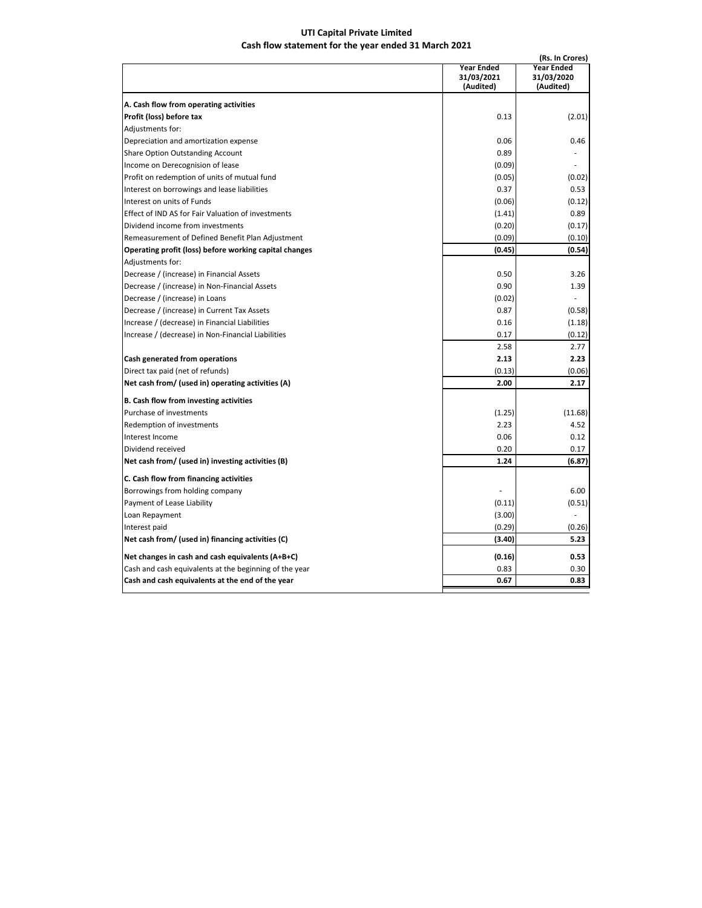# UTI Capital Private Limited

## Cash flow statement for the year ended 31 March 2021

(Rs. In Crores)

| | Year Ended 31/03/2021 (Audited) | Year Ended 31/03/2020 (Audited) |
|---|---|---|
| **A. Cash flow from operating activities** | | |
| **Profit (loss) before tax** | 0.13 | (2.01) |
| Adjustments for: | | |
| Depreciation and amortization expense | 0.06 | 0.46 |
| Share Option Outstanding Account | 0.89 | - |
| Income on Derecognision of lease | (0.09) | - |
| Profit on redemption of units of mutual fund | (0.05) | (0.02) |
| Interest on borrowings and lease liabilities | 0.37 | 0.53 |
| Interest on units of Funds | (0.06) | (0.12) |
| Effect of IND AS for Fair Valuation of investments | (1.41) | 0.89 |
| Dividend income from investments | (0.20) | (0.17) |
| Remeasurement of Defined Benefit Plan Adjustment | (0.09) | (0.10) |
| **Operating profit (loss) before working capital changes** | **(0.45)** | **(0.54)** |
| Adjustments for: | | |
| Decrease / (increase) in Financial Assets | 0.50 | 3.26 |
| Decrease / (increase) in Non-Financial Assets | 0.90 | 1.39 |
| Decrease / (increase) in Loans | (0.02) | - |
| Decrease / (increase) in Current Tax Assets | 0.87 | (0.58) |
| Increase / (decrease) in Financial Liabilities | 0.16 | (1.18) |
| Increase / (decrease) in Non-Financial Liabilities | 0.17 | (0.12) |
| | 2.58 | 2.77 |
| **Cash generated from operations** | **2.13** | **2.23** |
| Direct tax paid (net of refunds) | (0.13) | (0.06) |
| **Net cash from/ (used in) operating activities (A)** | **2.00** | **2.17** |
| **B. Cash flow from investing activities** | | |
| Purchase of investments | (1.25) | (11.68) |
| Redemption of investments | 2.23 | 4.52 |
| Interest Income | 0.06 | 0.12 |
| Dividend received | 0.20 | 0.17 |
| **Net cash from/ (used in) investing activities (B)** | **1.24** | **(6.87)** |
| **C. Cash flow from financing activities** | | |
| Borrowings from holding company | - | 6.00 |
| Payment of Lease Liability | (0.11) | (0.51) |
| Loan Repayment | (3.00) | - |
| Interest paid | (0.29) | (0.26) |
| **Net cash from/ (used in) financing activities (C)** | **(3.40)** | **5.23** |
| **Net changes in cash and cash equivalents (A+B+C)** | **(0.16)** | **0.53** |
| Cash and cash equivalents at the beginning of the year | 0.83 | 0.30 |
| **Cash and cash equivalents at the end of the year** | **0.67** | **0.83** |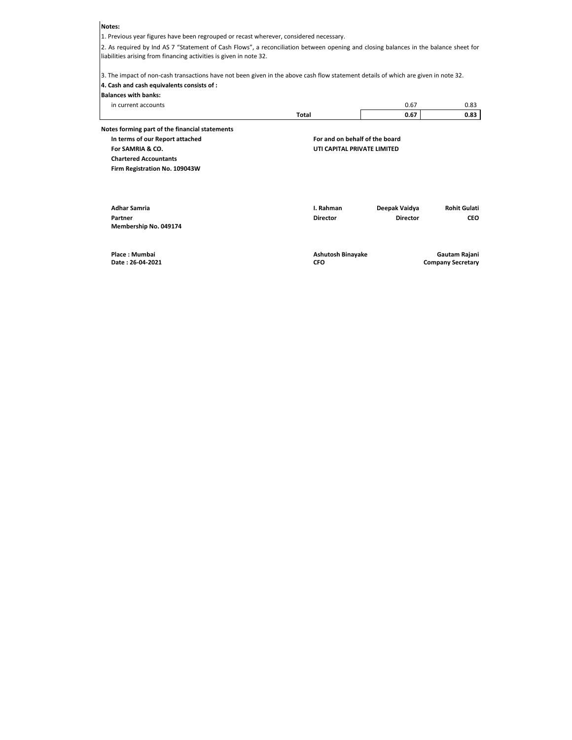**Notes:**

1. Previous year figures have been regrouped or recast wherever, considered necessary.

2. As required by Ind AS 7 "Statement of Cash Flows", a reconciliation between opening and closing balances in the balance sheet for liabilities arising from financing activities is given in note 32.

3. The impact of non-cash transactions have not been given in the above cash flow statement details of which are given in note 32.

**4. Cash and cash equivalents consists of :**

| **Balances with banks:** | | |
|---|---|---|
| in current accounts | 0.67 | 0.83 |
| **Total** | **0.67** | **0.83** |

**Notes forming part of the financial statements**

**In terms of our Report attached**
**For SAMRIA & CO.**
**Chartered Accountants**
**Firm Registration No. 109043W**

**For and on behalf of the board**
**UTI CAPITAL PRIVATE LIMITED**

**Adhar Samria**
**Partner**
**Membership No. 049174**

**I. Rahman**
**Director**

**Deepak Vaidya**
**Director**

**Rohit Gulati**
**CEO**

**Place : Mumbai**
**Date : 26-04-2021**

**Ashutosh Binayake**
**CFO**

**Gautam Rajani**
**Company Secretary**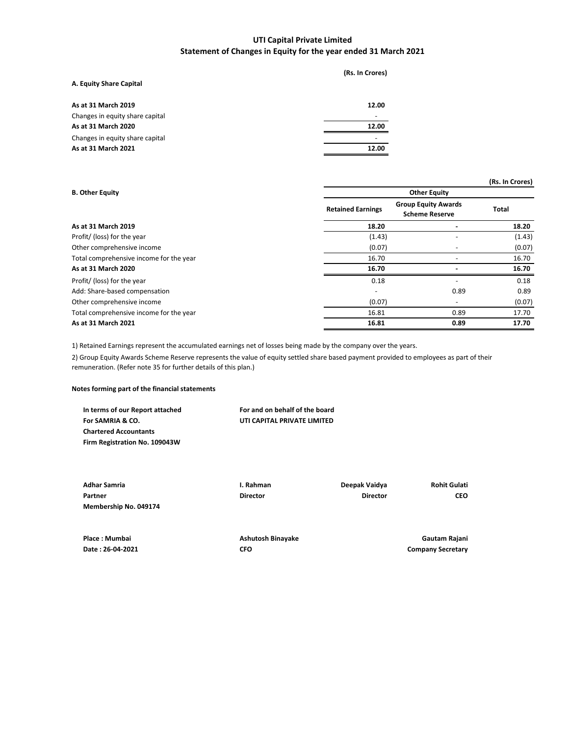# UTI Capital Private Limited

## Statement of Changes in Equity for the year ended 31 March 2021

**A. Equity Share Capital**

| | (Rs. In Crores) |
|---|---|
| **As at 31 March 2019** | **12.00** |
| Changes in equity share capital | - |
| **As at 31 March 2020** | **12.00** |
| Changes in equity share capital | - |
| **As at 31 March 2021** | **12.00** |

**B. Other Equity**

(Rs. In Crores)

| | Other Equity | | |
|---|---|---|---|
| | **Retained Earnings** | **Group Equity Awards Scheme Reserve** | **Total** |
| **As at 31 March 2019** | **18.20** | **-** | **18.20** |
| Profit/ (loss) for the year | (1.43) | - | (1.43) |
| Other comprehensive income | (0.07) | - | (0.07) |
| Total comprehensive income for the year | 16.70 | - | 16.70 |
| **As at 31 March 2020** | **16.70** | **-** | **16.70** |
| Profit/ (loss) for the year | 0.18 | - | 0.18 |
| Add: Share-based compensation | - | 0.89 | 0.89 |
| Other comprehensive income | (0.07) | - | (0.07) |
| Total comprehensive income for the year | 16.81 | 0.89 | 17.70 |
| **As at 31 March 2021** | **16.81** | **0.89** | **17.70** |

1) Retained Earnings represent the accumulated earnings net of losses being made by the company over the years.

2) Group Equity Awards Scheme Reserve represents the value of equity settled share based payment provided to employees as part of their remuneration. (Refer note 35 for further details of this plan.)

**Notes forming part of the financial statements**

**In terms of our Report attached**
**For SAMRIA & CO.**
**Chartered Accountants**
**Firm Registration No. 109043W**

**For and on behalf of the board**
**UTI CAPITAL PRIVATE LIMITED**

**Adhar Samria**
**Partner**
**Membership No. 049174**

**I. Rahman**
**Director**

**Deepak Vaidya**
**Director**

**Rohit Gulati**
**CEO**

**Place : Mumbai**
**Date : 26-04-2021**

**Ashutosh Binayake**
**CFO**

**Gautam Rajani**
**Company Secretary**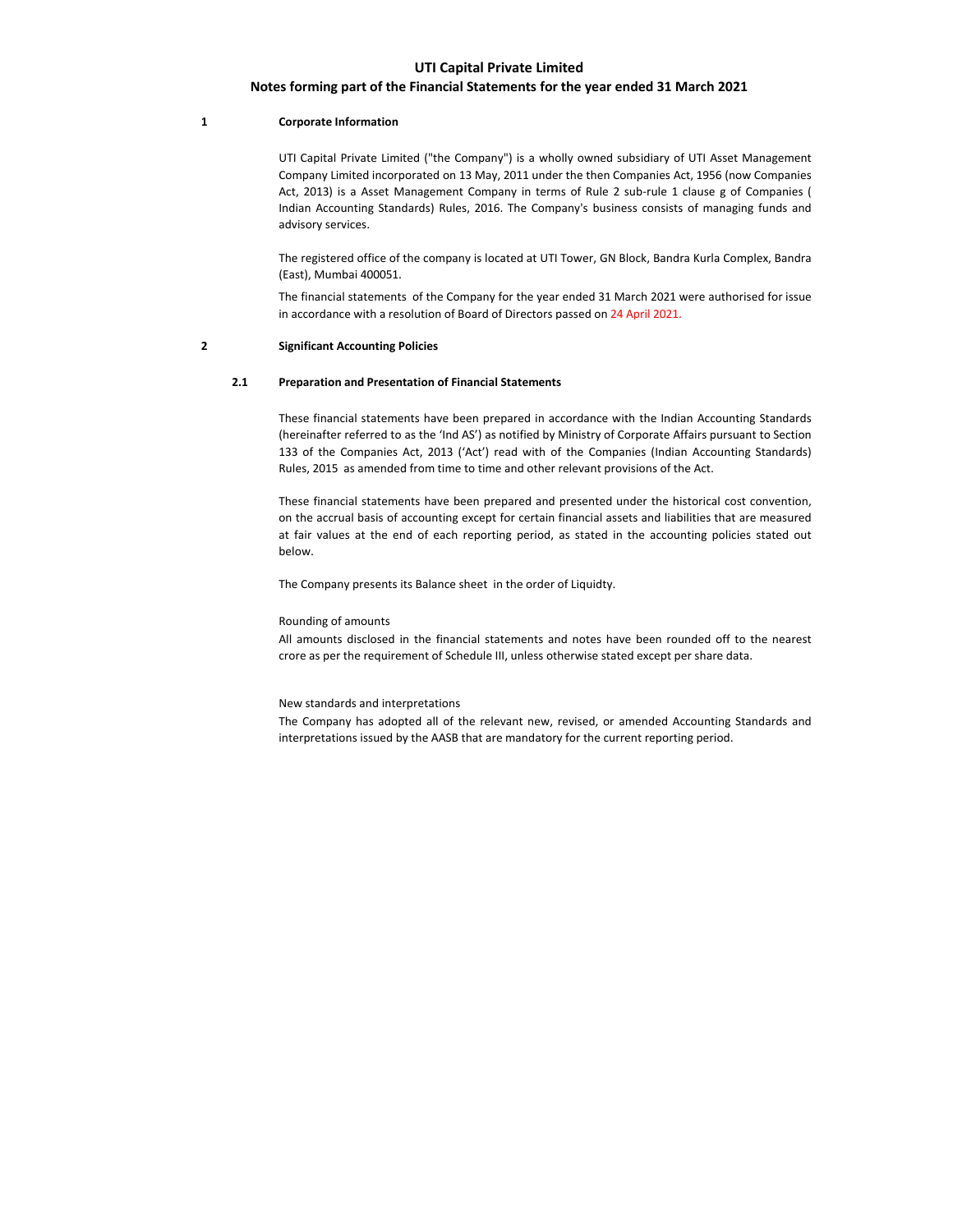# UTI Capital Private Limited

## Notes forming part of the Financial Statements for the year ended 31 March 2021

### 1 Corporate Information

UTI Capital Private Limited ("the Company") is a wholly owned subsidiary of UTI Asset Management Company Limited incorporated on 13 May, 2011 under the then Companies Act, 1956 (now Companies Act, 2013) is a Asset Management Company in terms of Rule 2 sub-rule 1 clause g of Companies ( Indian Accounting Standards) Rules, 2016. The Company's business consists of managing funds and advisory services.

The registered office of the company is located at UTI Tower, GN Block, Bandra Kurla Complex, Bandra (East), Mumbai 400051.

The financial statements of the Company for the year ended 31 March 2021 were authorised for issue in accordance with a resolution of Board of Directors passed on 24 April 2021.

### 2 Significant Accounting Policies

#### 2.1 Preparation and Presentation of Financial Statements

These financial statements have been prepared in accordance with the Indian Accounting Standards (hereinafter referred to as the 'Ind AS') as notified by Ministry of Corporate Affairs pursuant to Section 133 of the Companies Act, 2013 ('Act') read with of the Companies (Indian Accounting Standards) Rules, 2015 as amended from time to time and other relevant provisions of the Act.

These financial statements have been prepared and presented under the historical cost convention, on the accrual basis of accounting except for certain financial assets and liabilities that are measured at fair values at the end of each reporting period, as stated in the accounting policies stated out below.

The Company presents its Balance sheet in the order of Liquidty.

Rounding of amounts

All amounts disclosed in the financial statements and notes have been rounded off to the nearest crore as per the requirement of Schedule III, unless otherwise stated except per share data.

New standards and interpretations

The Company has adopted all of the relevant new, revised, or amended Accounting Standards and interpretations issued by the AASB that are mandatory for the current reporting period.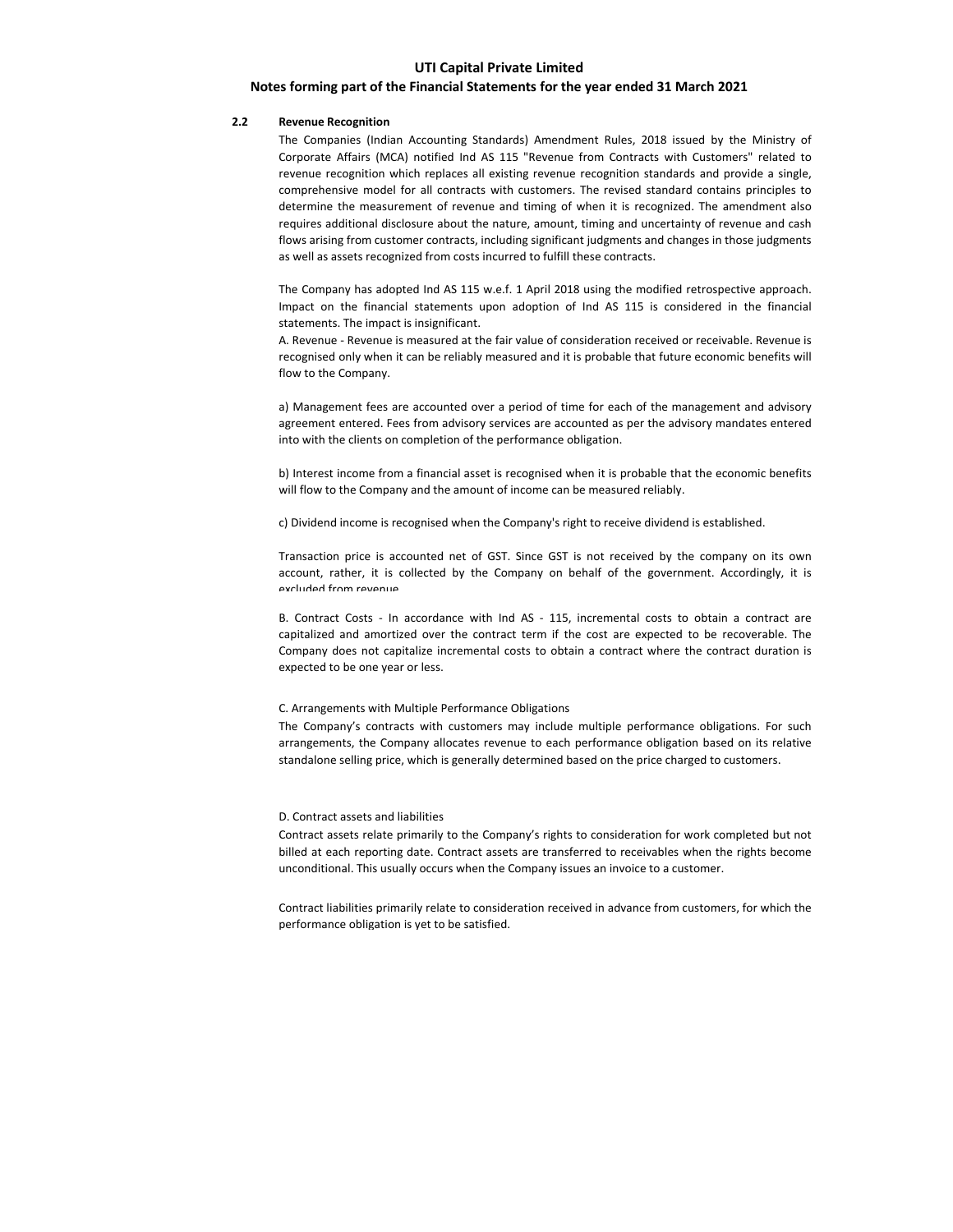**2.2 Revenue Recognition**

The Companies (Indian Accounting Standards) Amendment Rules, 2018 issued by the Ministry of Corporate Affairs (MCA) notified Ind AS 115 "Revenue from Contracts with Customers" related to revenue recognition which replaces all existing revenue recognition standards and provide a single, comprehensive model for all contracts with customers. The revised standard contains principles to determine the measurement of revenue and timing of when it is recognized. The amendment also requires additional disclosure about the nature, amount, timing and uncertainty of revenue and cash flows arising from customer contracts, including significant judgments and changes in those judgments as well as assets recognized from costs incurred to fulfill these contracts.

The Company has adopted Ind AS 115 w.e.f. 1 April 2018 using the modified retrospective approach. Impact on the financial statements upon adoption of Ind AS 115 is considered in the financial statements. The impact is insignificant.

A. Revenue - Revenue is measured at the fair value of consideration received or receivable. Revenue is recognised only when it can be reliably measured and it is probable that future economic benefits will flow to the Company.

a) Management fees are accounted over a period of time for each of the management and advisory agreement entered. Fees from advisory services are accounted as per the advisory mandates entered into with the clients on completion of the performance obligation.

b) Interest income from a financial asset is recognised when it is probable that the economic benefits will flow to the Company and the amount of income can be measured reliably.

c) Dividend income is recognised when the Company's right to receive dividend is established.

Transaction price is accounted net of GST. Since GST is not received by the company on its own account, rather, it is collected by the Company on behalf of the government. Accordingly, it is excluded from revenue.

B. Contract Costs - In accordance with Ind AS - 115, incremental costs to obtain a contract are capitalized and amortized over the contract term if the cost are expected to be recoverable. The Company does not capitalize incremental costs to obtain a contract where the contract duration is expected to be one year or less.

C. Arrangements with Multiple Performance Obligations

The Company's contracts with customers may include multiple performance obligations. For such arrangements, the Company allocates revenue to each performance obligation based on its relative standalone selling price, which is generally determined based on the price charged to customers.

D. Contract assets and liabilities

Contract assets relate primarily to the Company's rights to consideration for work completed but not billed at each reporting date. Contract assets are transferred to receivables when the rights become unconditional. This usually occurs when the Company issues an invoice to a customer.

Contract liabilities primarily relate to consideration received in advance from customers, for which the performance obligation is yet to be satisfied.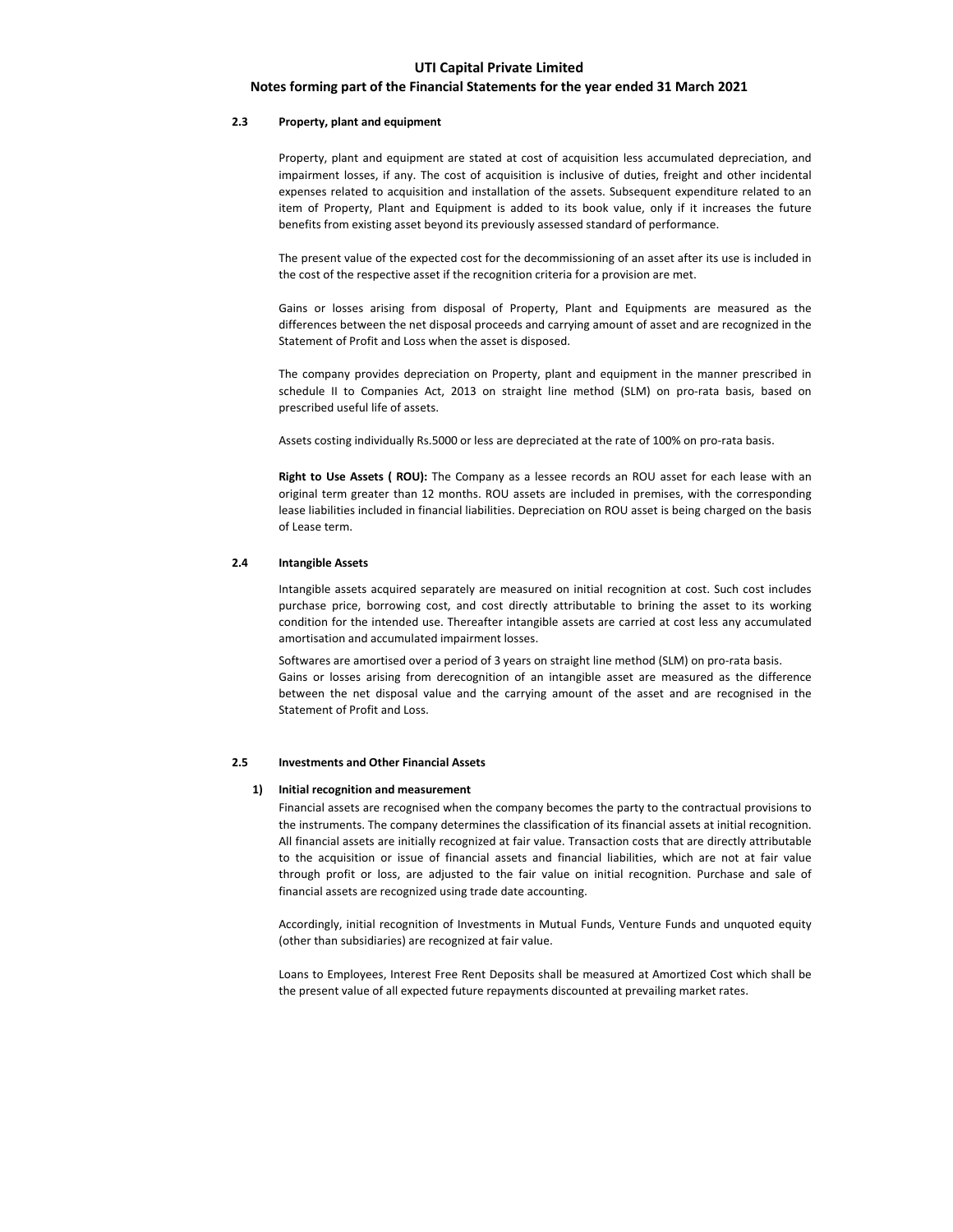### 2.3 Property, plant and equipment

Property, plant and equipment are stated at cost of acquisition less accumulated depreciation, and impairment losses, if any. The cost of acquisition is inclusive of duties, freight and other incidental expenses related to acquisition and installation of the assets. Subsequent expenditure related to an item of Property, Plant and Equipment is added to its book value, only if it increases the future benefits from existing asset beyond its previously assessed standard of performance.

The present value of the expected cost for the decommissioning of an asset after its use is included in the cost of the respective asset if the recognition criteria for a provision are met.

Gains or losses arising from disposal of Property, Plant and Equipments are measured as the differences between the net disposal proceeds and carrying amount of asset and are recognized in the Statement of Profit and Loss when the asset is disposed.

The company provides depreciation on Property, plant and equipment in the manner prescribed in schedule II to Companies Act, 2013 on straight line method (SLM) on pro-rata basis, based on prescribed useful life of assets.

Assets costing individually Rs.5000 or less are depreciated at the rate of 100% on pro-rata basis.

**Right to Use Assets ( ROU):** The Company as a lessee records an ROU asset for each lease with an original term greater than 12 months. ROU assets are included in premises, with the corresponding lease liabilities included in financial liabilities. Depreciation on ROU asset is being charged on the basis of Lease term.

### 2.4 Intangible Assets

Intangible assets acquired separately are measured on initial recognition at cost. Such cost includes purchase price, borrowing cost, and cost directly attributable to brining the asset to its working condition for the intended use. Thereafter intangible assets are carried at cost less any accumulated amortisation and accumulated impairment losses.

Softwares are amortised over a period of 3 years on straight line method (SLM) on pro-rata basis.
Gains or losses arising from derecognition of an intangible asset are measured as the difference between the net disposal value and the carrying amount of the asset and are recognised in the Statement of Profit and Loss.

### 2.5 Investments and Other Financial Assets

**1) Initial recognition and measurement**

Financial assets are recognised when the company becomes the party to the contractual provisions to the instruments. The company determines the classification of its financial assets at initial recognition. All financial assets are initially recognized at fair value. Transaction costs that are directly attributable to the acquisition or issue of financial assets and financial liabilities, which are not at fair value through profit or loss, are adjusted to the fair value on initial recognition. Purchase and sale of financial assets are recognized using trade date accounting.

Accordingly, initial recognition of Investments in Mutual Funds, Venture Funds and unquoted equity (other than subsidiaries) are recognized at fair value.

Loans to Employees, Interest Free Rent Deposits shall be measured at Amortized Cost which shall be the present value of all expected future repayments discounted at prevailing market rates.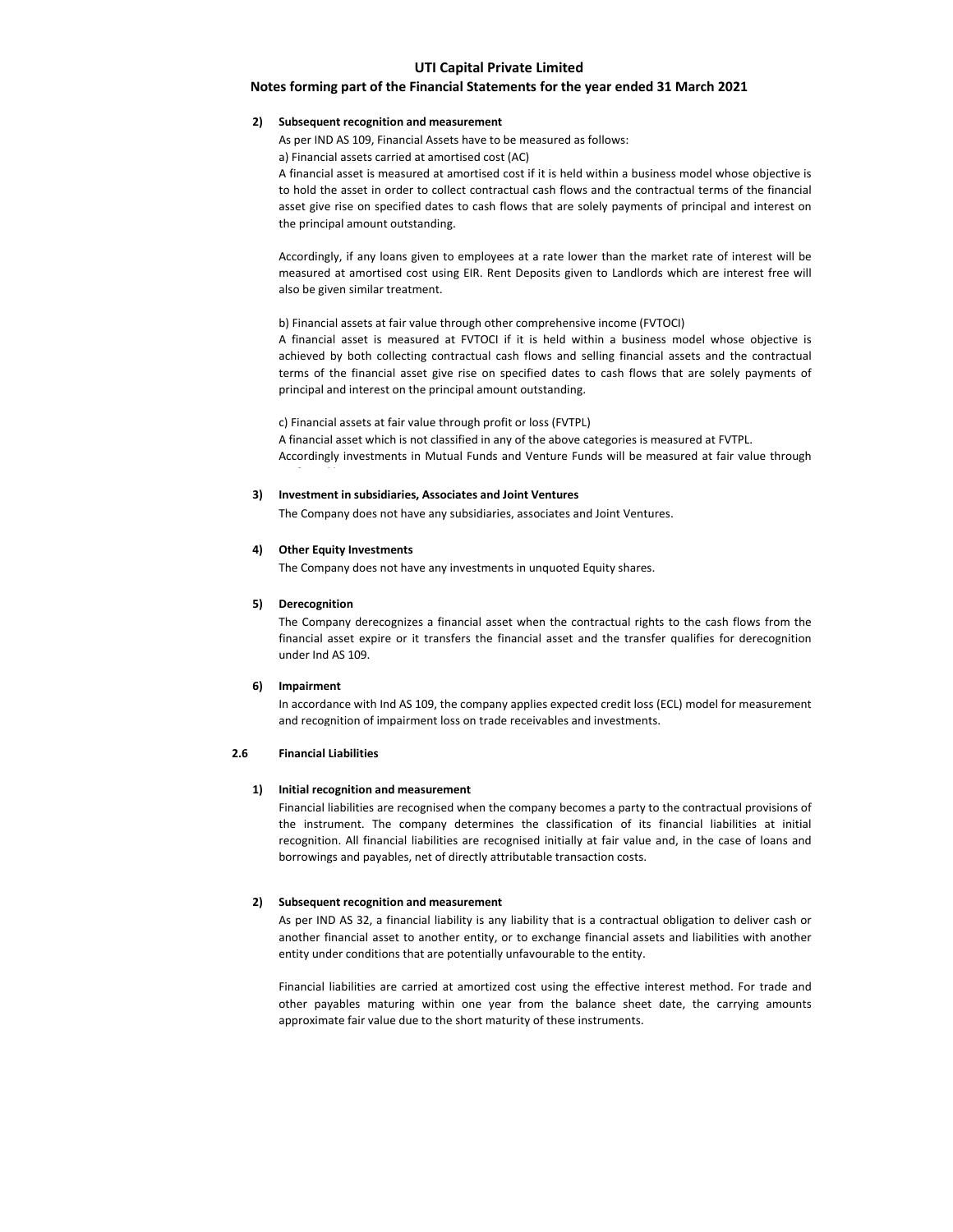**2) Subsequent recognition and measurement**

As per IND AS 109, Financial Assets have to be measured as follows:

a) Financial assets carried at amortised cost (AC)

A financial asset is measured at amortised cost if it is held within a business model whose objective is to hold the asset in order to collect contractual cash flows and the contractual terms of the financial asset give rise on specified dates to cash flows that are solely payments of principal and interest on the principal amount outstanding.

Accordingly, if any loans given to employees at a rate lower than the market rate of interest will be measured at amortised cost using EIR. Rent Deposits given to Landlords which are interest free will also be given similar treatment.

b) Financial assets at fair value through other comprehensive income (FVTOCI)

A financial asset is measured at FVTOCI if it is held within a business model whose objective is achieved by both collecting contractual cash flows and selling financial assets and the contractual terms of the financial asset give rise on specified dates to cash flows that are solely payments of principal and interest on the principal amount outstanding.

c) Financial assets at fair value through profit or loss (FVTPL)

A financial asset which is not classified in any of the above categories is measured at FVTPL.

Accordingly investments in Mutual Funds and Venture Funds will be measured at fair value through

**3) Investment in subsidiaries, Associates and Joint Ventures**

The Company does not have any subsidiaries, associates and Joint Ventures.

**4) Other Equity Investments**

The Company does not have any investments in unquoted Equity shares.

**5) Derecognition**

The Company derecognizes a financial asset when the contractual rights to the cash flows from the financial asset expire or it transfers the financial asset and the transfer qualifies for derecognition under Ind AS 109.

**6) Impairment**

In accordance with Ind AS 109, the company applies expected credit loss (ECL) model for measurement and recognition of impairment loss on trade receivables and investments.

**2.6 Financial Liabilities**

**1) Initial recognition and measurement**

Financial liabilities are recognised when the company becomes a party to the contractual provisions of the instrument. The company determines the classification of its financial liabilities at initial recognition. All financial liabilities are recognised initially at fair value and, in the case of loans and borrowings and payables, net of directly attributable transaction costs.

**2) Subsequent recognition and measurement**

As per IND AS 32, a financial liability is any liability that is a contractual obligation to deliver cash or another financial asset to another entity, or to exchange financial assets and liabilities with another entity under conditions that are potentially unfavourable to the entity.

Financial liabilities are carried at amortized cost using the effective interest method. For trade and other payables maturing within one year from the balance sheet date, the carrying amounts approximate fair value due to the short maturity of these instruments.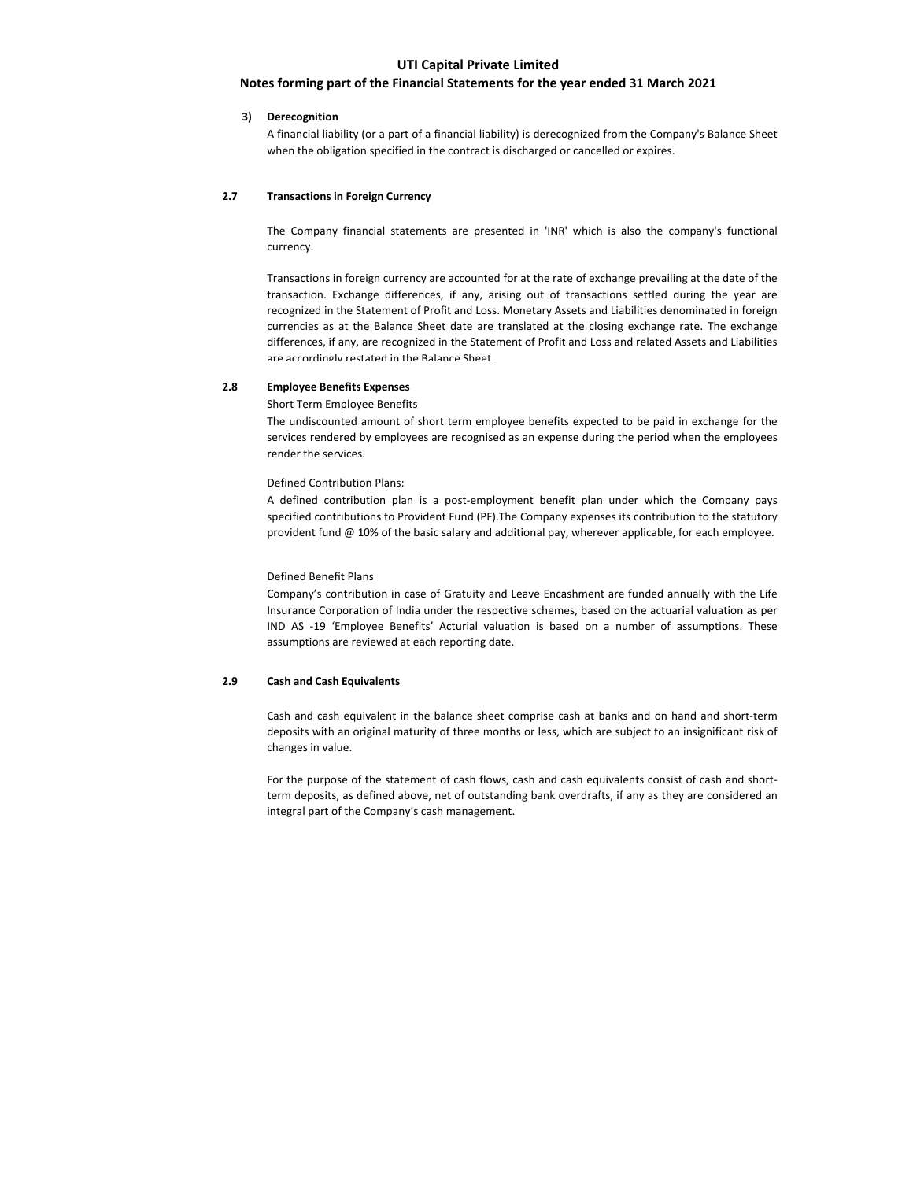**3) Derecognition**

A financial liability (or a part of a financial liability) is derecognized from the Company's Balance Sheet when the obligation specified in the contract is discharged or cancelled or expires.

### 2.7 Transactions in Foreign Currency

The Company financial statements are presented in 'INR' which is also the company's functional currency.

Transactions in foreign currency are accounted for at the rate of exchange prevailing at the date of the transaction. Exchange differences, if any, arising out of transactions settled during the year are recognized in the Statement of Profit and Loss. Monetary Assets and Liabilities denominated in foreign currencies as at the Balance Sheet date are translated at the closing exchange rate. The exchange differences, if any, are recognized in the Statement of Profit and Loss and related Assets and Liabilities are accordingly restated in the Balance Sheet.

### 2.8 Employee Benefits Expenses

Short Term Employee Benefits

The undiscounted amount of short term employee benefits expected to be paid in exchange for the services rendered by employees are recognised as an expense during the period when the employees render the services.

Defined Contribution Plans:

A defined contribution plan is a post-employment benefit plan under which the Company pays specified contributions to Provident Fund (PF).The Company expenses its contribution to the statutory provident fund @ 10% of the basic salary and additional pay, wherever applicable, for each employee.

Defined Benefit Plans

Company's contribution in case of Gratuity and Leave Encashment are funded annually with the Life Insurance Corporation of India under the respective schemes, based on the actuarial valuation as per IND AS -19 'Employee Benefits' Acturial valuation is based on a number of assumptions. These assumptions are reviewed at each reporting date.

### 2.9 Cash and Cash Equivalents

Cash and cash equivalent in the balance sheet comprise cash at banks and on hand and short-term deposits with an original maturity of three months or less, which are subject to an insignificant risk of changes in value.

For the purpose of the statement of cash flows, cash and cash equivalents consist of cash and short-term deposits, as defined above, net of outstanding bank overdrafts, if any as they are considered an integral part of the Company's cash management.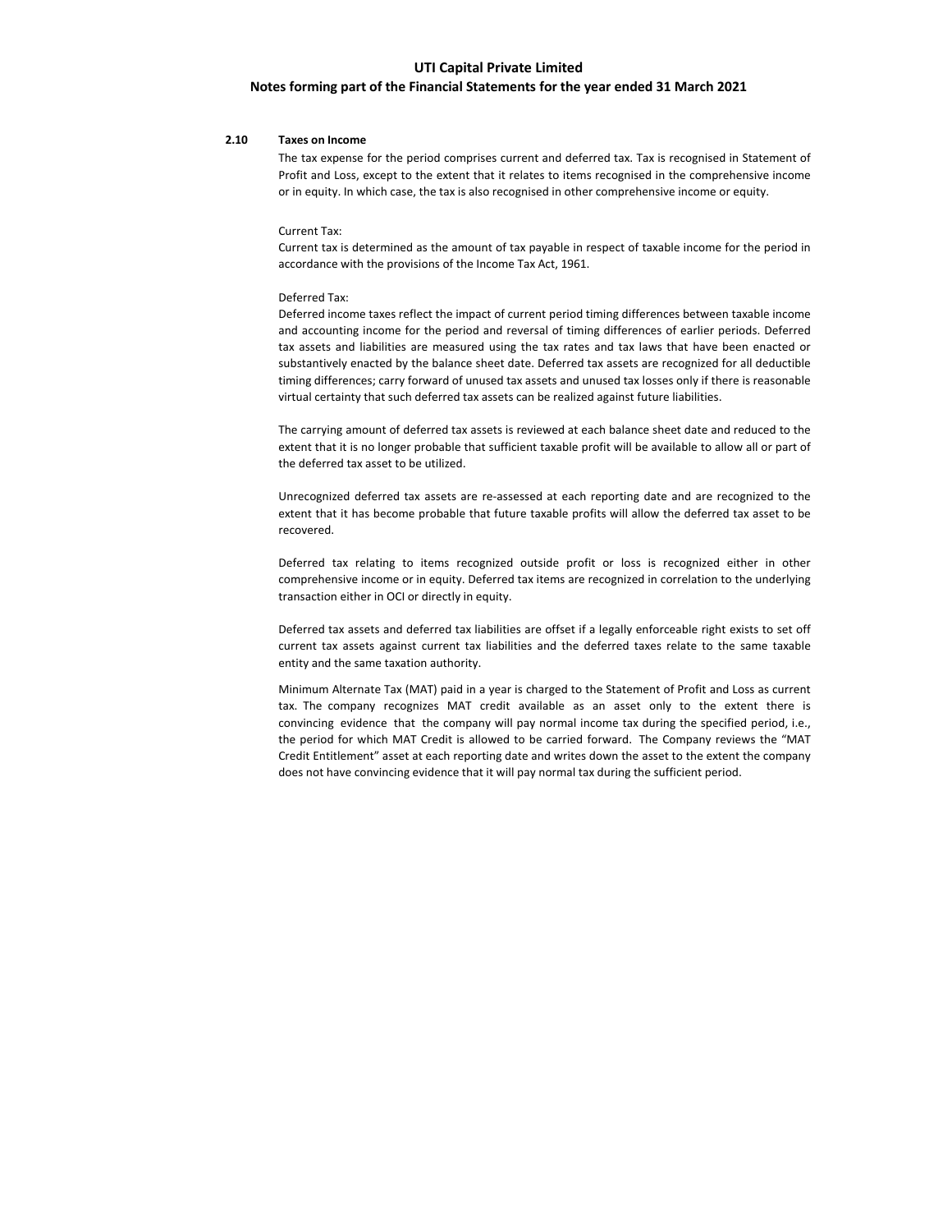### 2.10 Taxes on Income

The tax expense for the period comprises current and deferred tax. Tax is recognised in Statement of Profit and Loss, except to the extent that it relates to items recognised in the comprehensive income or in equity. In which case, the tax is also recognised in other comprehensive income or equity.

Current Tax:

Current tax is determined as the amount of tax payable in respect of taxable income for the period in accordance with the provisions of the Income Tax Act, 1961.

Deferred Tax:

Deferred income taxes reflect the impact of current period timing differences between taxable income and accounting income for the period and reversal of timing differences of earlier periods. Deferred tax assets and liabilities are measured using the tax rates and tax laws that have been enacted or substantively enacted by the balance sheet date. Deferred tax assets are recognized for all deductible timing differences; carry forward of unused tax assets and unused tax losses only if there is reasonable virtual certainty that such deferred tax assets can be realized against future liabilities.

The carrying amount of deferred tax assets is reviewed at each balance sheet date and reduced to the extent that it is no longer probable that sufficient taxable profit will be available to allow all or part of the deferred tax asset to be utilized.

Unrecognized deferred tax assets are re-assessed at each reporting date and are recognized to the extent that it has become probable that future taxable profits will allow the deferred tax asset to be recovered.

Deferred tax relating to items recognized outside profit or loss is recognized either in other comprehensive income or in equity. Deferred tax items are recognized in correlation to the underlying transaction either in OCI or directly in equity.

Deferred tax assets and deferred tax liabilities are offset if a legally enforceable right exists to set off current tax assets against current tax liabilities and the deferred taxes relate to the same taxable entity and the same taxation authority.

Minimum Alternate Tax (MAT) paid in a year is charged to the Statement of Profit and Loss as current tax. The company recognizes MAT credit available as an asset only to the extent there is convincing evidence that the company will pay normal income tax during the specified period, i.e., the period for which MAT Credit is allowed to be carried forward. The Company reviews the "MAT Credit Entitlement" asset at each reporting date and writes down the asset to the extent the company does not have convincing evidence that it will pay normal tax during the sufficient period.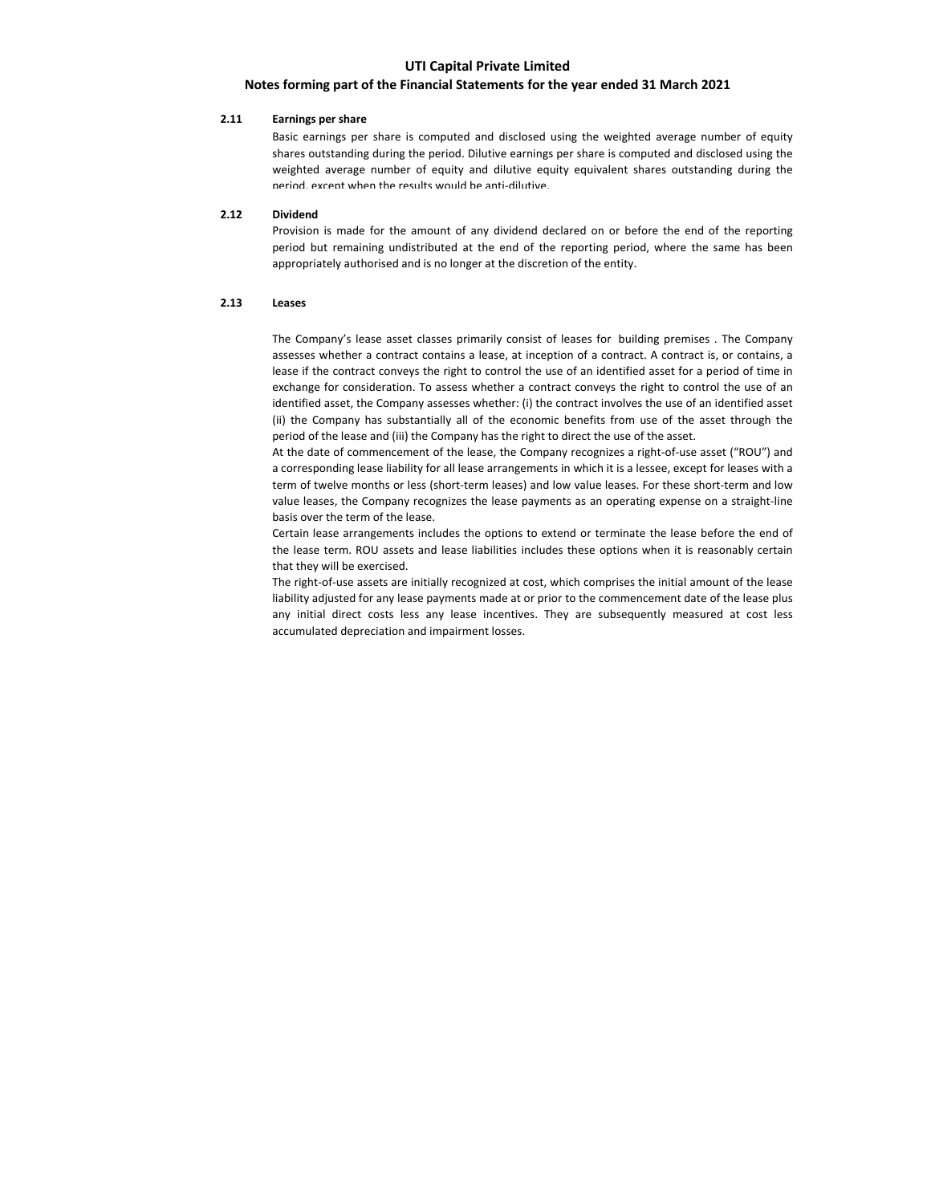**UTI Capital Private Limited**

**Notes forming part of the Financial Statements for the year ended 31 March 2021**

**2.11 Earnings per share**

Basic earnings per share is computed and disclosed using the weighted average number of equity shares outstanding during the period. Dilutive earnings per share is computed and disclosed using the weighted average number of equity and dilutive equity equivalent shares outstanding during the period, except when the results would be anti-dilutive.

**2.12 Dividend**

Provision is made for the amount of any dividend declared on or before the end of the reporting period but remaining undistributed at the end of the reporting period, where the same has been appropriately authorised and is no longer at the discretion of the entity.

**2.13 Leases**

The Company's lease asset classes primarily consist of leases for building premises . The Company assesses whether a contract contains a lease, at inception of a contract. A contract is, or contains, a lease if the contract conveys the right to control the use of an identified asset for a period of time in exchange for consideration. To assess whether a contract conveys the right to control the use of an identified asset, the Company assesses whether: (i) the contract involves the use of an identified asset (ii) the Company has substantially all of the economic benefits from use of the asset through the period of the lease and (iii) the Company has the right to direct the use of the asset.

At the date of commencement of the lease, the Company recognizes a right-of-use asset ("ROU") and a corresponding lease liability for all lease arrangements in which it is a lessee, except for leases with a term of twelve months or less (short-term leases) and low value leases. For these short-term and low value leases, the Company recognizes the lease payments as an operating expense on a straight-line basis over the term of the lease.

Certain lease arrangements includes the options to extend or terminate the lease before the end of the lease term. ROU assets and lease liabilities includes these options when it is reasonably certain that they will be exercised.

The right-of-use assets are initially recognized at cost, which comprises the initial amount of the lease liability adjusted for any lease payments made at or prior to the commencement date of the lease plus any initial direct costs less any lease incentives. They are subsequently measured at cost less accumulated depreciation and impairment losses.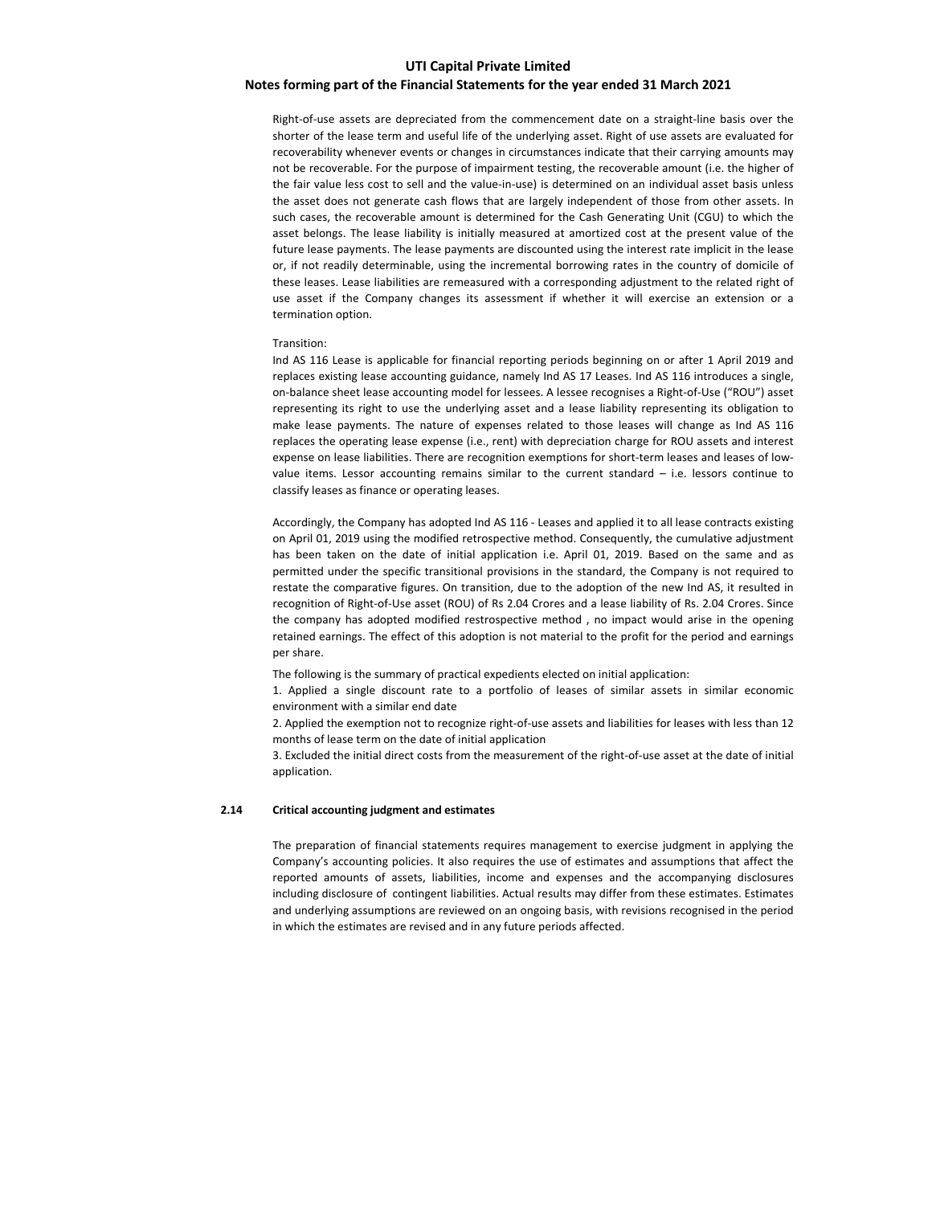Right-of-use assets are depreciated from the commencement date on a straight-line basis over the shorter of the lease term and useful life of the underlying asset. Right of use assets are evaluated for recoverability whenever events or changes in circumstances indicate that their carrying amounts may not be recoverable. For the purpose of impairment testing, the recoverable amount (i.e. the higher of the fair value less cost to sell and the value-in-use) is determined on an individual asset basis unless the asset does not generate cash flows that are largely independent of those from other assets. In such cases, the recoverable amount is determined for the Cash Generating Unit (CGU) to which the asset belongs. The lease liability is initially measured at amortized cost at the present value of the future lease payments. The lease payments are discounted using the interest rate implicit in the lease or, if not readily determinable, using the incremental borrowing rates in the country of domicile of these leases. Lease liabilities are remeasured with a corresponding adjustment to the related right of use asset if the Company changes its assessment if whether it will exercise an extension or a termination option.

Transition:

Ind AS 116 Lease is applicable for financial reporting periods beginning on or after 1 April 2019 and replaces existing lease accounting guidance, namely Ind AS 17 Leases. Ind AS 116 introduces a single, on-balance sheet lease accounting model for lessees. A lessee recognises a Right-of-Use ("ROU") asset representing its right to use the underlying asset and a lease liability representing its obligation to make lease payments. The nature of expenses related to those leases will change as Ind AS 116 replaces the operating lease expense (i.e., rent) with depreciation charge for ROU assets and interest expense on lease liabilities. There are recognition exemptions for short-term leases and leases of low-value items. Lessor accounting remains similar to the current standard – i.e. lessors continue to classify leases as finance or operating leases.

Accordingly, the Company has adopted Ind AS 116 - Leases and applied it to all lease contracts existing on April 01, 2019 using the modified retrospective method. Consequently, the cumulative adjustment has been taken on the date of initial application i.e. April 01, 2019. Based on the same and as permitted under the specific transitional provisions in the standard, the Company is not required to restate the comparative figures. On transition, due to the adoption of the new Ind AS, it resulted in recognition of Right-of-Use asset (ROU) of Rs 2.04 Crores and a lease liability of Rs. 2.04 Crores. Since the company has adopted modified restrospective method , no impact would arise in the opening retained earnings. The effect of this adoption is not material to the profit for the period and earnings per share.

The following is the summary of practical expedients elected on initial application:

1. Applied a single discount rate to a portfolio of leases of similar assets in similar economic environment with a similar end date

2. Applied the exemption not to recognize right-of-use assets and liabilities for leases with less than 12 months of lease term on the date of initial application

3. Excluded the initial direct costs from the measurement of the right-of-use asset at the date of initial application.

### 2.14 Critical accounting judgment and estimates

The preparation of financial statements requires management to exercise judgment in applying the Company's accounting policies. It also requires the use of estimates and assumptions that affect the reported amounts of assets, liabilities, income and expenses and the accompanying disclosures including disclosure of contingent liabilities. Actual results may differ from these estimates. Estimates and underlying assumptions are reviewed on an ongoing basis, with revisions recognised in the period in which the estimates are revised and in any future periods affected.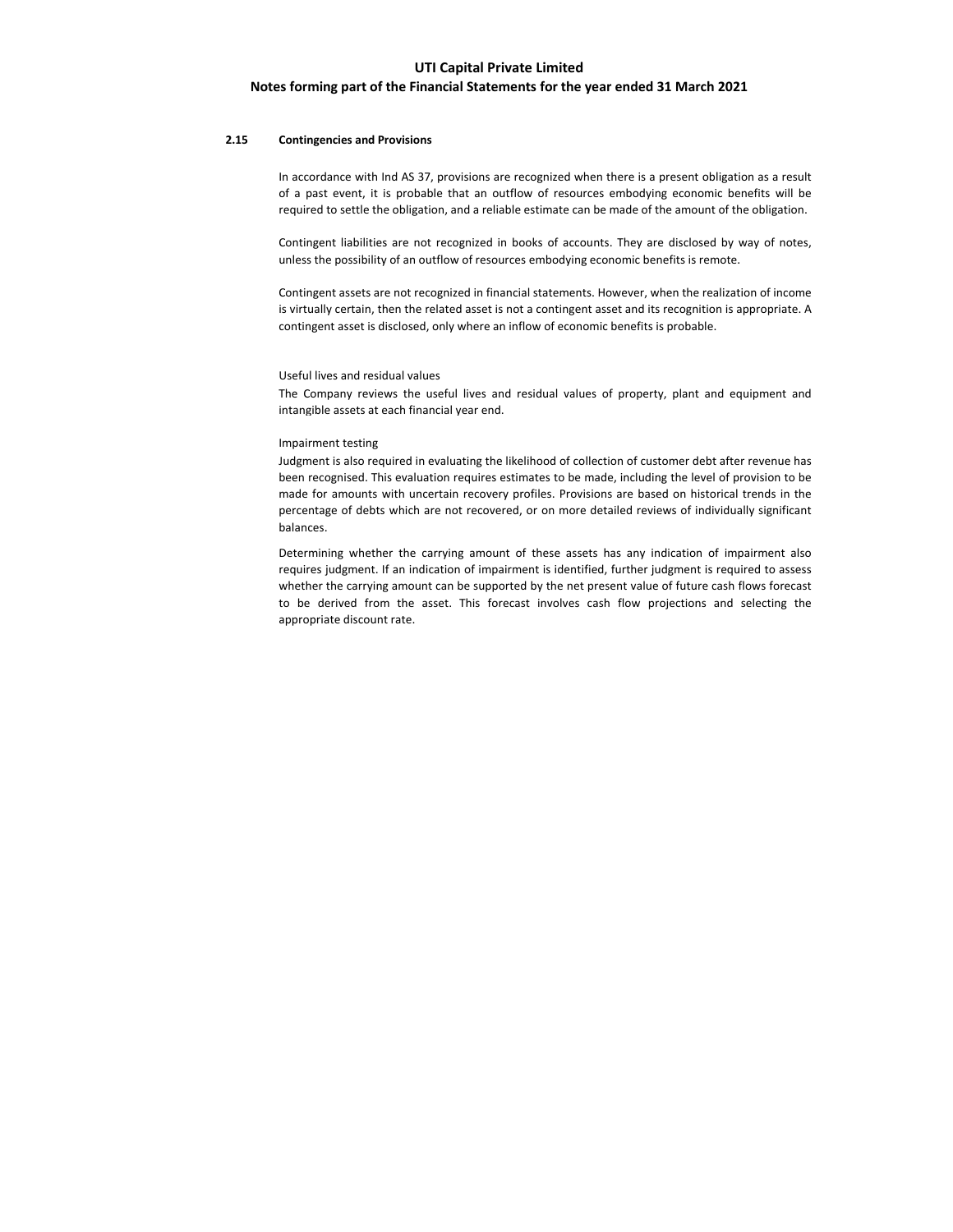### 2.15 Contingencies and Provisions

In accordance with Ind AS 37, provisions are recognized when there is a present obligation as a result of a past event, it is probable that an outflow of resources embodying economic benefits will be required to settle the obligation, and a reliable estimate can be made of the amount of the obligation.

Contingent liabilities are not recognized in books of accounts. They are disclosed by way of notes, unless the possibility of an outflow of resources embodying economic benefits is remote.

Contingent assets are not recognized in financial statements. However, when the realization of income is virtually certain, then the related asset is not a contingent asset and its recognition is appropriate. A contingent asset is disclosed, only where an inflow of economic benefits is probable.

Useful lives and residual values

The Company reviews the useful lives and residual values of property, plant and equipment and intangible assets at each financial year end.

Impairment testing

Judgment is also required in evaluating the likelihood of collection of customer debt after revenue has been recognised. This evaluation requires estimates to be made, including the level of provision to be made for amounts with uncertain recovery profiles. Provisions are based on historical trends in the percentage of debts which are not recovered, or on more detailed reviews of individually significant balances.

Determining whether the carrying amount of these assets has any indication of impairment also requires judgment. If an indication of impairment is identified, further judgment is required to assess whether the carrying amount can be supported by the net present value of future cash flows forecast to be derived from the asset. This forecast involves cash flow projections and selecting the appropriate discount rate.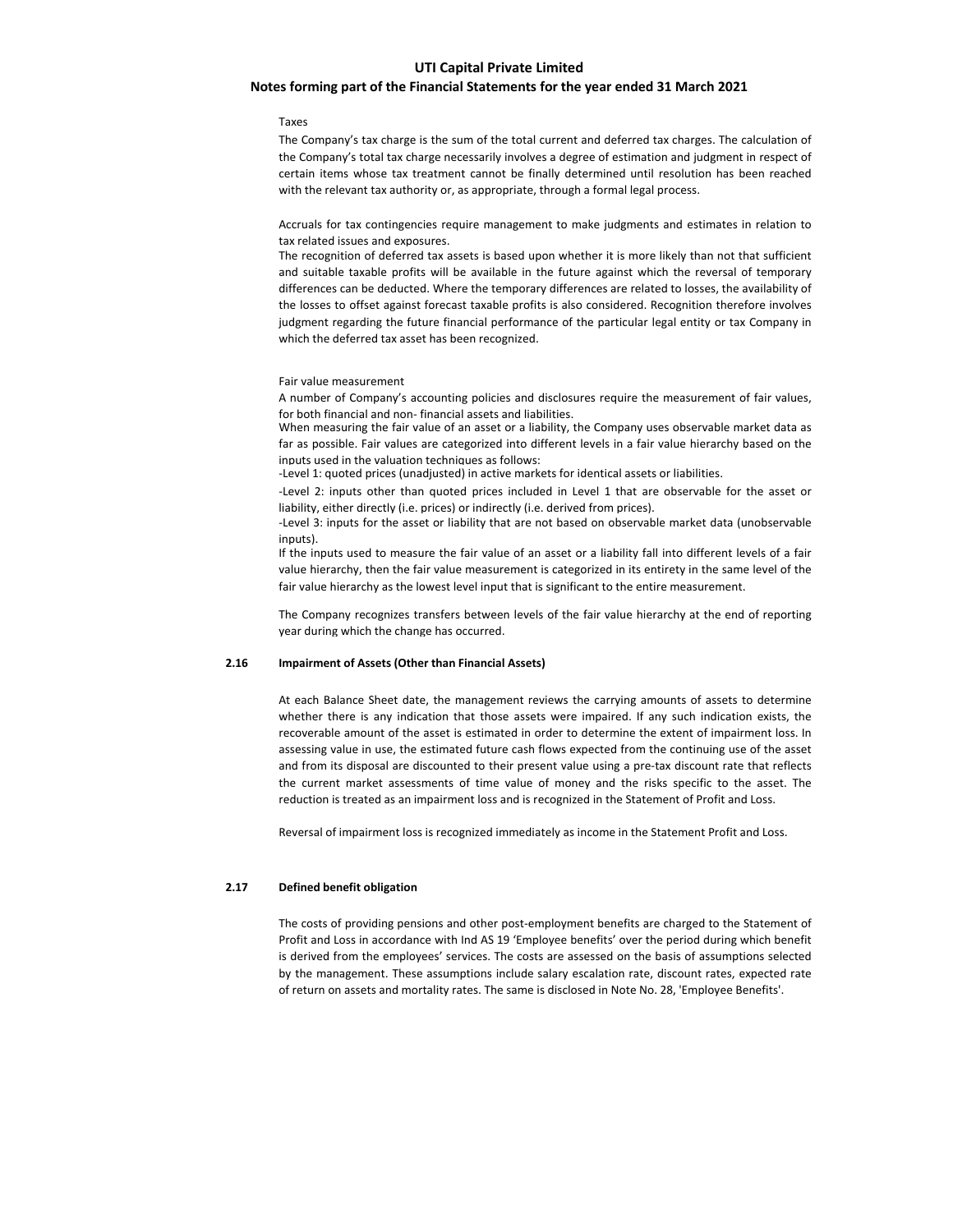Taxes

The Company's tax charge is the sum of the total current and deferred tax charges. The calculation of the Company's total tax charge necessarily involves a degree of estimation and judgment in respect of certain items whose tax treatment cannot be finally determined until resolution has been reached with the relevant tax authority or, as appropriate, through a formal legal process.

Accruals for tax contingencies require management to make judgments and estimates in relation to tax related issues and exposures.

The recognition of deferred tax assets is based upon whether it is more likely than not that sufficient and suitable taxable profits will be available in the future against which the reversal of temporary differences can be deducted. Where the temporary differences are related to losses, the availability of the losses to offset against forecast taxable profits is also considered. Recognition therefore involves judgment regarding the future financial performance of the particular legal entity or tax Company in which the deferred tax asset has been recognized.

Fair value measurement

A number of Company's accounting policies and disclosures require the measurement of fair values, for both financial and non- financial assets and liabilities.

When measuring the fair value of an asset or a liability, the Company uses observable market data as far as possible. Fair values are categorized into different levels in a fair value hierarchy based on the inputs used in the valuation techniques as follows:

-Level 1: quoted prices (unadjusted) in active markets for identical assets or liabilities.

-Level 2: inputs other than quoted prices included in Level 1 that are observable for the asset or liability, either directly (i.e. prices) or indirectly (i.e. derived from prices).

-Level 3: inputs for the asset or liability that are not based on observable market data (unobservable inputs).

If the inputs used to measure the fair value of an asset or a liability fall into different levels of a fair value hierarchy, then the fair value measurement is categorized in its entirety in the same level of the fair value hierarchy as the lowest level input that is significant to the entire measurement.

The Company recognizes transfers between levels of the fair value hierarchy at the end of reporting year during which the change has occurred.

**2.16 Impairment of Assets (Other than Financial Assets)**

At each Balance Sheet date, the management reviews the carrying amounts of assets to determine whether there is any indication that those assets were impaired. If any such indication exists, the recoverable amount of the asset is estimated in order to determine the extent of impairment loss. In assessing value in use, the estimated future cash flows expected from the continuing use of the asset and from its disposal are discounted to their present value using a pre-tax discount rate that reflects the current market assessments of time value of money and the risks specific to the asset. The reduction is treated as an impairment loss and is recognized in the Statement of Profit and Loss.

Reversal of impairment loss is recognized immediately as income in the Statement Profit and Loss.

**2.17 Defined benefit obligation**

The costs of providing pensions and other post-employment benefits are charged to the Statement of Profit and Loss in accordance with Ind AS 19 'Employee benefits' over the period during which benefit is derived from the employees' services. The costs are assessed on the basis of assumptions selected by the management. These assumptions include salary escalation rate, discount rates, expected rate of return on assets and mortality rates. The same is disclosed in Note No. 28, 'Employee Benefits'.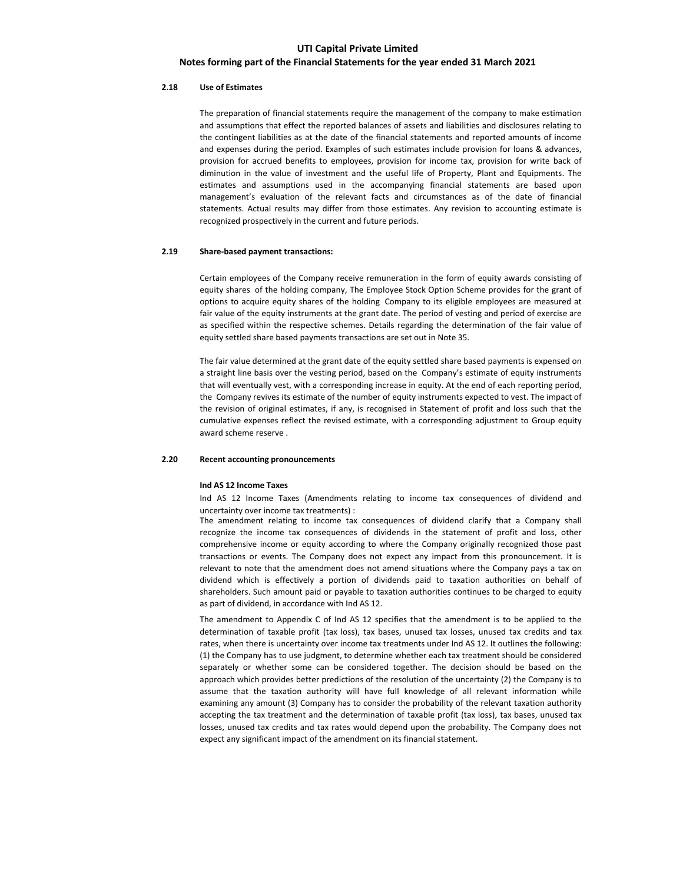### 2.18 Use of Estimates

The preparation of financial statements require the management of the company to make estimation and assumptions that effect the reported balances of assets and liabilities and disclosures relating to the contingent liabilities as at the date of the financial statements and reported amounts of income and expenses during the period. Examples of such estimates include provision for loans & advances, provision for accrued benefits to employees, provision for income tax, provision for write back of diminution in the value of investment and the useful life of Property, Plant and Equipments. The estimates and assumptions used in the accompanying financial statements are based upon management's evaluation of the relevant facts and circumstances as of the date of financial statements. Actual results may differ from those estimates. Any revision to accounting estimate is recognized prospectively in the current and future periods.

### 2.19 Share-based payment transactions:

Certain employees of the Company receive remuneration in the form of equity awards consisting of equity shares of the holding company, The Employee Stock Option Scheme provides for the grant of options to acquire equity shares of the holding Company to its eligible employees are measured at fair value of the equity instruments at the grant date. The period of vesting and period of exercise are as specified within the respective schemes. Details regarding the determination of the fair value of equity settled share based payments transactions are set out in Note 35.

The fair value determined at the grant date of the equity settled share based payments is expensed on a straight line basis over the vesting period, based on the Company's estimate of equity instruments that will eventually vest, with a corresponding increase in equity. At the end of each reporting period, the Company revives its estimate of the number of equity instruments expected to vest. The impact of the revision of original estimates, if any, is recognised in Statement of profit and loss such that the cumulative expenses reflect the revised estimate, with a corresponding adjustment to Group equity award scheme reserve .

### 2.20 Recent accounting pronouncements

**Ind AS 12 Income Taxes**

Ind AS 12 Income Taxes (Amendments relating to income tax consequences of dividend and uncertainty over income tax treatments) :

The amendment relating to income tax consequences of dividend clarify that a Company shall recognize the income tax consequences of dividends in the statement of profit and loss, other comprehensive income or equity according to where the Company originally recognized those past transactions or events. The Company does not expect any impact from this pronouncement. It is relevant to note that the amendment does not amend situations where the Company pays a tax on dividend which is effectively a portion of dividends paid to taxation authorities on behalf of shareholders. Such amount paid or payable to taxation authorities continues to be charged to equity as part of dividend, in accordance with Ind AS 12.

The amendment to Appendix C of Ind AS 12 specifies that the amendment is to be applied to the determination of taxable profit (tax loss), tax bases, unused tax losses, unused tax credits and tax rates, when there is uncertainty over income tax treatments under Ind AS 12. It outlines the following: (1) the Company has to use judgment, to determine whether each tax treatment should be considered separately or whether some can be considered together. The decision should be based on the approach which provides better predictions of the resolution of the uncertainty (2) the Company is to assume that the taxation authority will have full knowledge of all relevant information while examining any amount (3) Company has to consider the probability of the relevant taxation authority accepting the tax treatment and the determination of taxable profit (tax loss), tax bases, unused tax losses, unused tax credits and tax rates would depend upon the probability. The Company does not expect any significant impact of the amendment on its financial statement.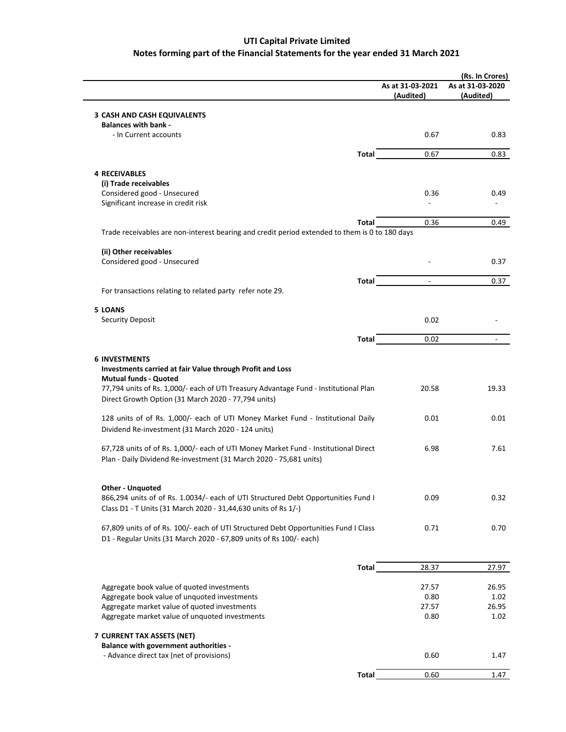# UTI Capital Private Limited

## Notes forming part of the Financial Statements for the year ended 31 March 2021

(Rs. In Crores)

| | As at 31-03-2021 (Audited) | As at 31-03-2020 (Audited) |
|---|---|---|
| **3 CASH AND CASH EQUIVALENTS** | | |
| **Balances with bank -** | | |
| - In Current accounts | 0.67 | 0.83 |
| **Total** | 0.67 | 0.83 |
| **4 RECEIVABLES** | | |
| **(i) Trade receivables** | | |
| Considered good - Unsecured | 0.36 | 0.49 |
| Significant increase in credit risk | - | - |
| **Total** | 0.36 | 0.49 |
| Trade receivables are non-interest bearing and credit period extended to them is 0 to 180 days | | |
| **(ii) Other receivables** | | |
| Considered good - Unsecured | - | 0.37 |
| **Total** | - | 0.37 |
| For transactions relating to related party refer note 29. | | |
| **5 LOANS** | | |
| Security Deposit | 0.02 | - |
| **Total** | 0.02 | - |
| **6 INVESTMENTS** | | |
| **Investments carried at fair Value through Profit and Loss** | | |
| **Mutual funds - Quoted** | | |
| 77,794 units of Rs. 1,000/- each of UTI Treasury Advantage Fund - Institutional Plan Direct Growth Option (31 March 2020 - 77,794 units) | 20.58 | 19.33 |
| 128 units of of Rs. 1,000/- each of UTI Money Market Fund - Institutional Daily Dividend Re-investment (31 March 2020 - 124 units) | 0.01 | 0.01 |
| 67,728 units of of Rs. 1,000/- each of UTI Money Market Fund - Institutional Direct Plan - Daily Dividend Re-investment (31 March 2020 - 75,681 units) | 6.98 | 7.61 |
| **Other - Unquoted** | | |
| 866,294 units of of Rs. 1.0034/- each of UTI Structured Debt Opportunities Fund I Class D1 - T Units (31 March 2020 - 31,44,630 units of Rs 1/-) | 0.09 | 0.32 |
| 67,809 units of of Rs. 100/- each of UTI Structured Debt Opportunities Fund I Class D1 - Regular Units (31 March 2020 - 67,809 units of Rs 100/- each) | 0.71 | 0.70 |
| **Total** | 28.37 | 27.97 |
| Aggregate book value of quoted investments | 27.57 | 26.95 |
| Aggregate book value of unquoted investments | 0.80 | 1.02 |
| Aggregate market value of quoted investments | 27.57 | 26.95 |
| Aggregate market value of unquoted investments | 0.80 | 1.02 |
| **7 CURRENT TAX ASSETS (NET)** | | |
| **Balance with government authorities -** | | |
| - Advance direct tax (net of provisions) | 0.60 | 1.47 |
| **Total** | 0.60 | 1.47 |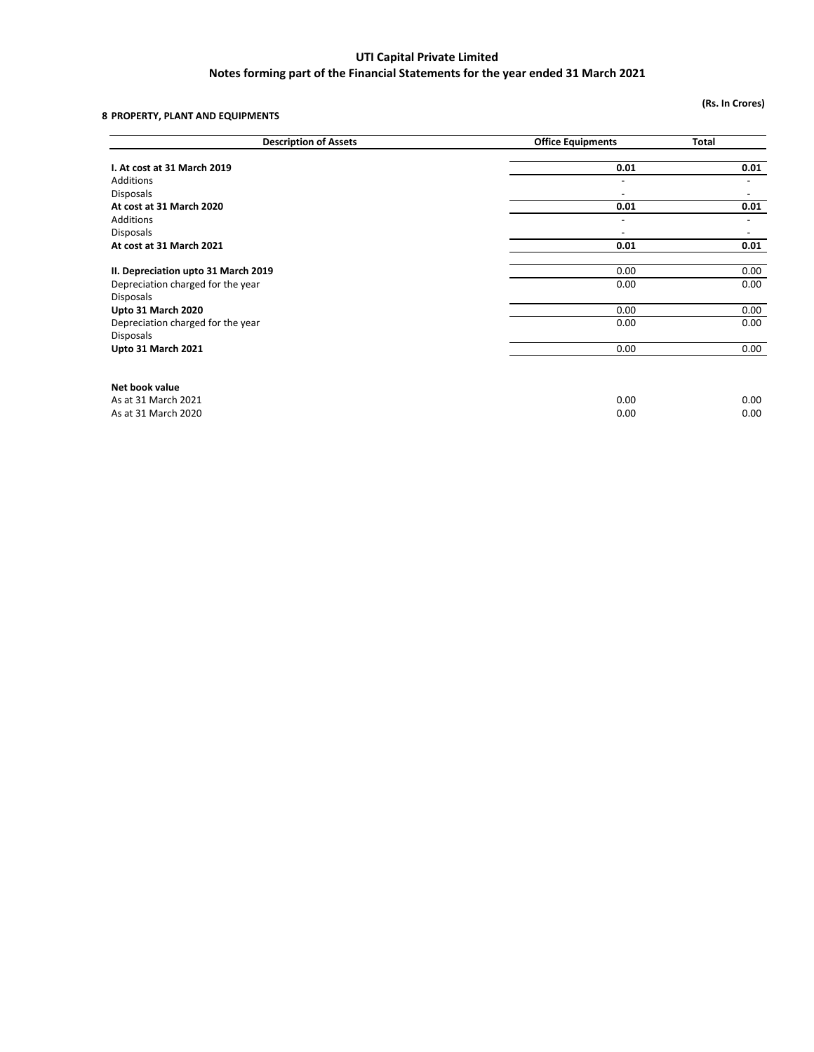# UTI Capital Private Limited

## Notes forming part of the Financial Statements for the year ended 31 March 2021

(Rs. In Crores)

### 8 PROPERTY, PLANT AND EQUIPMENTS

| Description of Assets | Office Equipments | Total |
|---|---|---|
| **I. At cost at 31 March 2019** | **0.01** | **0.01** |
| Additions | - | - |
| Disposals | - | - |
| **At cost at 31 March 2020** | **0.01** | **0.01** |
| Additions | - | - |
| Disposals | - | - |
| **At cost at 31 March 2021** | **0.01** | **0.01** |
| | | |
| **II. Depreciation upto 31 March 2019** | 0.00 | 0.00 |
| Depreciation charged for the year | 0.00 | 0.00 |
| Disposals | | |
| **Upto 31 March 2020** | 0.00 | 0.00 |
| Depreciation charged for the year | 0.00 | 0.00 |
| Disposals | | |
| **Upto 31 March 2021** | 0.00 | 0.00 |
| | | |
| **Net book value** | | |
| As at 31 March 2021 | 0.00 | 0.00 |
| As at 31 March 2020 | 0.00 | 0.00 |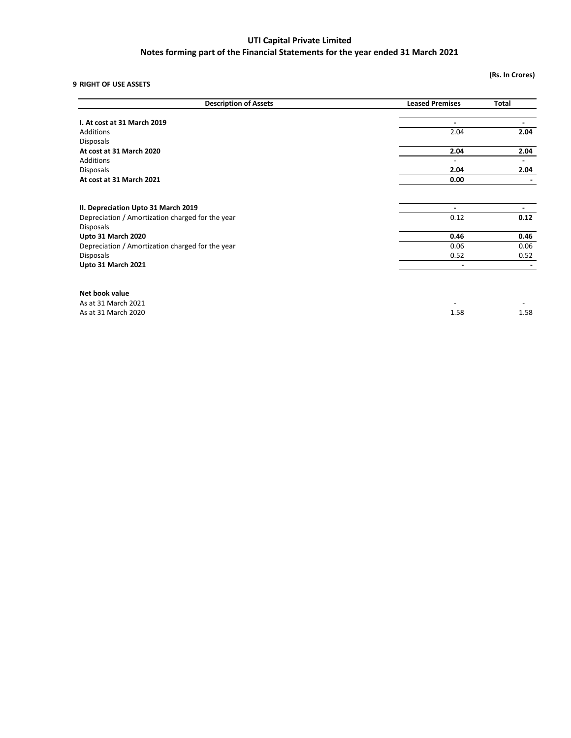# UTI Capital Private Limited
## Notes forming part of the Financial Statements for the year ended 31 March 2021

**(Rs. In Crores)**

**9 RIGHT OF USE ASSETS**

| Description of Assets | Leased Premises | Total |
|---|---|---|
| **I. At cost at 31 March 2019** | **-** | **-** |
| Additions | 2.04 | **2.04** |
| Disposals | | |
| **At cost at 31 March 2020** | **2.04** | **2.04** |
| Additions | - | **-** |
| Disposals | **2.04** | **2.04** |
| **At cost at 31 March 2021** | **0.00** | **-** |
| | | |
| **II. Depreciation Upto 31 March 2019** | **-** | **-** |
| Depreciation / Amortization charged for the year | 0.12 | **0.12** |
| Disposals | | |
| **Upto 31 March 2020** | **0.46** | **0.46** |
| Depreciation / Amortization charged for the year | 0.06 | 0.06 |
| Disposals | 0.52 | 0.52 |
| **Upto 31 March 2021** | **-** | **-** |
| | | |
| **Net book value** | | |
| As at 31 March 2021 | - | - |
| As at 31 March 2020 | 1.58 | 1.58 |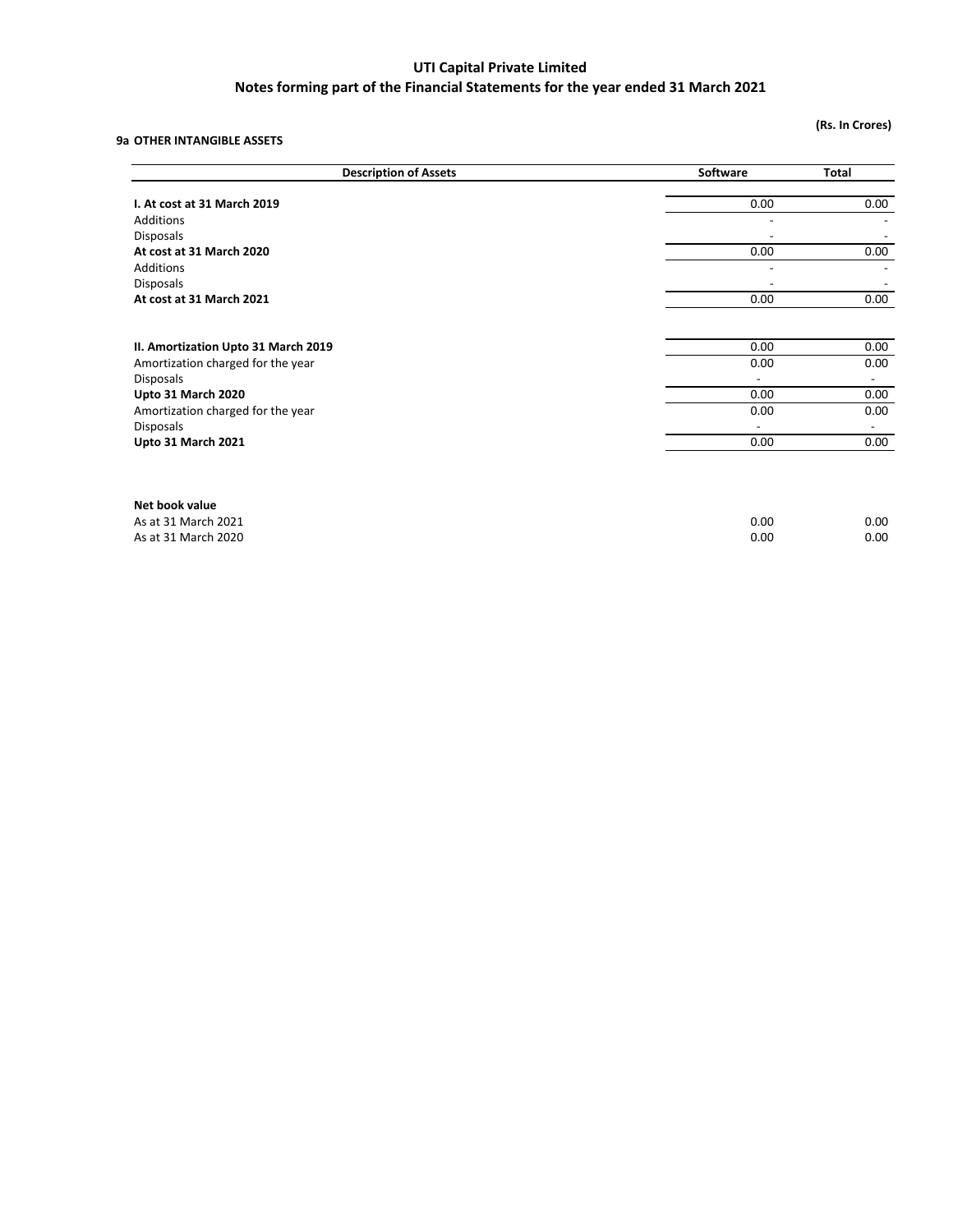# UTI Capital Private Limited

## Notes forming part of the Financial Statements for the year ended 31 March 2021

(Rs. In Crores)

### 9a OTHER INTANGIBLE ASSETS

| Description of Assets | Software | Total |
|---|---|---|
| **I. At cost at 31 March 2019** | 0.00 | 0.00 |
| Additions | - | - |
| Disposals | - | - |
| **At cost at 31 March 2020** | 0.00 | 0.00 |
| Additions | - | - |
| Disposals | - | - |
| **At cost at 31 March 2021** | 0.00 | 0.00 |
| | | |
| **II. Amortization Upto 31 March 2019** | 0.00 | 0.00 |
| Amortization charged for the year | 0.00 | 0.00 |
| Disposals | - | - |
| **Upto 31 March 2020** | 0.00 | 0.00 |
| Amortization charged for the year | 0.00 | 0.00 |
| Disposals | - | - |
| **Upto 31 March 2021** | 0.00 | 0.00 |
| | | |
| **Net book value** | | |
| As at 31 March 2021 | 0.00 | 0.00 |
| As at 31 March 2020 | 0.00 | 0.00 |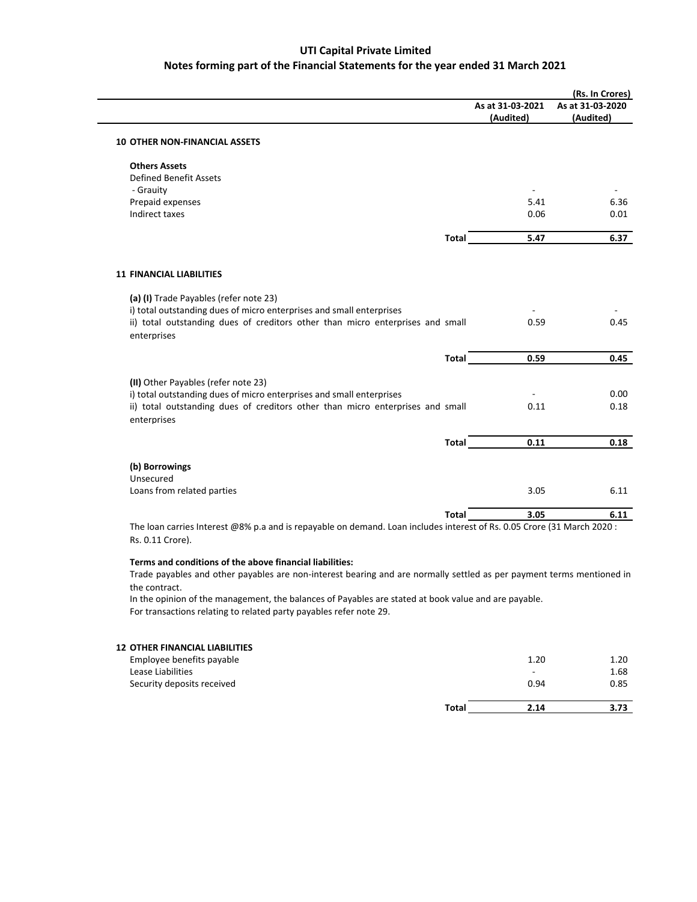# UTI Capital Private Limited

## Notes forming part of the Financial Statements for the year ended 31 March 2021

| | As at 31-03-2021 (Audited) | (Rs. In Crores) As at 31-03-2020 (Audited) |
|---|---|---|
| **10 OTHER NON-FINANCIAL ASSETS** | | |
| **Others Assets** | | |
| Defined Benefit Assets | | |
| - Grauity | - | - |
| Prepaid expenses | 5.41 | 6.36 |
| Indirect taxes | 0.06 | 0.01 |
| **Total** | **5.47** | **6.37** |

**11 FINANCIAL LIABILITIES**

| | As at 31-03-2021 (Audited) | As at 31-03-2020 (Audited) |
|---|---|---|
| **(a) (I)** Trade Payables (refer note 23) | | |
| i) total outstanding dues of micro enterprises and small enterprises | - | - |
| ii) total outstanding dues of creditors other than micro enterprises and small enterprises | 0.59 | 0.45 |
| **Total** | **0.59** | **0.45** |
| **(II)** Other Payables (refer note 23) | | |
| i) total outstanding dues of micro enterprises and small enterprises | - | 0.00 |
| ii) total outstanding dues of creditors other than micro enterprises and small enterprises | 0.11 | 0.18 |
| **Total** | **0.11** | **0.18** |
| **(b) Borrowings** | | |
| Unsecured | | |
| Loans from related parties | 3.05 | 6.11 |
| **Total** | **3.05** | **6.11** |

The loan carries Interest @8% p.a and is repayable on demand. Loan includes interest of Rs. 0.05 Crore (31 March 2020 : Rs. 0.11 Crore).

**Terms and conditions of the above financial liabilities:**

Trade payables and other payables are non-interest bearing and are normally settled as per payment terms mentioned in the contract.

In the opinion of the management, the balances of Payables are stated at book value and are payable.

For transactions relating to related party payables refer note 29.

| | As at 31-03-2021 (Audited) | As at 31-03-2020 (Audited) |
|---|---|---|
| **12 OTHER FINANCIAL LIABILITIES** | | |
| Employee benefits payable | 1.20 | 1.20 |
| Lease Liabilities | - | 1.68 |
| Security deposits received | 0.94 | 0.85 |
| **Total** | **2.14** | **3.73** |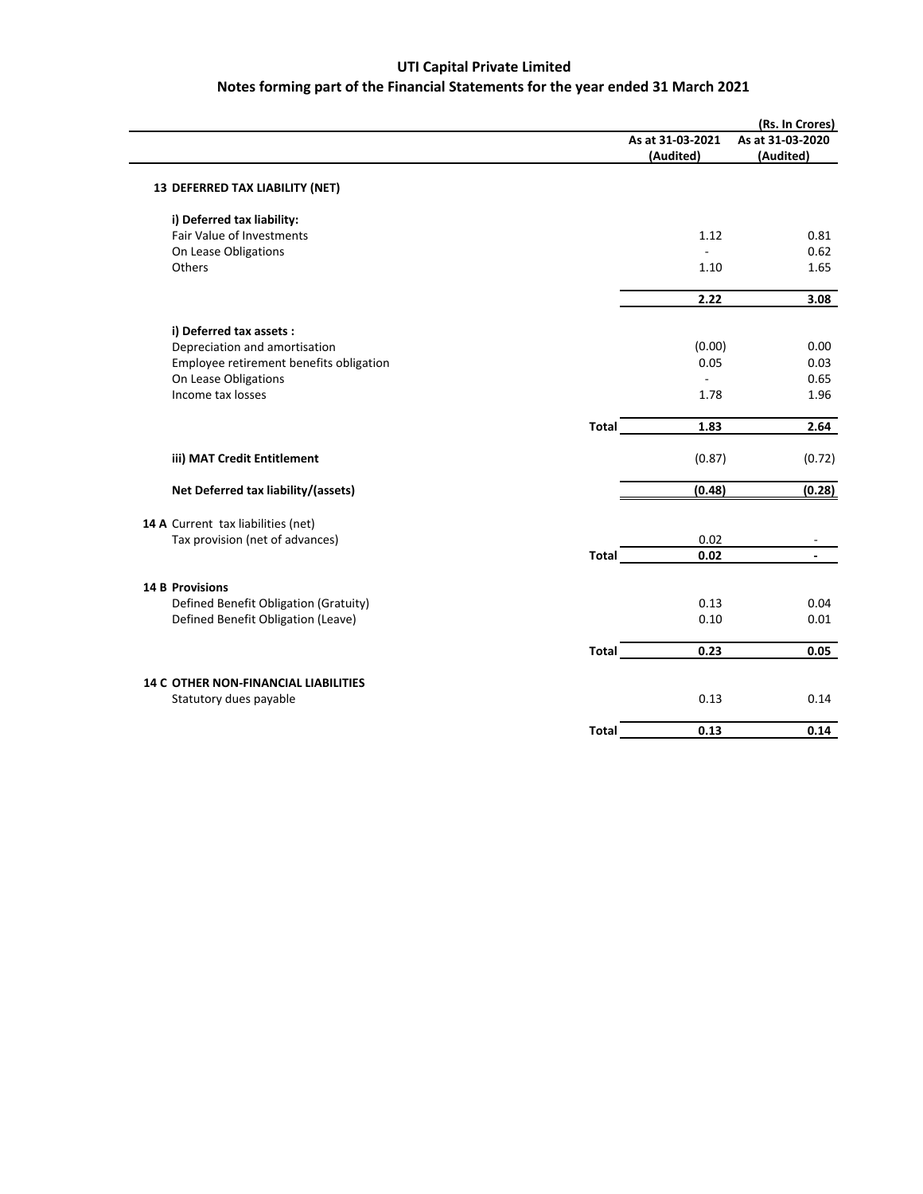**UTI Capital Private Limited**

**Notes forming part of the Financial Statements for the year ended 31 March 2021**

(Rs. In Crores)

| | | As at 31-03-2021 (Audited) | As at 31-03-2020 (Audited) |
|---|---|---|---|
| **13 DEFERRED TAX LIABILITY (NET)** | | | |
| **i) Deferred tax liability:** | | | |
| Fair Value of Investments | | 1.12 | 0.81 |
| On Lease Obligations | | - | 0.62 |
| Others | | 1.10 | 1.65 |
| | | **2.22** | **3.08** |
| **i) Deferred tax assets :** | | | |
| Depreciation and amortisation | | (0.00) | 0.00 |
| Employee retirement benefits obligation | | 0.05 | 0.03 |
| On Lease Obligations | | - | 0.65 |
| Income tax losses | | 1.78 | 1.96 |
| | **Total** | **1.83** | **2.64** |
| **iii) MAT Credit Entitlement** | | (0.87) | (0.72) |
| **Net Deferred tax liability/(assets)** | | **(0.48)** | **(0.28)** |
| **14 A** Current tax liabilities (net) | | | |
| Tax provision (net of advances) | | 0.02 | - |
| | **Total** | **0.02** | **-** |
| **14 B Provisions** | | | |
| Defined Benefit Obligation (Gratuity) | | 0.13 | 0.04 |
| Defined Benefit Obligation (Leave) | | 0.10 | 0.01 |
| | **Total** | **0.23** | **0.05** |
| **14 C OTHER NON-FINANCIAL LIABILITIES** | | | |
| Statutory dues payable | | 0.13 | 0.14 |
| | **Total** | **0.13** | **0.14** |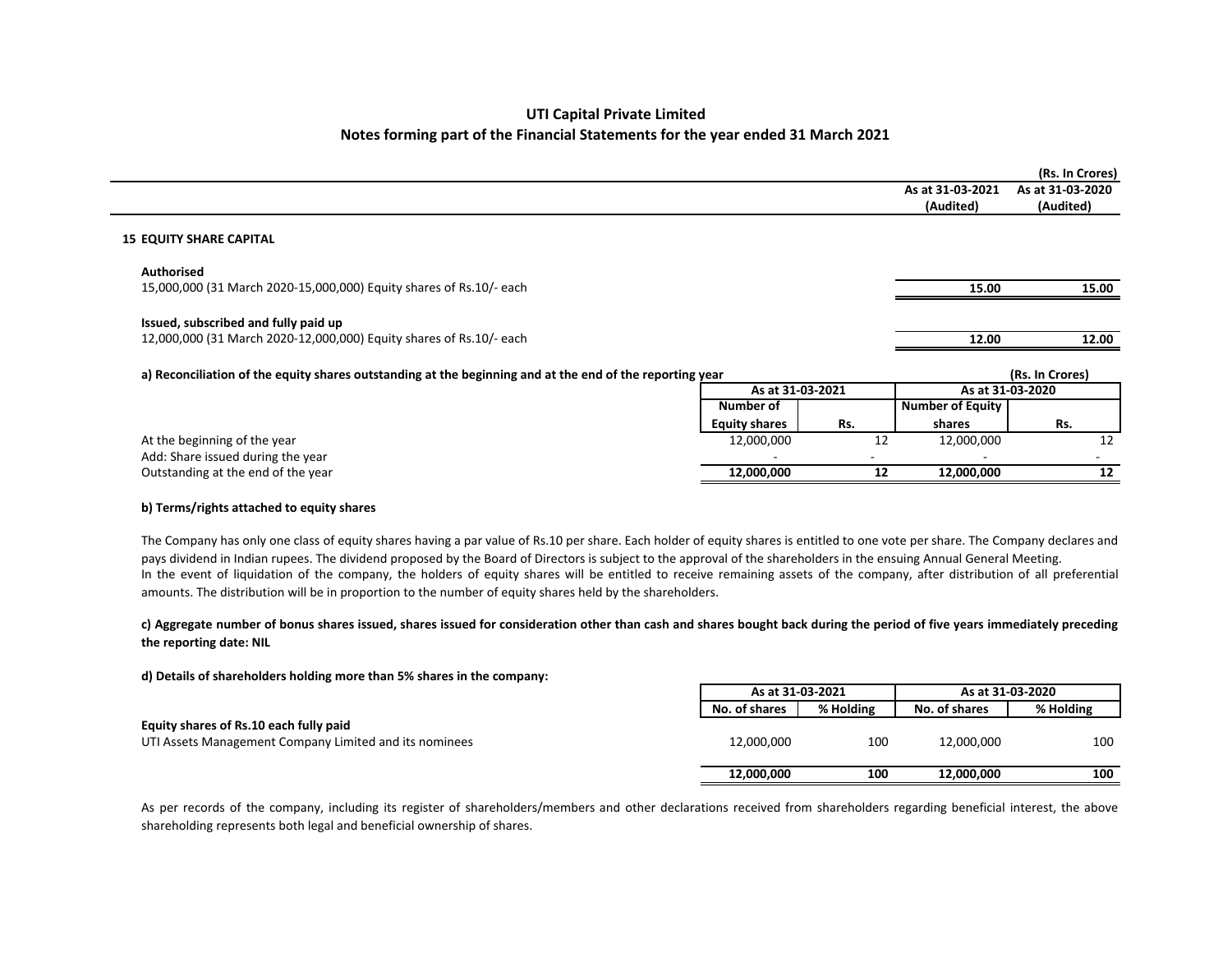# UTI Capital Private Limited

## Notes forming part of the Financial Statements for the year ended 31 March 2021

(Rs. In Crores)

| | As at 31-03-2021 (Audited) | As at 31-03-2020 (Audited) |
|---|---|---|
| **15 EQUITY SHARE CAPITAL** | | |
| **Authorised** | | |
| 15,000,000 (31 March 2020-15,000,000) Equity shares of Rs.10/- each | **15.00** | **15.00** |
| **Issued, subscribed and fully paid up** | | |
| 12,000,000 (31 March 2020-12,000,000) Equity shares of Rs.10/- each | **12.00** | **12.00** |

**a) Reconciliation of the equity shares outstanding at the beginning and at the end of the reporting year**

(Rs. In Crores)

| | As at 31-03-2021 | | As at 31-03-2020 | |
|---|---|---|---|---|
| | Number of Equity shares | Rs. | Number of Equity shares | Rs. |
| At the beginning of the year | 12,000,000 | 12 | 12,000,000 | 12 |
| Add: Share issued during the year | - | - | - | - |
| Outstanding at the end of the year | **12,000,000** | **12** | **12,000,000** | **12** |

**b) Terms/rights attached to equity shares**

The Company has only one class of equity shares having a par value of Rs.10 per share. Each holder of equity shares is entitled to one vote per share. The Company declares and pays dividend in Indian rupees. The dividend proposed by the Board of Directors is subject to the approval of the shareholders in the ensuing Annual General Meeting.
In the event of liquidation of the company, the holders of equity shares will be entitled to receive remaining assets of the company, after distribution of all preferential amounts. The distribution will be in proportion to the number of equity shares held by the shareholders.

**c) Aggregate number of bonus shares issued, shares issued for consideration other than cash and shares bought back during the period of five years immediately preceding the reporting date: NIL**

**d) Details of shareholders holding more than 5% shares in the company:**

| | As at 31-03-2021 | | As at 31-03-2020 | |
|---|---|---|---|---|
| | No. of shares | % Holding | No. of shares | % Holding |
| **Equity shares of Rs.10 each fully paid** | | | | |
| UTI Assets Management Company Limited and its nominees | 12,000,000 | 100 | 12,000,000 | 100 |
| | **12,000,000** | **100** | **12,000,000** | **100** |

As per records of the company, including its register of shareholders/members and other declarations received from shareholders regarding beneficial interest, the above shareholding represents both legal and beneficial ownership of shares.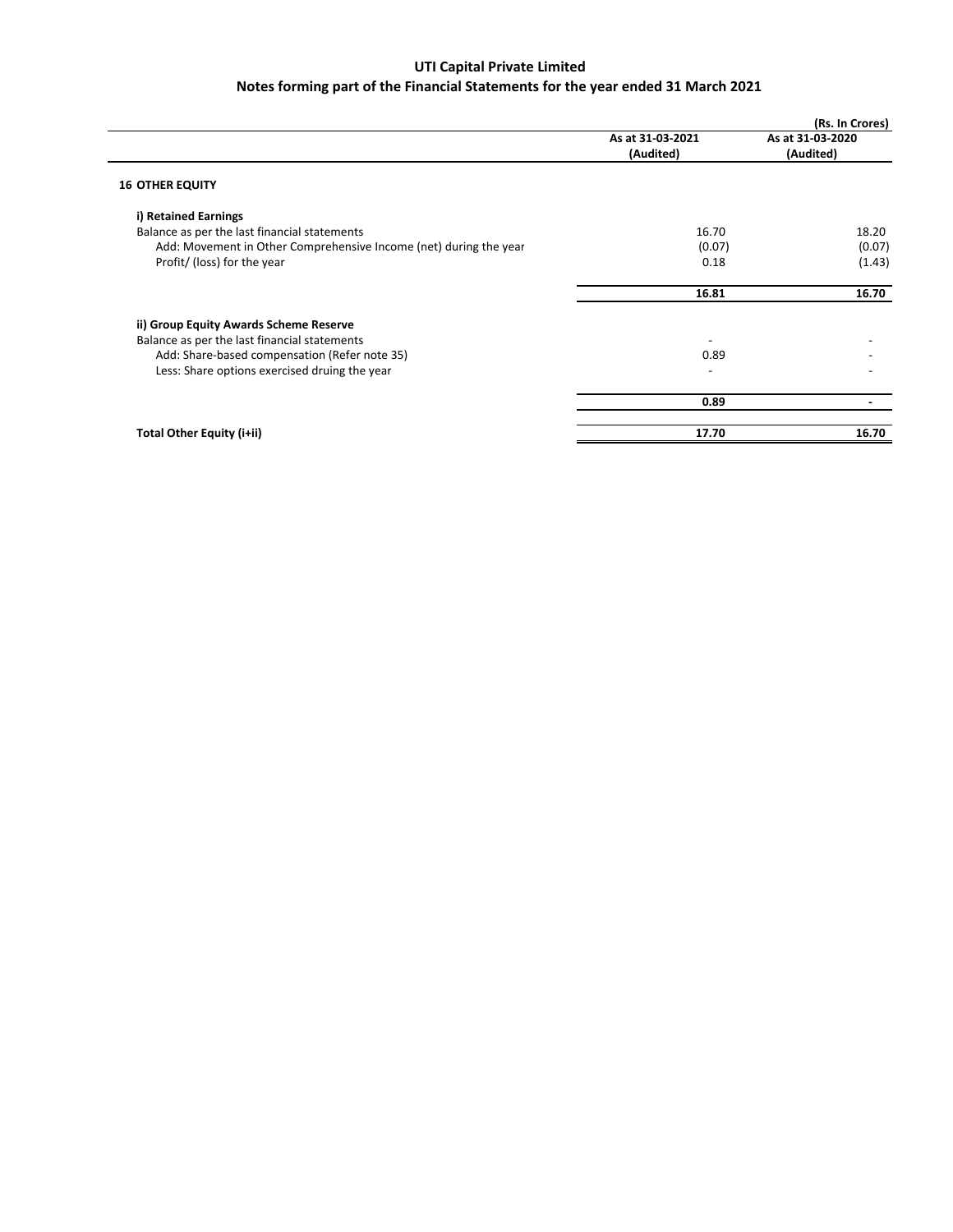# UTI Capital Private Limited

## Notes forming part of the Financial Statements for the year ended 31 March 2021

(Rs. In Crores)

| | As at 31-03-2021 (Audited) | As at 31-03-2020 (Audited) |
|---|---|---|
| **16 OTHER EQUITY** | | |
| **i) Retained Earnings** | | |
| Balance as per the last financial statements | 16.70 | 18.20 |
| Add: Movement in Other Comprehensive Income (net) during the year | (0.07) | (0.07) |
| Profit/ (loss) for the year | 0.18 | (1.43) |
| | **16.81** | **16.70** |
| **ii) Group Equity Awards Scheme Reserve** | | |
| Balance as per the last financial statements | - | - |
| Add: Share-based compensation (Refer note 35) | 0.89 | - |
| Less: Share options exercised druing the year | - | - |
| | **0.89** | **-** |
| **Total Other Equity (i+ii)** | **17.70** | **16.70** |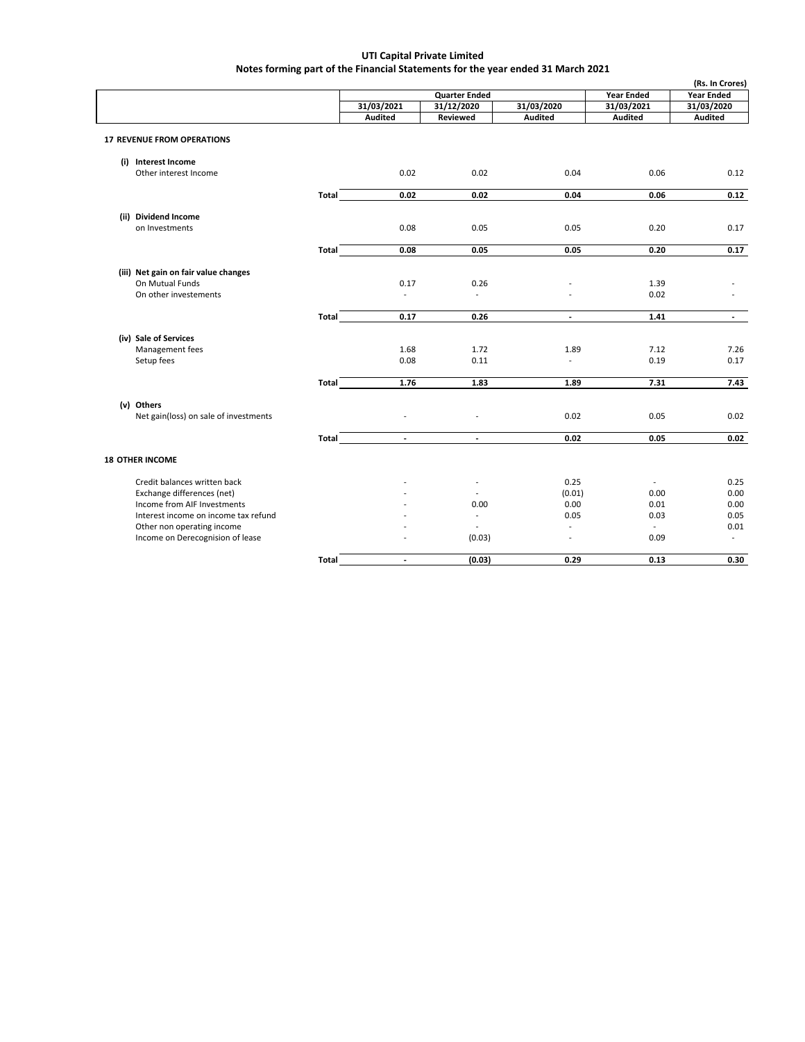**UTI Capital Private Limited**
**Notes forming part of the Financial Statements for the year ended 31 March 2021**

(Rs. In Crores)

| | Quarter Ended | | | Year Ended | Year Ended |
|---|---|---|---|---|---|
| | 31/03/2021 | 31/12/2020 | 31/03/2020 | 31/03/2021 | 31/03/2020 |
| | Audited | Reviewed | Audited | Audited | Audited |
| **17 REVENUE FROM OPERATIONS** | | | | | |
| **(i) Interest Income** | | | | | |
| Other interest Income | 0.02 | 0.02 | 0.04 | 0.06 | 0.12 |
| Total | **0.02** | **0.02** | **0.04** | **0.06** | **0.12** |
| **(ii) Dividend Income** | | | | | |
| on Investments | 0.08 | 0.05 | 0.05 | 0.20 | 0.17 |
| Total | **0.08** | **0.05** | **0.05** | **0.20** | **0.17** |
| **(iii) Net gain on fair value changes** | | | | | |
| On Mutual Funds | 0.17 | 0.26 | - | 1.39 | - |
| On other investements | - | - | - | 0.02 | - |
| Total | **0.17** | **0.26** | **-** | **1.41** | **-** |
| **(iv) Sale of Services** | | | | | |
| Management fees | 1.68 | 1.72 | 1.89 | 7.12 | 7.26 |
| Setup fees | 0.08 | 0.11 | - | 0.19 | 0.17 |
| Total | **1.76** | **1.83** | **1.89** | **7.31** | **7.43** |
| **(v) Others** | | | | | |
| Net gain(loss) on sale of investments | - | - | 0.02 | 0.05 | 0.02 |
| Total | **-** | **-** | **0.02** | **0.05** | **0.02** |
| **18 OTHER INCOME** | | | | | |
| Credit balances written back | - | - | 0.25 | - | 0.25 |
| Exchange differences (net) | - | - | (0.01) | 0.00 | 0.00 |
| Income from AIF Investments | - | 0.00 | 0.00 | 0.01 | 0.00 |
| Interest income on income tax refund | - | - | 0.05 | 0.03 | 0.05 |
| Other non operating income | - | - | - | - | 0.01 |
| Income on Derecognision of lease | - | (0.03) | - | 0.09 | - |
| Total | **-** | **(0.03)** | **0.29** | **0.13** | **0.30** |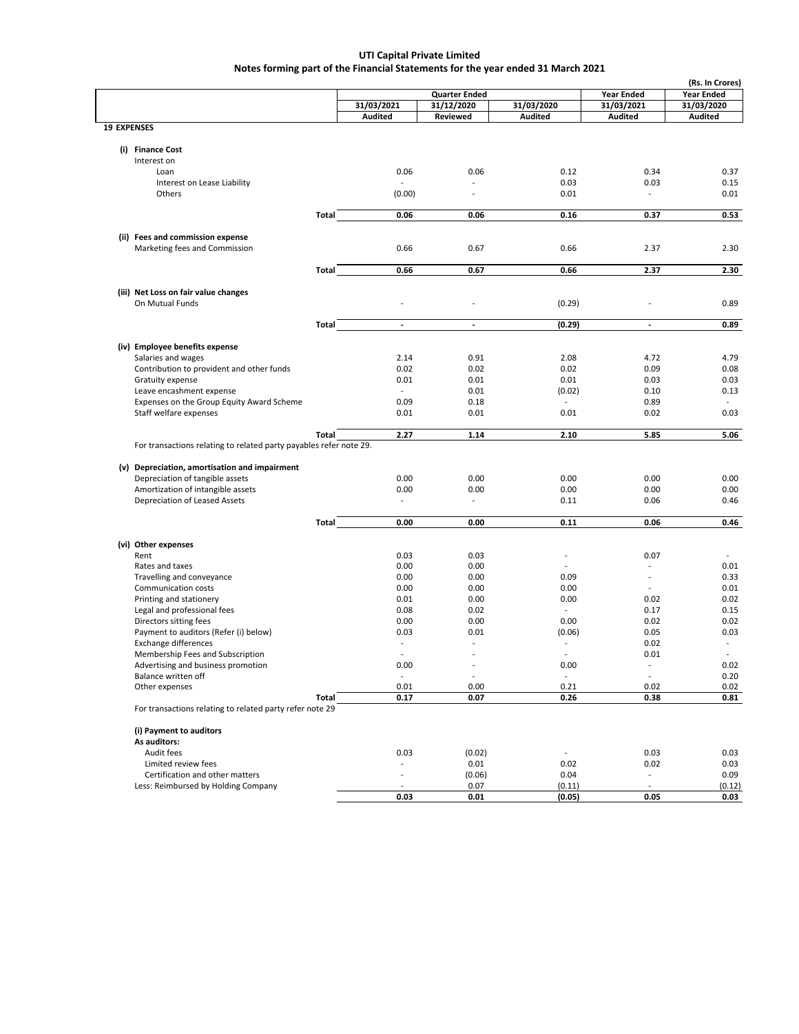**UTI Capital Private Limited**
**Notes forming part of the Financial Statements for the year ended 31 March 2021**

(Rs. In Crores)

| | Quarter Ended | | | Year Ended | Year Ended |
|---|---|---|---|---|---|
| | 31/03/2021 | 31/12/2020 | 31/03/2020 | 31/03/2021 | 31/03/2020 |
| | Audited | Reviewed | Audited | Audited | Audited |
| **19 EXPENSES** | | | | | |
| **(i) Finance Cost** | | | | | |
| Interest on | | | | | |
| Loan | 0.06 | 0.06 | 0.12 | 0.34 | 0.37 |
| Interest on Lease Liability | - | - | 0.03 | 0.03 | 0.15 |
| Others | (0.00) | - | 0.01 | - | 0.01 |
| **Total** | **0.06** | **0.06** | **0.16** | **0.37** | **0.53** |
| **(ii) Fees and commission expense** | | | | | |
| Marketing fees and Commission | 0.66 | 0.67 | 0.66 | 2.37 | 2.30 |
| **Total** | **0.66** | **0.67** | **0.66** | **2.37** | **2.30** |
| **(iii) Net Loss on fair value changes** | | | | | |
| On Mutual Funds | - | - | (0.29) | - | 0.89 |
| **Total** | **-** | **-** | **(0.29)** | **-** | **0.89** |
| **(iv) Employee benefits expense** | | | | | |
| Salaries and wages | 2.14 | 0.91 | 2.08 | 4.72 | 4.79 |
| Contribution to provident and other funds | 0.02 | 0.02 | 0.02 | 0.09 | 0.08 |
| Gratuity expense | 0.01 | 0.01 | 0.01 | 0.03 | 0.03 |
| Leave encashment expense | - | 0.01 | (0.02) | 0.10 | 0.13 |
| Expenses on the Group Equity Award Scheme | 0.09 | 0.18 | - | 0.89 | - |
| Staff welfare expenses | 0.01 | 0.01 | 0.01 | 0.02 | 0.03 |
| **Total** | **2.27** | **1.14** | **2.10** | **5.85** | **5.06** |
| For transactions relating to related party payables refer note 29. | | | | | |
| **(v) Depreciation, amortisation and impairment** | | | | | |
| Depreciation of tangible assets | 0.00 | 0.00 | 0.00 | 0.00 | 0.00 |
| Amortization of intangible assets | 0.00 | 0.00 | 0.00 | 0.00 | 0.00 |
| Depreciation of Leased Assets | - | - | 0.11 | 0.06 | 0.46 |
| **Total** | **0.00** | **0.00** | **0.11** | **0.06** | **0.46** |
| **(vi) Other expenses** | | | | | |
| Rent | 0.03 | 0.03 | - | 0.07 | - |
| Rates and taxes | 0.00 | 0.00 | - | - | 0.01 |
| Travelling and conveyance | 0.00 | 0.00 | 0.09 | - | 0.33 |
| Communication costs | 0.00 | 0.00 | 0.00 | - | 0.01 |
| Printing and stationery | 0.01 | 0.00 | 0.00 | 0.02 | 0.02 |
| Legal and professional fees | 0.08 | 0.02 | - | 0.17 | 0.15 |
| Directors sitting fees | 0.00 | 0.00 | 0.00 | 0.02 | 0.02 |
| Payment to auditors (Refer (i) below) | 0.03 | 0.01 | (0.06) | 0.05 | 0.03 |
| Exchange differences | - | - | - | 0.02 | - |
| Membership Fees and Subscription | - | - | - | 0.01 | - |
| Advertising and business promotion | 0.00 | - | 0.00 | - | 0.02 |
| Balance written off | - | - | - | - | 0.20 |
| Other expenses | 0.01 | 0.00 | 0.21 | 0.02 | 0.02 |
| **Total** | **0.17** | **0.07** | **0.26** | **0.38** | **0.81** |
| For transactions relating to related party refer note 29 | | | | | |
| **(i) Payment to auditors** | | | | | |
| **As auditors:** | | | | | |
| Audit fees | 0.03 | (0.02) | - | 0.03 | 0.03 |
| Limited review fees | - | 0.01 | 0.02 | 0.02 | 0.03 |
| Certification and other matters | - | (0.06) | 0.04 | - | 0.09 |
| Less: Reimbursed by Holding Company | - | 0.07 | (0.11) | - | (0.12) |
| | **0.03** | **0.01** | **(0.05)** | **0.05** | **0.03** |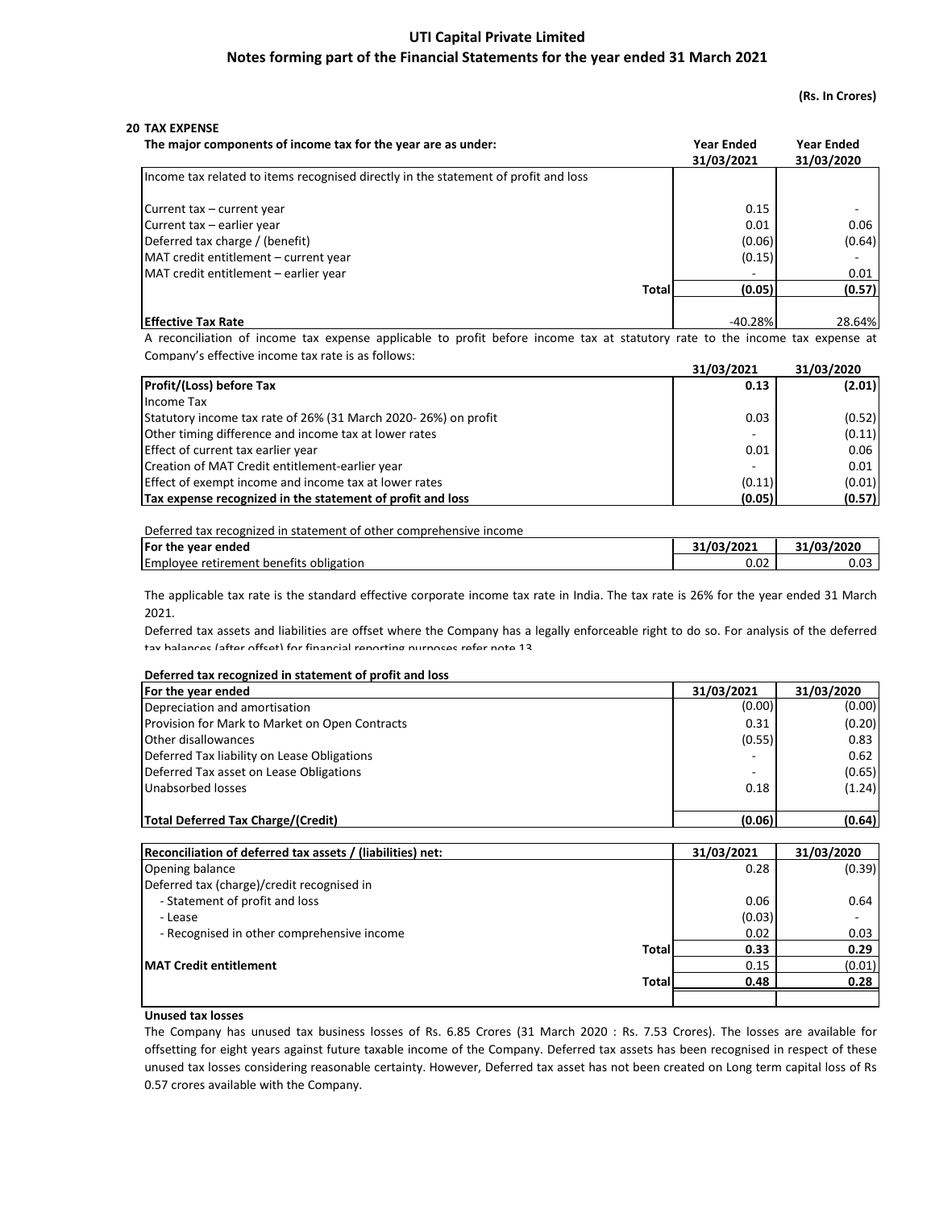# UTI Capital Private Limited

## Notes forming part of the Financial Statements for the year ended 31 March 2021

**(Rs. In Crores)**

### 20 TAX EXPENSE

| The major components of income tax for the year are as under: | Year Ended 31/03/2021 | Year Ended 31/03/2020 |
|---|---|---|
| Income tax related to items recognised directly in the statement of profit and loss | | |
| Current tax – current year | 0.15 | - |
| Current tax – earlier year | 0.01 | 0.06 |
| Deferred tax charge / (benefit) | (0.06) | (0.64) |
| MAT credit entitlement – current year | (0.15) | - |
| MAT credit entitlement – earlier year | - | 0.01 |
| **Total** | **(0.05)** | **(0.57)** |
| **Effective Tax Rate** | -40.28% | 28.64% |

A reconciliation of income tax expense applicable to profit before income tax at statutory rate to the income tax expense at Company's effective income tax rate is as follows:

| | 31/03/2021 | 31/03/2020 |
|---|---|---|
| **Profit/(Loss) before Tax** | **0.13** | **(2.01)** |
| Income Tax | | |
| Statutory income tax rate of 26% (31 March 2020- 26%) on profit | 0.03 | (0.52) |
| Other timing difference and income tax at lower rates | - | (0.11) |
| Effect of current tax earlier year | 0.01 | 0.06 |
| Creation of MAT Credit entitlement-earlier year | - | 0.01 |
| Effect of exempt income and income tax at lower rates | (0.11) | (0.01) |
| **Tax expense recognized in the statement of profit and loss** | **(0.05)** | **(0.57)** |

Deferred tax recognized in statement of other comprehensive income

| For the year ended | 31/03/2021 | 31/03/2020 |
|---|---|---|
| Employee retirement benefits obligation | 0.02 | 0.03 |

The applicable tax rate is the standard effective corporate income tax rate in India. The tax rate is 26% for the year ended 31 March 2021.

Deferred tax assets and liabilities are offset where the Company has a legally enforceable right to do so. For analysis of the deferred tax balances (after offset) for financial reporting purposes refer note 13

**Deferred tax recognized in statement of profit and loss**

| For the year ended | 31/03/2021 | 31/03/2020 |
|---|---|---|
| Depreciation and amortisation | (0.00) | (0.00) |
| Provision for Mark to Market on Open Contracts | 0.31 | (0.20) |
| Other disallowances | (0.55) | 0.83 |
| Deferred Tax liability on Lease Obligations | - | 0.62 |
| Deferred Tax asset on Lease Obligations | - | (0.65) |
| Unabsorbed losses | 0.18 | (1.24) |
| **Total Deferred Tax Charge/(Credit)** | **(0.06)** | **(0.64)** |

| Reconciliation of deferred tax assets / (liabilities) net: | 31/03/2021 | 31/03/2020 |
|---|---|---|
| Opening balance | 0.28 | (0.39) |
| Deferred tax (charge)/credit recognised in | | |
| - Statement of profit and loss | 0.06 | 0.64 |
| - Lease | (0.03) | - |
| - Recognised in other comprehensive income | 0.02 | 0.03 |
| **Total** | **0.33** | **0.29** |
| **MAT Credit entitlement** | 0.15 | (0.01) |
| **Total** | **0.48** | **0.28** |

**Unused tax losses**

The Company has unused tax business losses of Rs. 6.85 Crores (31 March 2020 : Rs. 7.53 Crores). The losses are available for offsetting for eight years against future taxable income of the Company. Deferred tax assets has been recognised in respect of these unused tax losses considering reasonable certainty. However, Deferred tax asset has not been created on Long term capital loss of Rs 0.57 crores available with the Company.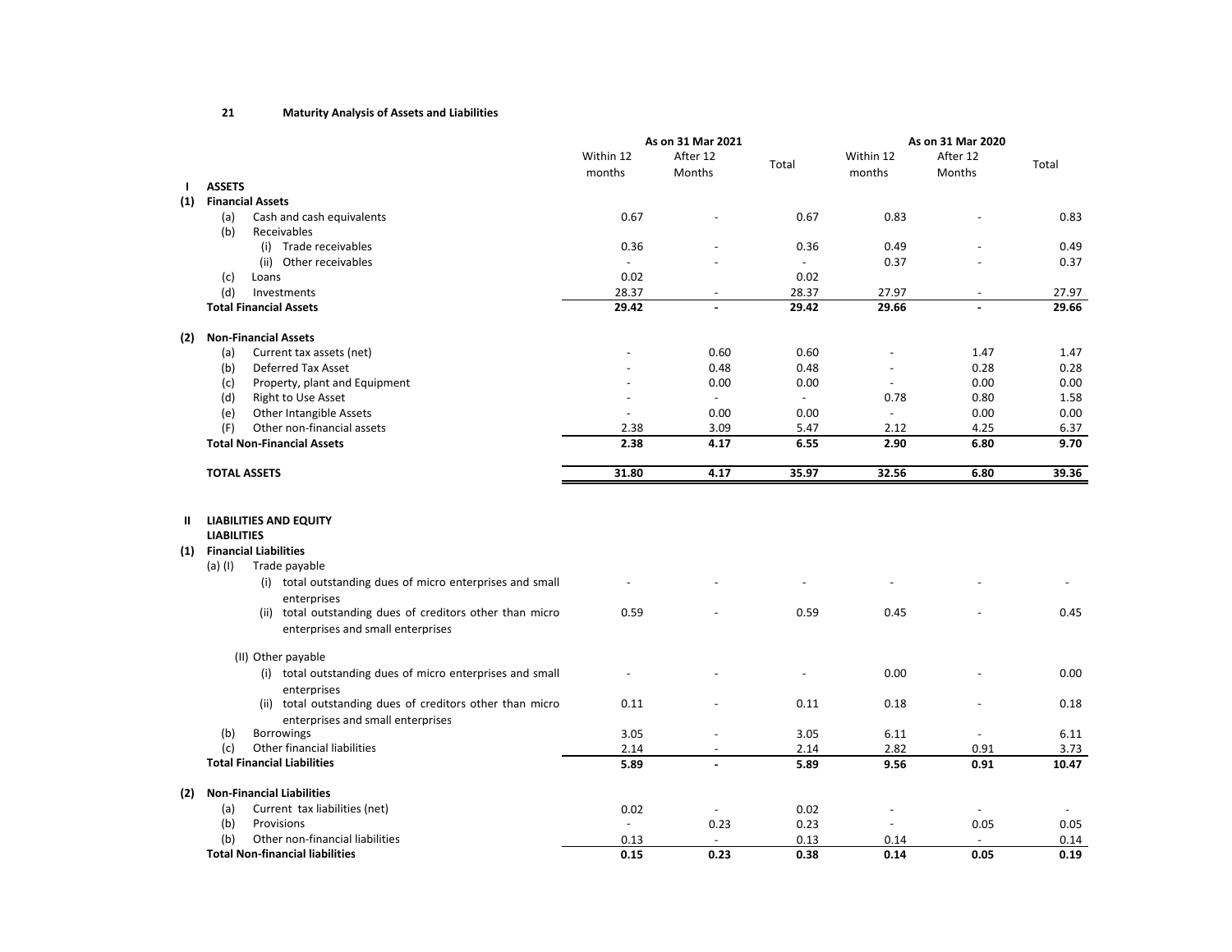## 21 Maturity Analysis of Assets and Liabilities

| | | As on 31 Mar 2021 | | | As on 31 Mar 2020 | |
|---|---|---|---|---|---|---|
| | Within 12 months | After 12 Months | Total | Within 12 months | After 12 Months | Total |
| **I ASSETS** | | | | | | |
| **(1) Financial Assets** | | | | | | |
| (a) Cash and cash equivalents | 0.67 | - | 0.67 | 0.83 | - | 0.83 |
| (b) Receivables | | | | | | |
| (i) Trade receivables | 0.36 | - | 0.36 | 0.49 | - | 0.49 |
| (ii) Other receivables | - | - | - | 0.37 | - | 0.37 |
| (c) Loans | 0.02 | | 0.02 | | | |
| (d) Investments | 28.37 | - | 28.37 | 27.97 | - | 27.97 |
| **Total Financial Assets** | **29.42** | **-** | **29.42** | **29.66** | **-** | **29.66** |
| **(2) Non-Financial Assets** | | | | | | |
| (a) Current tax assets (net) | - | 0.60 | 0.60 | - | 1.47 | 1.47 |
| (b) Deferred Tax Asset | - | 0.48 | 0.48 | - | 0.28 | 0.28 |
| (c) Property, plant and Equipment | - | 0.00 | 0.00 | - | 0.00 | 0.00 |
| (d) Right to Use Asset | - | - | - | 0.78 | 0.80 | 1.58 |
| (e) Other Intangible Assets | - | 0.00 | 0.00 | - | 0.00 | 0.00 |
| (F) Other non-financial assets | 2.38 | 3.09 | 5.47 | 2.12 | 4.25 | 6.37 |
| **Total Non-Financial Assets** | **2.38** | **4.17** | **6.55** | **2.90** | **6.80** | **9.70** |
| **TOTAL ASSETS** | **31.80** | **4.17** | **35.97** | **32.56** | **6.80** | **39.36** |
| **II LIABILITIES AND EQUITY** | | | | | | |
| **LIABILITIES** | | | | | | |
| **(1) Financial Liabilities** | | | | | | |
| (a) (I) Trade payable | | | | | | |
| (i) total outstanding dues of micro enterprises and small enterprises | - | - | - | - | - | - |
| (ii) total outstanding dues of creditors other than micro enterprises and small enterprises | 0.59 | - | 0.59 | 0.45 | - | 0.45 |
| (II) Other payable | | | | | | |
| (i) total outstanding dues of micro enterprises and small enterprises | - | - | - | 0.00 | - | 0.00 |
| (ii) total outstanding dues of creditors other than micro enterprises and small enterprises | 0.11 | - | 0.11 | 0.18 | - | 0.18 |
| (b) Borrowings | 3.05 | - | 3.05 | 6.11 | - | 6.11 |
| (c) Other financial liabilities | 2.14 | - | 2.14 | 2.82 | 0.91 | 3.73 |
| **Total Financial Liabilities** | **5.89** | **-** | **5.89** | **9.56** | **0.91** | **10.47** |
| **(2) Non-Financial Liabilities** | | | | | | |
| (a) Current tax liabilities (net) | 0.02 | - | 0.02 | - | - | - |
| (b) Provisions | - | 0.23 | 0.23 | - | 0.05 | 0.05 |
| (b) Other non-financial liabilities | 0.13 | - | 0.13 | 0.14 | - | 0.14 |
| **Total Non-financial liabilities** | **0.15** | **0.23** | **0.38** | **0.14** | **0.05** | **0.19** |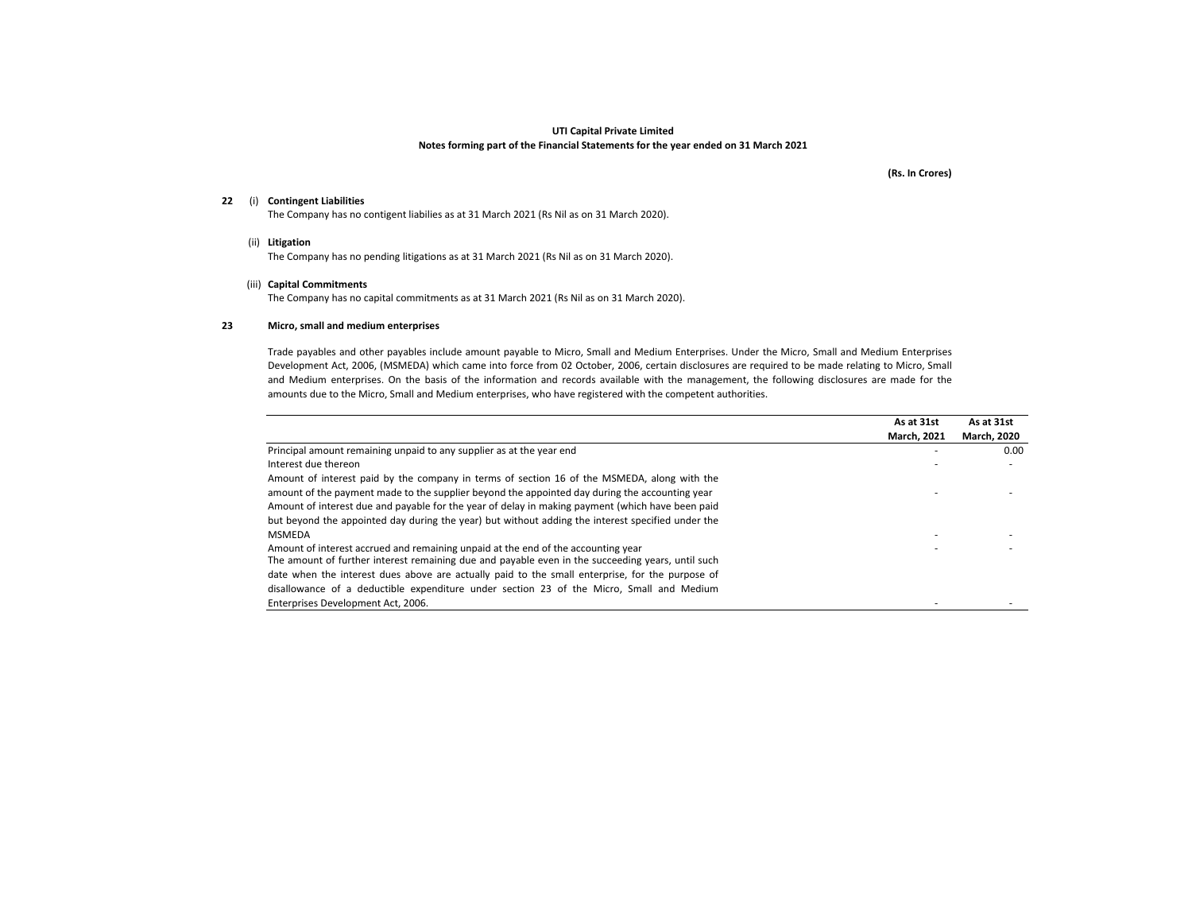**UTI Capital Private Limited**
**Notes forming part of the Financial Statements for the year ended on 31 March 2021**

**(Rs. In Crores)**

**22** (i) **Contingent Liabilities**

The Company has no contigent liabilies as at 31 March 2021 (Rs Nil as on 31 March 2020).

(ii) **Litigation**

The Company has no pending litigations as at 31 March 2021 (Rs Nil as on 31 March 2020).

(iii) **Capital Commitments**

The Company has no capital commitments as at 31 March 2021 (Rs Nil as on 31 March 2020).

**23** **Micro, small and medium enterprises**

Trade payables and other payables include amount payable to Micro, Small and Medium Enterprises. Under the Micro, Small and Medium Enterprises Development Act, 2006, (MSMEDA) which came into force from 02 October, 2006, certain disclosures are required to be made relating to Micro, Small and Medium enterprises. On the basis of the information and records available with the management, the following disclosures are made for the amounts due to the Micro, Small and Medium enterprises, who have registered with the competent authorities.

| | As at 31st March, 2021 | As at 31st March, 2020 |
|---|---|---|
| Principal amount remaining unpaid to any supplier as at the year end | - | 0.00 |
| Interest due thereon | - | - |
| Amount of interest paid by the company in terms of section 16 of the MSMEDA, along with the amount of the payment made to the supplier beyond the appointed day during the accounting year | - | - |
| Amount of interest due and payable for the year of delay in making payment (which have been paid but beyond the appointed day during the year) but without adding the interest specified under the MSMEDA | - | - |
| Amount of interest accrued and remaining unpaid at the end of the accounting year | - | - |
| The amount of further interest remaining due and payable even in the succeeding years, until such date when the interest dues above are actually paid to the small enterprise, for the purpose of disallowance of a deductible expenditure under section 23 of the Micro, Small and Medium Enterprises Development Act, 2006. | - | - |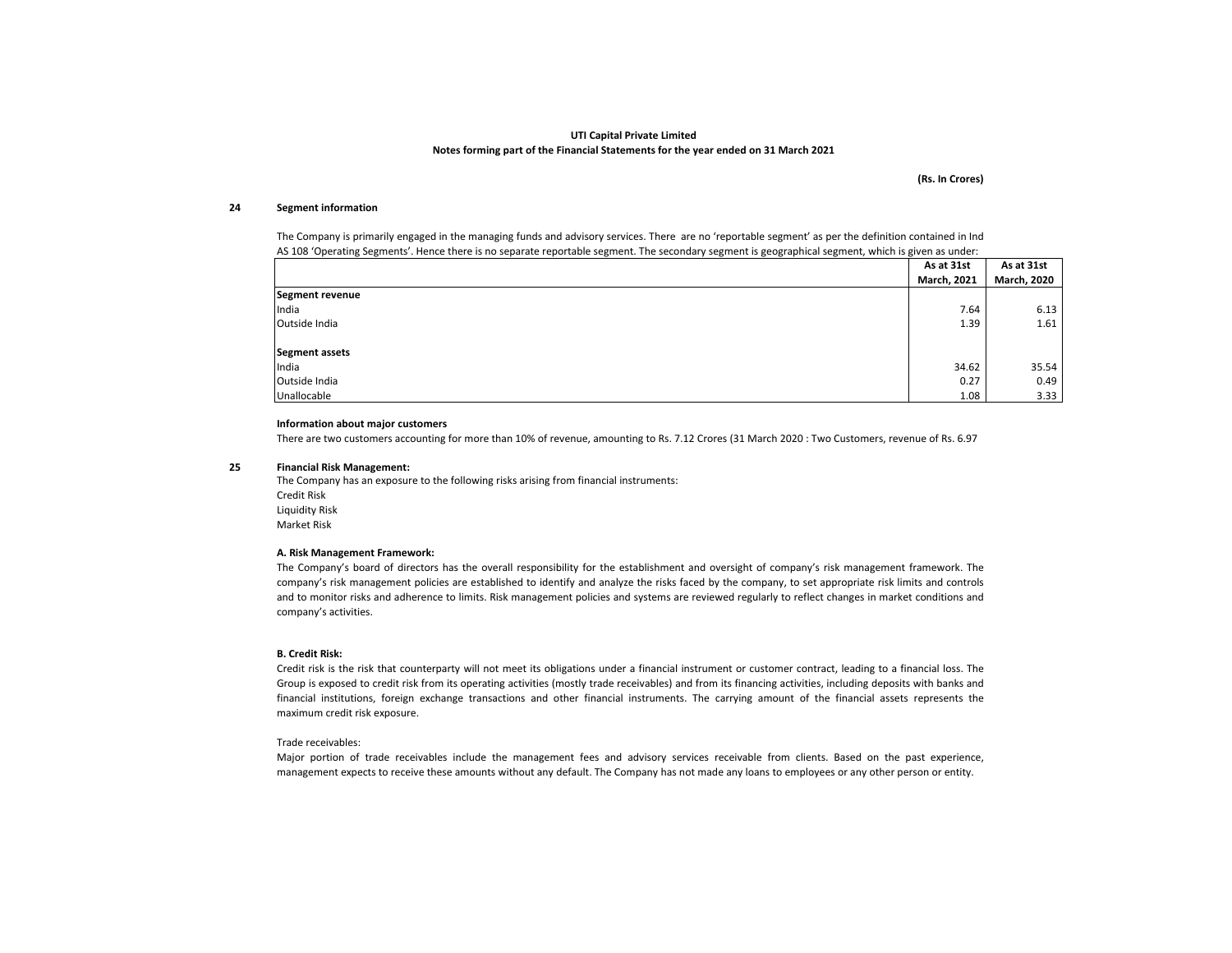**UTI Capital Private Limited**
**Notes forming part of the Financial Statements for the year ended on 31 March 2021**

**(Rs. In Crores)**

### 24 Segment information

The Company is primarily engaged in the managing funds and advisory services. There are no 'reportable segment' as per the definition contained in Ind AS 108 'Operating Segments'. Hence there is no separate reportable segment. The secondary segment is geographical segment, which is given as under:

| | As at 31st March, 2021 | As at 31st March, 2020 |
|---|---|---|
| **Segment revenue** | | |
| India | 7.64 | 6.13 |
| Outside India | 1.39 | 1.61 |
| | | |
| **Segment assets** | | |
| India | 34.62 | 35.54 |
| Outside India | 0.27 | 0.49 |
| Unallocable | 1.08 | 3.33 |

**Information about major customers**

There are two customers accounting for more than 10% of revenue, amounting to Rs. 7.12 Crores (31 March 2020 : Two Customers, revenue of Rs. 6.97

### 25 Financial Risk Management:

The Company has an exposure to the following risks arising from financial instruments:
Credit Risk
Liquidity Risk
Market Risk

**A. Risk Management Framework:**

The Company's board of directors has the overall responsibility for the establishment and oversight of company's risk management framework. The company's risk management policies are established to identify and analyze the risks faced by the company, to set appropriate risk limits and controls and to monitor risks and adherence to limits. Risk management policies and systems are reviewed regularly to reflect changes in market conditions and company's activities.

**B. Credit Risk:**

Credit risk is the risk that counterparty will not meet its obligations under a financial instrument or customer contract, leading to a financial loss. The Group is exposed to credit risk from its operating activities (mostly trade receivables) and from its financing activities, including deposits with banks and financial institutions, foreign exchange transactions and other financial instruments. The carrying amount of the financial assets represents the maximum credit risk exposure.

Trade receivables:

Major portion of trade receivables include the management fees and advisory services receivable from clients. Based on the past experience, management expects to receive these amounts without any default. The Company has not made any loans to employees or any other person or entity.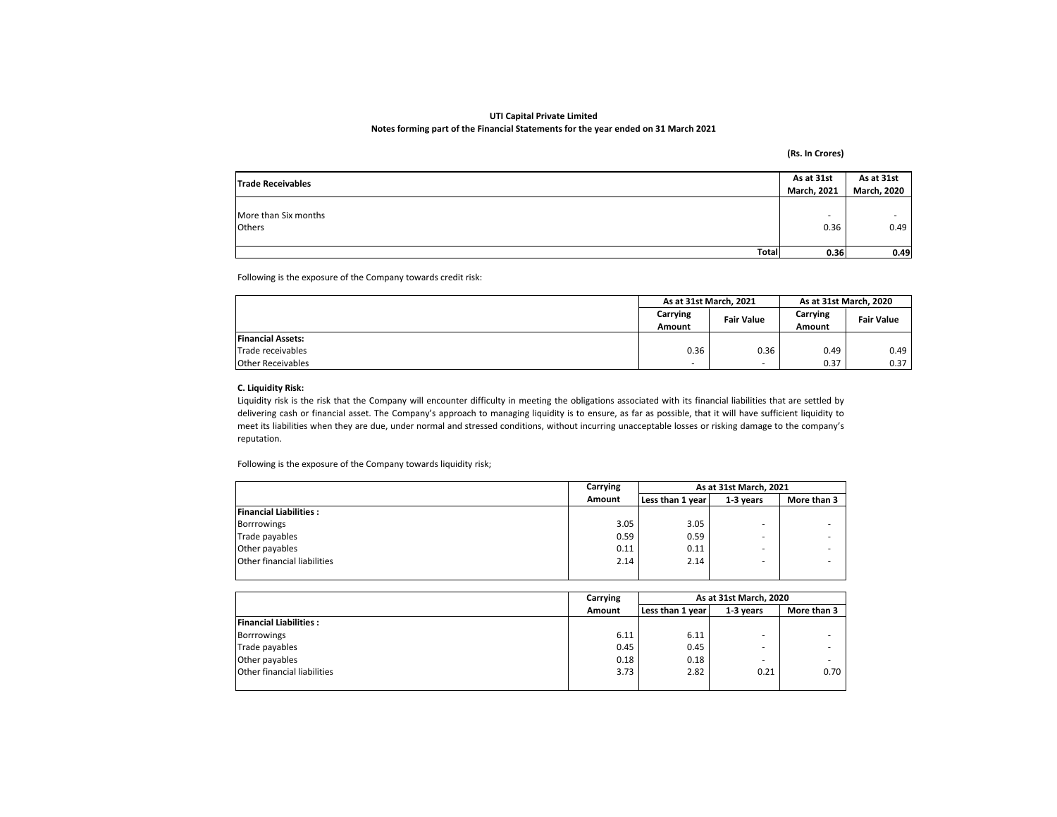**UTI Capital Private Limited**
**Notes forming part of the Financial Statements for the year ended on 31 March 2021**

**(Rs. In Crores)**

| Trade Receivables | As at 31st March, 2021 | As at 31st March, 2020 |
|---|---|---|
| More than Six months | - | - |
| Others | 0.36 | 0.49 |
| **Total** | **0.36** | **0.49** |

Following is the exposure of the Company towards credit risk:

| | As at 31st March, 2021 | | As at 31st March, 2020 | |
|---|---|---|---|---|
| | Carrying Amount | Fair Value | Carrying Amount | Fair Value |
| **Financial Assets:** | | | | |
| Trade receivables | 0.36 | 0.36 | 0.49 | 0.49 |
| Other Receivables | - | - | 0.37 | 0.37 |

**C. Liquidity Risk:**

Liquidity risk is the risk that the Company will encounter difficulty in meeting the obligations associated with its financial liabilities that are settled by delivering cash or financial asset. The Company's approach to managing liquidity is to ensure, as far as possible, that it will have sufficient liquidity to meet its liabilities when they are due, under normal and stressed conditions, without incurring unacceptable losses or risking damage to the company's reputation.

Following is the exposure of the Company towards liquidity risk;

| | Carrying Amount | As at 31st March, 2021 | | |
|---|---|---|---|---|
| | | Less than 1 year | 1-3 years | More than 3 |
| **Financial Liabilities :** | | | | |
| Borrrowings | 3.05 | 3.05 | - | - |
| Trade payables | 0.59 | 0.59 | - | - |
| Other payables | 0.11 | 0.11 | - | - |
| Other financial liabilities | 2.14 | 2.14 | - | - |

| | Carrying Amount | As at 31st March, 2020 | | |
|---|---|---|---|---|
| | | Less than 1 year | 1-3 years | More than 3 |
| **Financial Liabilities :** | | | | |
| Borrrowings | 6.11 | 6.11 | - | - |
| Trade payables | 0.45 | 0.45 | - | - |
| Other payables | 0.18 | 0.18 | - | - |
| Other financial liabilities | 3.73 | 2.82 | 0.21 | 0.70 |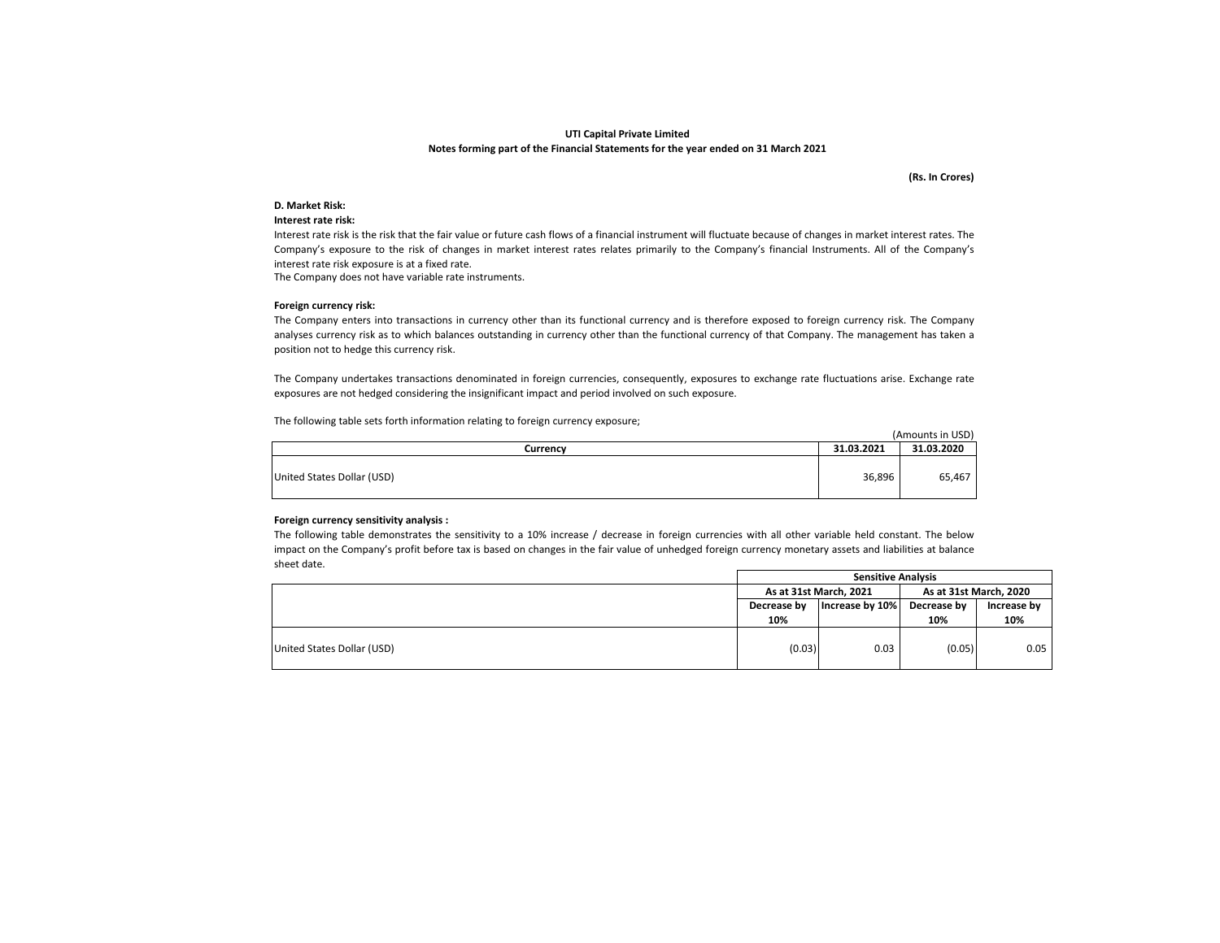**UTI Capital Private Limited**
**Notes forming part of the Financial Statements for the year ended on 31 March 2021**

**(Rs. In Crores)**

**D. Market Risk:**

**Interest rate risk:**

Interest rate risk is the risk that the fair value or future cash flows of a financial instrument will fluctuate because of changes in market interest rates. The Company's exposure to the risk of changes in market interest rates relates primarily to the Company's financial Instruments. All of the Company's interest rate risk exposure is at a fixed rate.
The Company does not have variable rate instruments.

**Foreign currency risk:**

The Company enters into transactions in currency other than its functional currency and is therefore exposed to foreign currency risk. The Company analyses currency risk as to which balances outstanding in currency other than the functional currency of that Company. The management has taken a position not to hedge this currency risk.

The Company undertakes transactions denominated in foreign currencies, consequently, exposures to exchange rate fluctuations arise. Exchange rate exposures are not hedged considering the insignificant impact and period involved on such exposure.

The following table sets forth information relating to foreign currency exposure;

(Amounts in USD)

| Currency | 31.03.2021 | 31.03.2020 |
|---|---|---|
| United States Dollar (USD) | 36,896 | 65,467 |

**Foreign currency sensitivity analysis :**

The following table demonstrates the sensitivity to a 10% increase / decrease in foreign currencies with all other variable held constant. The below impact on the Company's profit before tax is based on changes in the fair value of unhedged foreign currency monetary assets and liabilities at balance sheet date.

| | Sensitive Analysis | | | |
|---|---|---|---|---|
| | As at 31st March, 2021 | | As at 31st March, 2020 | |
| | Decrease by 10% | Increase by 10% | Decrease by 10% | Increase by 10% |
| United States Dollar (USD) | (0.03) | 0.03 | (0.05) | 0.05 |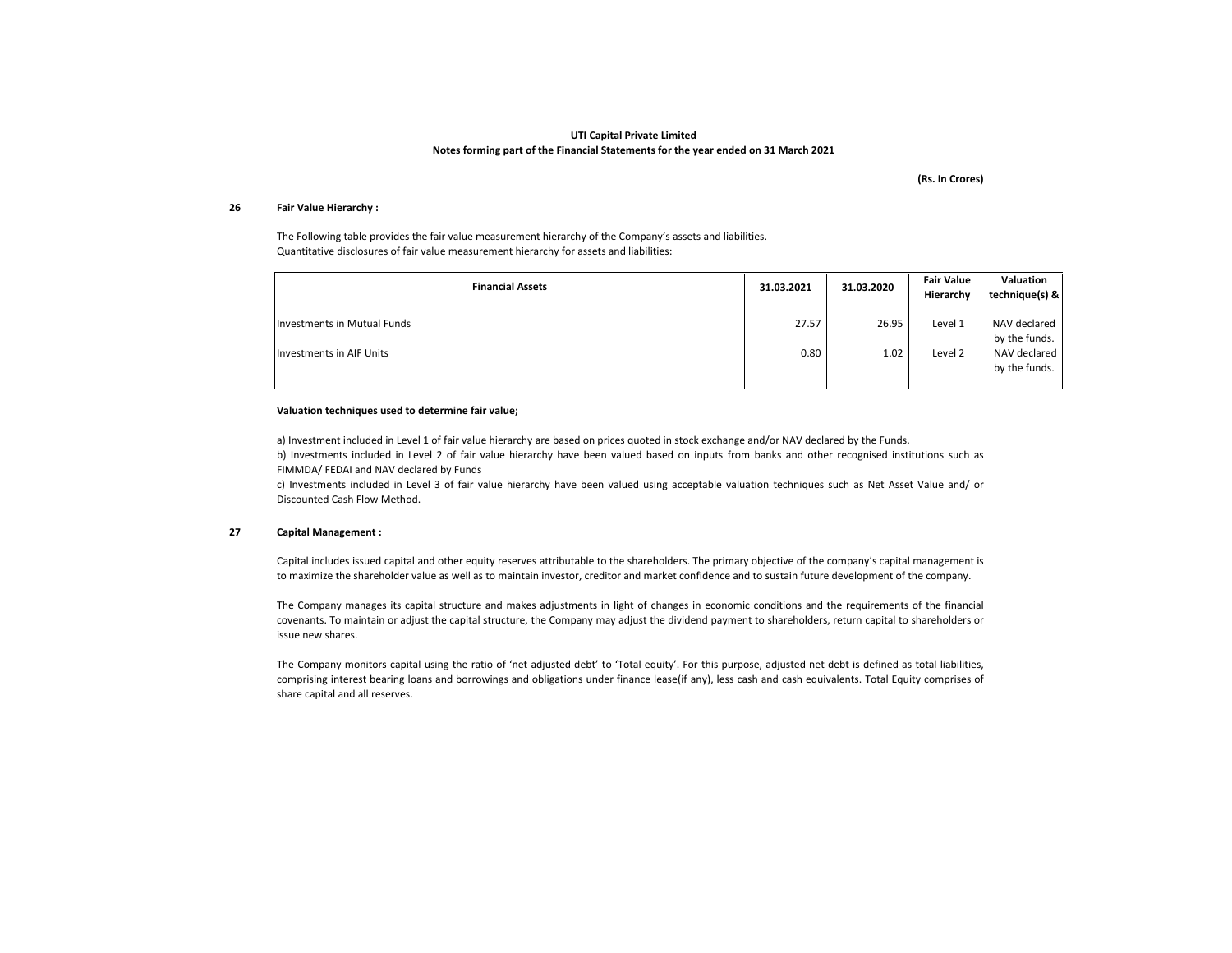**UTI Capital Private Limited**
**Notes forming part of the Financial Statements for the year ended on 31 March 2021**

**(Rs. In Crores)**

## 26 Fair Value Hierarchy :

The Following table provides the fair value measurement hierarchy of the Company's assets and liabilities.
Quantitative disclosures of fair value measurement hierarchy for assets and liabilities:

| Financial Assets | 31.03.2021 | 31.03.2020 | Fair Value Hierarchy | Valuation technique(s) & |
|---|---|---|---|---|
| Investments in Mutual Funds | 27.57 | 26.95 | Level 1 | NAV declared by the funds. |
| Investments in AIF Units | 0.80 | 1.02 | Level 2 | NAV declared by the funds. |

**Valuation techniques used to determine fair value;**

a) Investment included in Level 1 of fair value hierarchy are based on prices quoted in stock exchange and/or NAV declared by the Funds.
b) Investments included in Level 2 of fair value hierarchy have been valued based on inputs from banks and other recognised institutions such as FIMMDA/ FEDAI and NAV declared by Funds
c) Investments included in Level 3 of fair value hierarchy have been valued using acceptable valuation techniques such as Net Asset Value and/ or Discounted Cash Flow Method.

## 27 Capital Management :

Capital includes issued capital and other equity reserves attributable to the shareholders. The primary objective of the company's capital management is to maximize the shareholder value as well as to maintain investor, creditor and market confidence and to sustain future development of the company.

The Company manages its capital structure and makes adjustments in light of changes in economic conditions and the requirements of the financial covenants. To maintain or adjust the capital structure, the Company may adjust the dividend payment to shareholders, return capital to shareholders or issue new shares.

The Company monitors capital using the ratio of 'net adjusted debt' to 'Total equity'. For this purpose, adjusted net debt is defined as total liabilities, comprising interest bearing loans and borrowings and obligations under finance lease(if any), less cash and cash equivalents. Total Equity comprises of share capital and all reserves.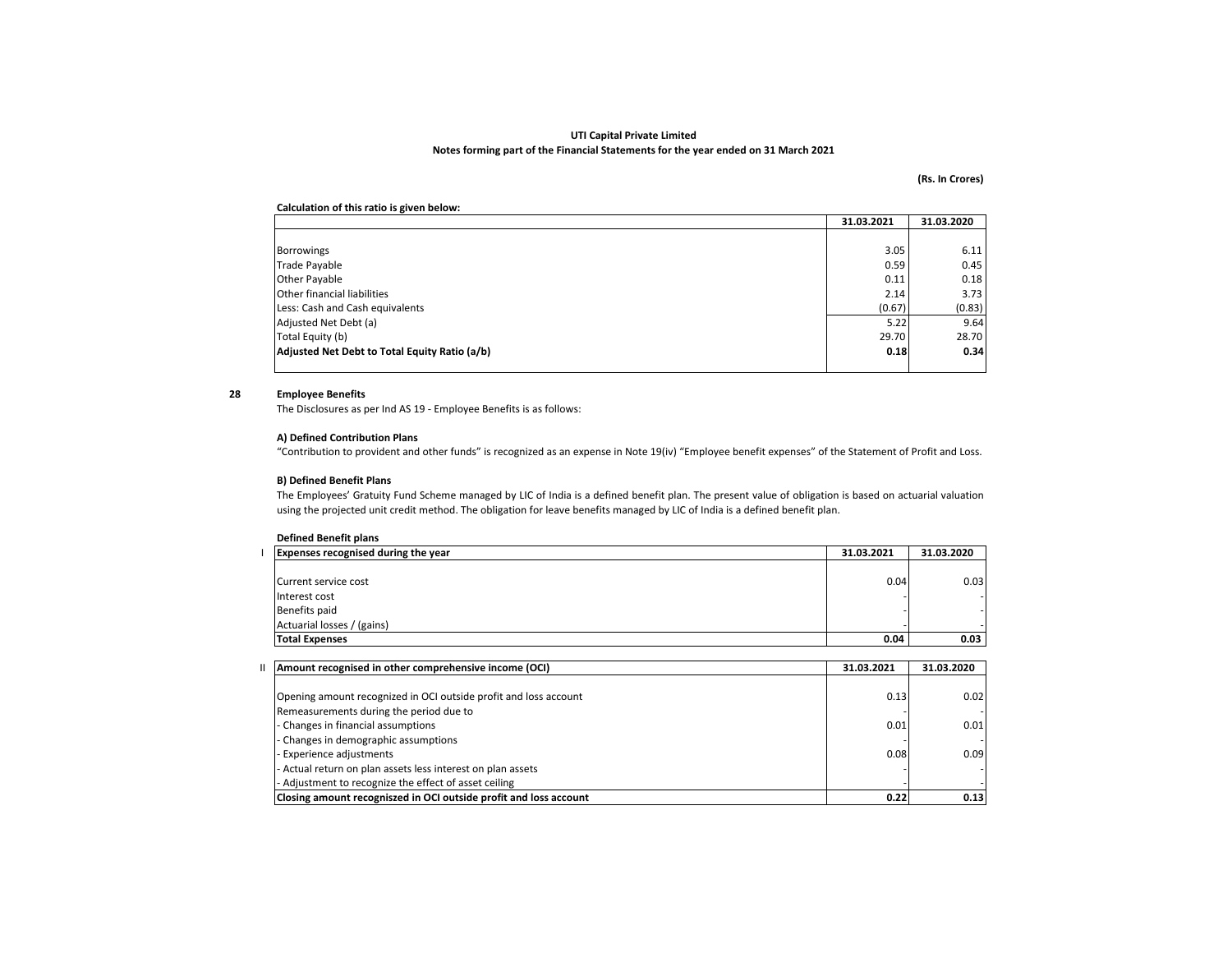**UTI Capital Private Limited**

**Notes forming part of the Financial Statements for the year ended on 31 March 2021**

**(Rs. In Crores)**

**Calculation of this ratio is given below:**

| | 31.03.2021 | 31.03.2020 |
|---|---|---|
| Borrowings | 3.05 | 6.11 |
| Trade Payable | 0.59 | 0.45 |
| Other Payable | 0.11 | 0.18 |
| Other financial liabilities | 2.14 | 3.73 |
| Less: Cash and Cash equivalents | (0.67) | (0.83) |
| Adjusted Net Debt (a) | 5.22 | 9.64 |
| Total Equity (b) | 29.70 | 28.70 |
| **Adjusted Net Debt to Total Equity Ratio (a/b)** | **0.18** | **0.34** |

## 28 Employee Benefits

The Disclosures as per Ind AS 19 - Employee Benefits is as follows:

**A) Defined Contribution Plans**

"Contribution to provident and other funds" is recognized as an expense in Note 19(iv) "Employee benefit expenses" of the Statement of Profit and Loss.

**B) Defined Benefit Plans**

The Employees' Gratuity Fund Scheme managed by LIC of India is a defined benefit plan. The present value of obligation is based on actuarial valuation using the projected unit credit method. The obligation for leave benefits managed by LIC of India is a defined benefit plan.

**Defined Benefit plans**

I

| **Expenses recognised during the year** | 31.03.2021 | 31.03.2020 |
|---|---|---|
| Current service cost | 0.04 | 0.03 |
| Interest cost | - | - |
| Benefits paid | - | - |
| Actuarial losses / (gains) | - | - |
| **Total Expenses** | **0.04** | **0.03** |

II

| **Amount recognised in other comprehensive income (OCI)** | 31.03.2021 | 31.03.2020 |
|---|---|---|
| Opening amount recognized in OCI outside profit and loss account | 0.13 | 0.02 |
| Remeasurements during the period due to | - | - |
| - Changes in financial assumptions | 0.01 | 0.01 |
| - Changes in demographic assumptions | - | - |
| - Experience adjustments | 0.08 | 0.09 |
| - Actual return on plan assets less interest on plan assets | - | - |
| - Adjustment to recognize the effect of asset ceiling | - | - |
| **Closing amount recognized in OCI outside profit and loss account** | **0.22** | **0.13** |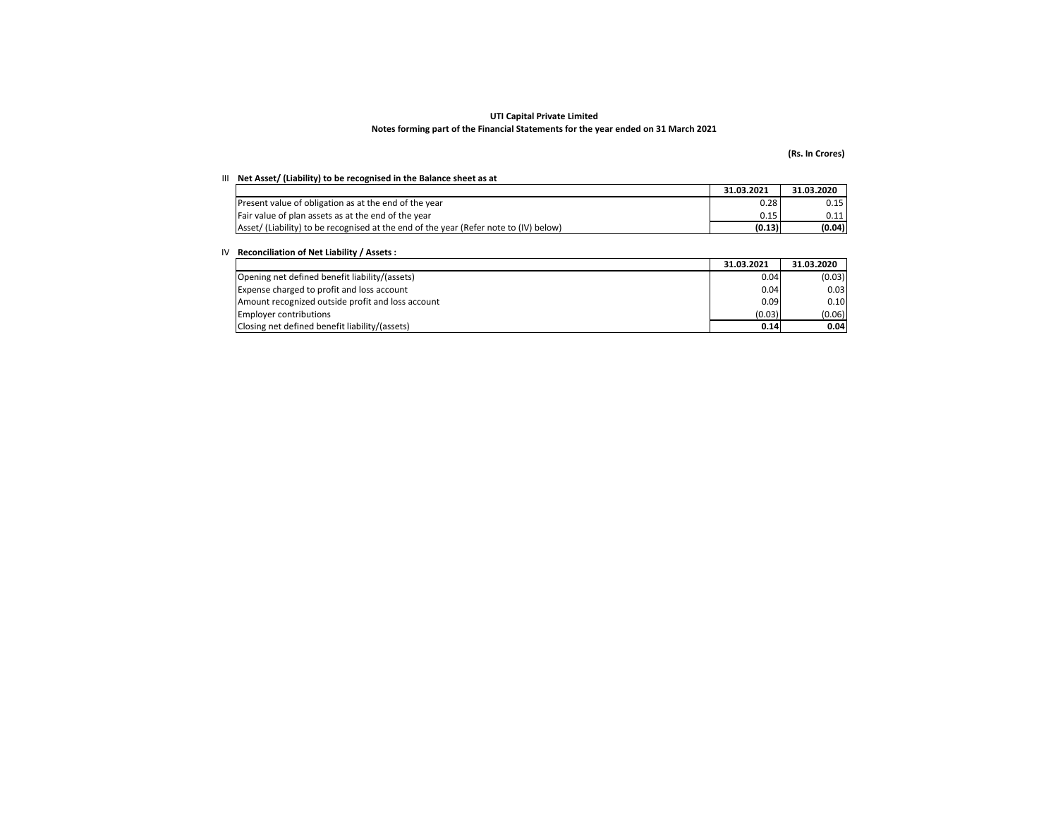**UTI Capital Private Limited**

**Notes forming part of the Financial Statements for the year ended on 31 March 2021**

**(Rs. In Crores)**

III **Net Asset/ (Liability) to be recognised in the Balance sheet as at**

| | 31.03.2021 | 31.03.2020 |
|---|---|---|
| Present value of obligation as at the end of the year | 0.28 | 0.15 |
| Fair value of plan assets as at the end of the year | 0.15 | 0.11 |
| Asset/ (Liability) to be recognised at the end of the year (Refer note to (IV) below) | **(0.13)** | **(0.04)** |

IV **Reconciliation of Net Liability / Assets :**

| | 31.03.2021 | 31.03.2020 |
|---|---|---|
| Opening net defined benefit liability/(assets) | 0.04 | (0.03) |
| Expense charged to profit and loss account | 0.04 | 0.03 |
| Amount recognized outside profit and loss account | 0.09 | 0.10 |
| Employer contributions | (0.03) | (0.06) |
| Closing net defined benefit liability/(assets) | **0.14** | **0.04** |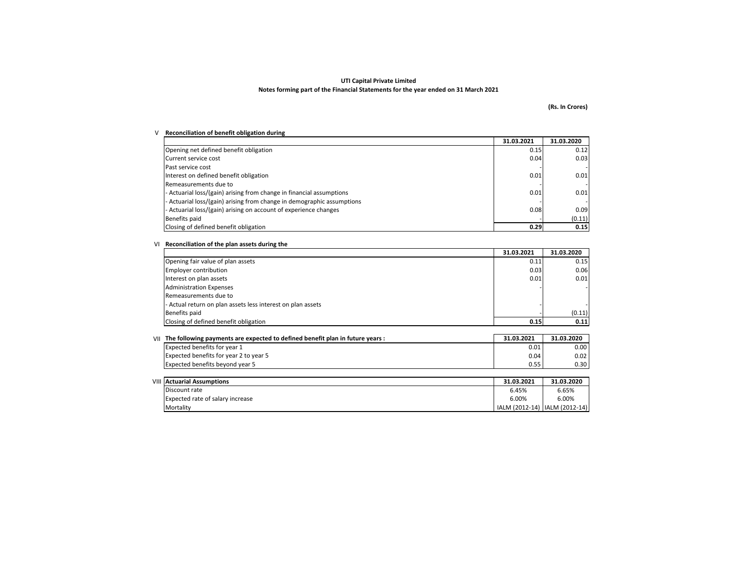**UTI Capital Private Limited**

**Notes forming part of the Financial Statements for the year ended on 31 March 2021**

**(Rs. In Crores)**

V **Reconciliation of benefit obligation during**

| | 31.03.2021 | 31.03.2020 |
|---|---|---|
| Opening net defined benefit obligation | 0.15 | 0.12 |
| Current service cost | 0.04 | 0.03 |
| Past service cost | - | - |
| Interest on defined benefit obligation | 0.01 | 0.01 |
| Remeasurements due to | - | - |
| - Actuarial loss/(gain) arising from change in financial assumptions | 0.01 | 0.01 |
| - Actuarial loss/(gain) arising from change in demographic assumptions | - | - |
| - Actuarial loss/(gain) arising on account of experience changes | 0.08 | 0.09 |
| Benefits paid | - | (0.11) |
| Closing of defined benefit obligation | **0.29** | **0.15** |

VI **Reconciliation of the plan assets during the**

| | 31.03.2021 | 31.03.2020 |
|---|---|---|
| Opening fair value of plan assets | 0.11 | 0.15 |
| Employer contribution | 0.03 | 0.06 |
| Interest on plan assets | 0.01 | 0.01 |
| Administration Expenses | - | - |
| Remeasurements due to | | |
| - Actual return on plan assets less interest on plan assets | - | - |
| Benefits paid | - | (0.11) |
| Closing of defined benefit obligation | **0.15** | **0.11** |

| VII **The following payments are expected to defined benefit plan in future years :** | 31.03.2021 | 31.03.2020 |
|---|---|---|
| Expected benefits for year 1 | 0.01 | 0.00 |
| Expected benefits for year 2 to year 5 | 0.04 | 0.02 |
| Expected benefits beyond year 5 | 0.55 | 0.30 |

| VIII **Actuarial Assumptions** | 31.03.2021 | 31.03.2020 |
|---|---|---|
| Discount rate | 6.45% | 6.65% |
| Expected rate of salary increase | 6.00% | 6.00% |
| Mortality | IALM (2012-14) | IALM (2012-14) |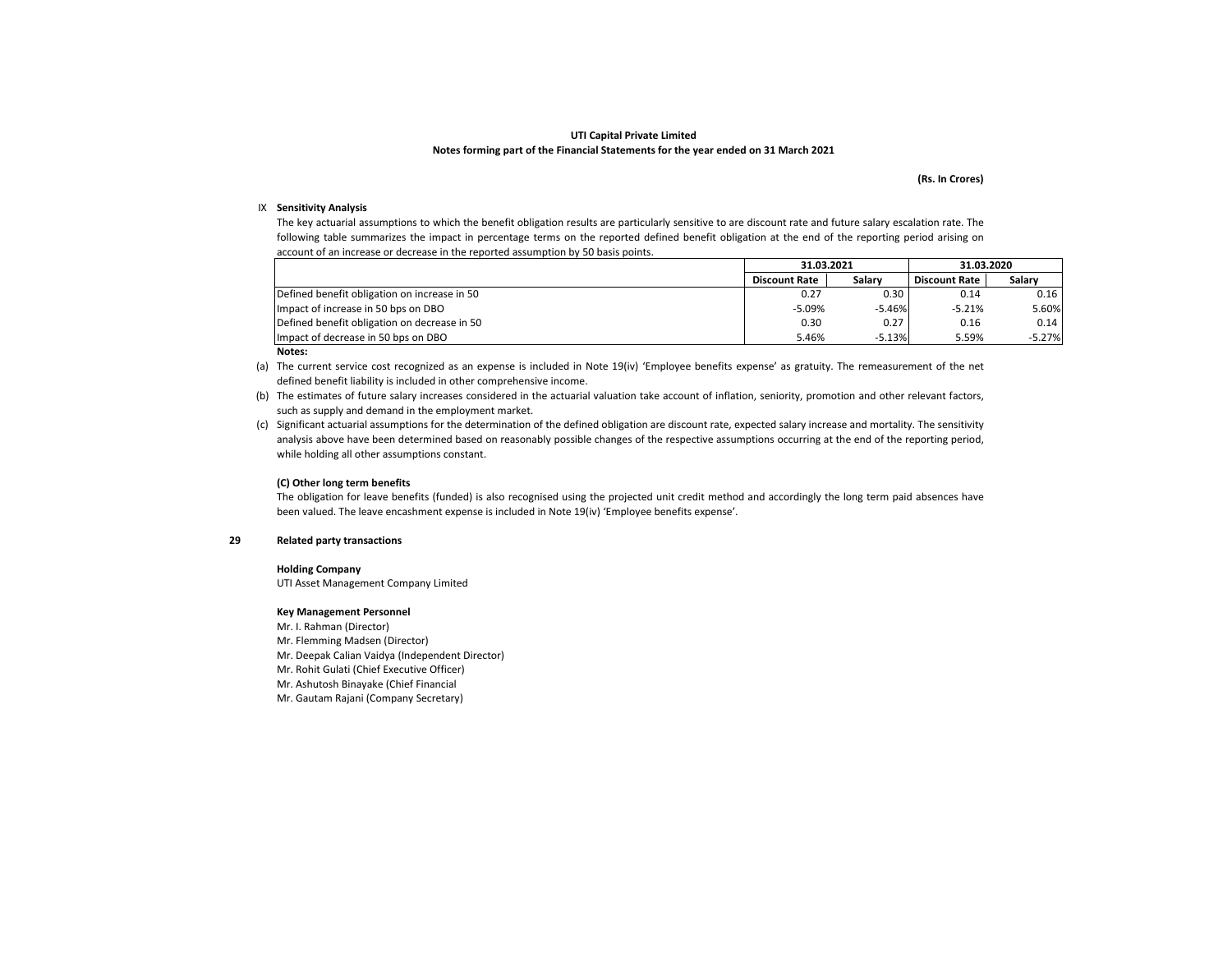**UTI Capital Private Limited**
**Notes forming part of the Financial Statements for the year ended on 31 March 2021**

**(Rs. In Crores)**

IX **Sensitivity Analysis**

The key actuarial assumptions to which the benefit obligation results are particularly sensitive to are discount rate and future salary escalation rate. The following table summarizes the impact in percentage terms on the reported defined benefit obligation at the end of the reporting period arising on account of an increase or decrease in the reported assumption by 50 basis points.

| | 31.03.2021 | | 31.03.2020 | |
|---|---|---|---|---|
| | **Discount Rate** | **Salary** | **Discount Rate** | **Salary** |
| Defined benefit obligation on increase in 50 | 0.27 | 0.30 | 0.14 | 0.16 |
| Impact of increase in 50 bps on DBO | -5.09% | -5.46% | -5.21% | 5.60% |
| Defined benefit obligation on decrease in 50 | 0.30 | 0.27 | 0.16 | 0.14 |
| Impact of decrease in 50 bps on DBO | 5.46% | -5.13% | 5.59% | -5.27% |

**Notes:**

(a) The current service cost recognized as an expense is included in Note 19(iv) 'Employee benefits expense' as gratuity. The remeasurement of the net defined benefit liability is included in other comprehensive income.

(b) The estimates of future salary increases considered in the actuarial valuation take account of inflation, seniority, promotion and other relevant factors, such as supply and demand in the employment market.

(c) Significant actuarial assumptions for the determination of the defined obligation are discount rate, expected salary increase and mortality. The sensitivity analysis above have been determined based on reasonably possible changes of the respective assumptions occurring at the end of the reporting period, while holding all other assumptions constant.

**(C) Other long term benefits**

The obligation for leave benefits (funded) is also recognised using the projected unit credit method and accordingly the long term paid absences have been valued. The leave encashment expense is included in Note 19(iv) 'Employee benefits expense'.

**29 Related party transactions**

**Holding Company**

UTI Asset Management Company Limited

**Key Management Personnel**

Mr. I. Rahman (Director)
Mr. Flemming Madsen (Director)
Mr. Deepak Calian Vaidya (Independent Director)
Mr. Rohit Gulati (Chief Executive Officer)
Mr. Ashutosh Binayake (Chief Financial
Mr. Gautam Rajani (Company Secretary)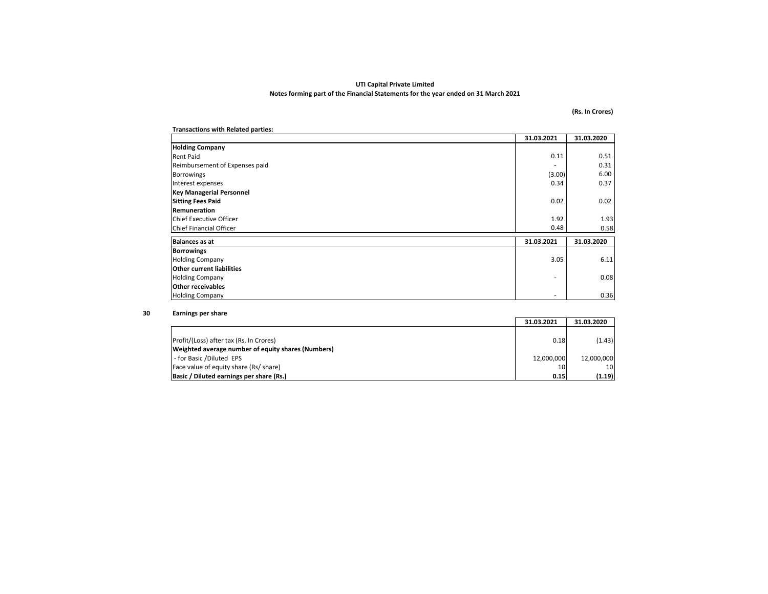**UTI Capital Private Limited**

**Notes forming part of the Financial Statements for the year ended on 31 March 2021**

**(Rs. In Crores)**

**Transactions with Related parties:**

| | 31.03.2021 | 31.03.2020 |
|---|---|---|
| **Holding Company** | | |
| Rent Paid | 0.11 | 0.51 |
| Reimbursement of Expenses paid | - | 0.31 |
| Borrowings | (3.00) | 6.00 |
| Interest expenses | 0.34 | 0.37 |
| **Key Managerial Personnel** | | |
| **Sitting Fees Paid** | 0.02 | 0.02 |
| **Remuneration** | | |
| Chief Executive Officer | 1.92 | 1.93 |
| Chief Financial Officer | 0.48 | 0.58 |

| **Balances as at** | 31.03.2021 | 31.03.2020 |
|---|---|---|
| **Borrowings** | | |
| Holding Company | 3.05 | 6.11 |
| **Other current liabilities** | | |
| Holding Company | - | 0.08 |
| **Other receivables** | | |
| Holding Company | - | 0.36 |

**30 Earnings per share**

| | 31.03.2021 | 31.03.2020 |
|---|---|---|
| Profit/(Loss) after tax (Rs. In Crores) | 0.18 | (1.43) |
| **Weighted average number of equity shares (Numbers)** | | |
| - for Basic /Diluted EPS | 12,000,000 | 12,000,000 |
| Face value of equity share (Rs/ share) | 10 | 10 |
| **Basic / Diluted earnings per share (Rs.)** | **0.15** | **(1.19)** |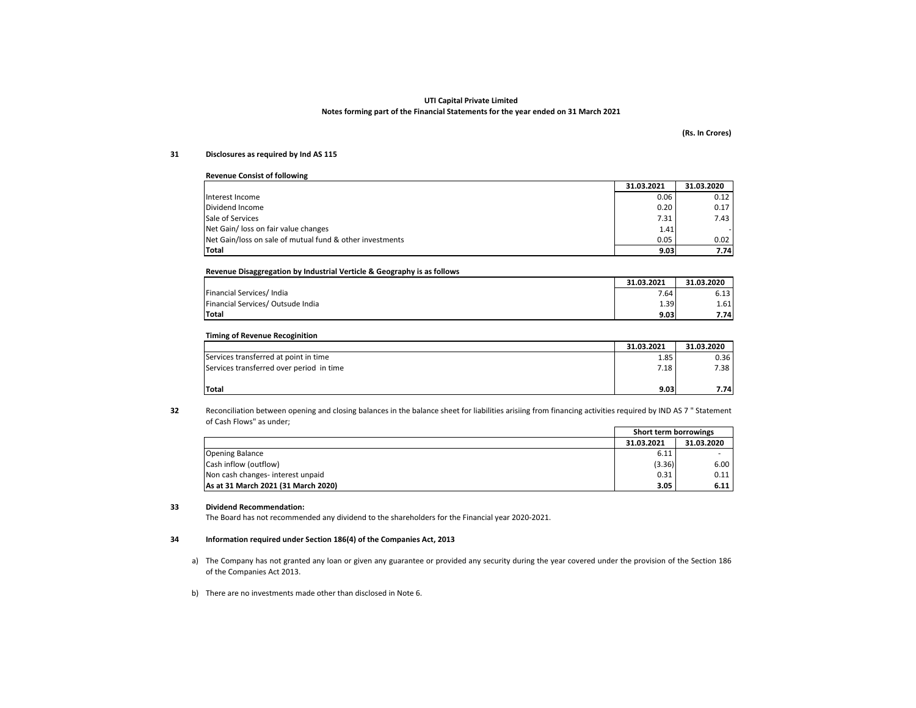**UTI Capital Private Limited**

**Notes forming part of the Financial Statements for the year ended on 31 March 2021**

**(Rs. In Crores)**

## 31 Disclosures as required by Ind AS 115

**Revenue Consist of following**

| | 31.03.2021 | 31.03.2020 |
|---|---|---|
| Interest Income | 0.06 | 0.12 |
| Dividend Income | 0.20 | 0.17 |
| Sale of Services | 7.31 | 7.43 |
| Net Gain/ loss on fair value changes | 1.41 | - |
| Net Gain/loss on sale of mutual fund & other investments | 0.05 | 0.02 |
| **Total** | **9.03** | **7.74** |

**Revenue Disaggregation by Industrial Verticle & Geography is as follows**

| | 31.03.2021 | 31.03.2020 |
|---|---|---|
| Financial Services/ India | 7.64 | 6.13 |
| Financial Services/ Outsude India | 1.39 | 1.61 |
| **Total** | **9.03** | **7.74** |

**Timing of Revenue Recoginition**

| | 31.03.2021 | 31.03.2020 |
|---|---|---|
| Services transferred at point in time | 1.85 | 0.36 |
| Services transferred over period in time | 7.18 | 7.38 |
| **Total** | **9.03** | **7.74** |

## 32

Reconciliation between opening and closing balances in the balance sheet for liabilities arisiing from financing activities required by IND AS 7 " Statement of Cash Flows" as under;

| | Short term borrowings | |
|---|---|---|
| | 31.03.2021 | 31.03.2020 |
| Opening Balance | 6.11 | - |
| Cash inflow (outflow) | (3.36) | 6.00 |
| Non cash changes- interest unpaid | 0.31 | 0.11 |
| **As at 31 March 2021 (31 March 2020)** | **3.05** | **6.11** |

## 33 Dividend Recommendation:

The Board has not recommended any dividend to the shareholders for the Financial year 2020-2021.

## 34 Information required under Section 186(4) of the Companies Act, 2013

a) The Company has not granted any loan or given any guarantee or provided any security during the year covered under the provision of the Section 186 of the Companies Act 2013.

b) There are no investments made other than disclosed in Note 6.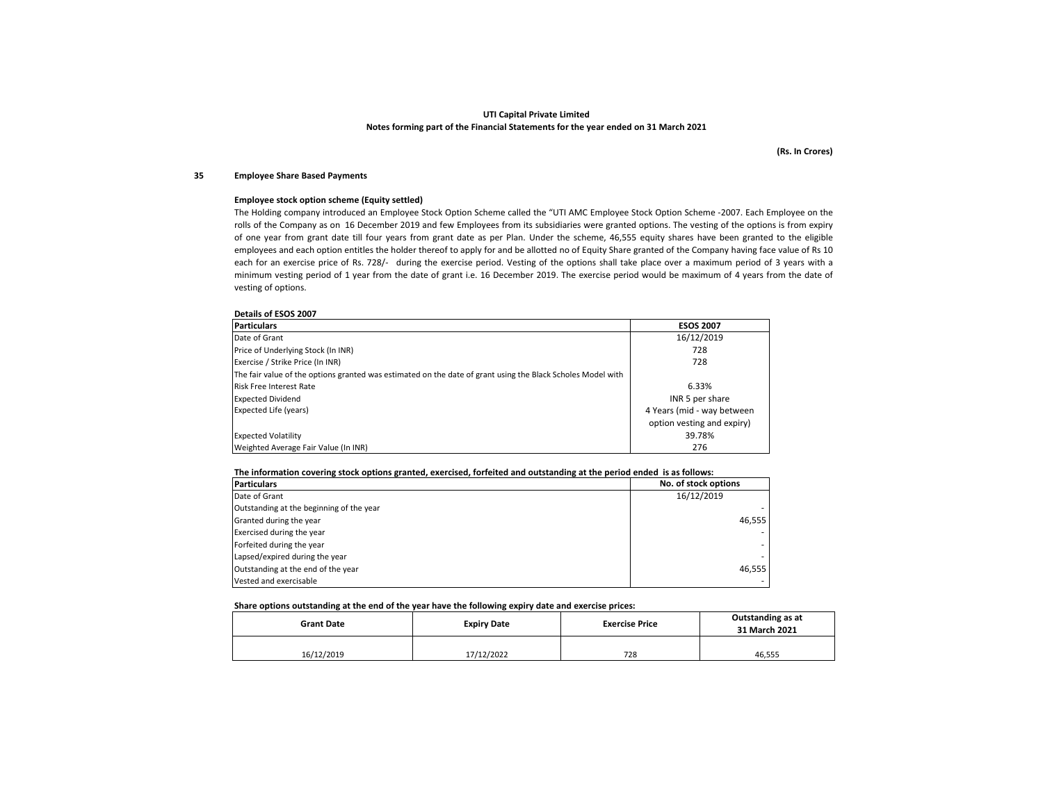**UTI Capital Private Limited**

**Notes forming part of the Financial Statements for the year ended on 31 March 2021**

**(Rs. In Crores)**

## 35 Employee Share Based Payments

**Employee stock option scheme (Equity settled)**

The Holding company introduced an Employee Stock Option Scheme called the "UTI AMC Employee Stock Option Scheme -2007. Each Employee on the rolls of the Company as on 16 December 2019 and few Employees from its subsidiaries were granted options. The vesting of the options is from expiry of one year from grant date till four years from grant date as per Plan. Under the scheme, 46,555 equity shares have been granted to the eligible employees and each option entitles the holder thereof to apply for and be allotted no of Equity Share granted of the Company having face value of Rs 10 each for an exercise price of Rs. 728/- during the exercise period. Vesting of the options shall take place over a maximum period of 3 years with a minimum vesting period of 1 year from the date of grant i.e. 16 December 2019. The exercise period would be maximum of 4 years from the date of vesting of options.

**Details of ESOS 2007**

| Particulars | ESOS 2007 |
|---|---|
| Date of Grant | 16/12/2019 |
| Price of Underlying Stock (In INR) | 728 |
| Exercise / Strike Price (In INR) | 728 |
| The fair value of the options granted was estimated on the date of grant using the Black Scholes Model with | |
| Risk Free Interest Rate | 6.33% |
| Expected Dividend | INR 5 per share |
| Expected Life (years) | 4 Years (mid - way between option vesting and expiry) |
| Expected Volatility | 39.78% |
| Weighted Average Fair Value (In INR) | 276 |

**The information covering stock options granted, exercised, forfeited and outstanding at the period ended is as follows:**

| Particulars | No. of stock options |
|---|---|
| Date of Grant | 16/12/2019 |
| Outstanding at the beginning of the year | - |
| Granted during the year | 46,555 |
| Exercised during the year | - |
| Forfeited during the year | - |
| Lapsed/expired during the year | - |
| Outstanding at the end of the year | 46,555 |
| Vested and exercisable | - |

**Share options outstanding at the end of the year have the following expiry date and exercise prices:**

| Grant Date | Expiry Date | Exercise Price | Outstanding as at 31 March 2021 |
|---|---|---|---|
| 16/12/2019 | 17/12/2022 | 728 | 46,555 |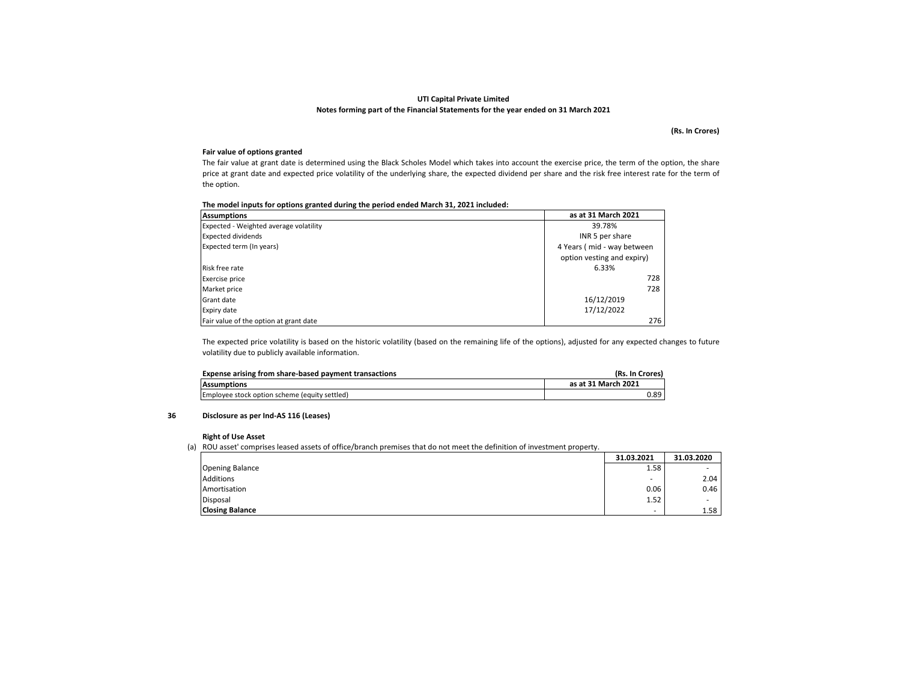**UTI Capital Private Limited**

**Notes forming part of the Financial Statements for the year ended on 31 March 2021**

**(Rs. In Crores)**

**Fair value of options granted**

The fair value at grant date is determined using the Black Scholes Model which takes into account the exercise price, the term of the option, the share price at grant date and expected price volatility of the underlying share, the expected dividend per share and the risk free interest rate for the term of the option.

**The model inputs for options granted during the period ended March 31, 2021 included:**

| Assumptions | as at 31 March 2021 |
|---|---|
| Expected - Weighted average volatility | 39.78% |
| Expected dividends | INR 5 per share |
| Expected term (In years) | 4 Years ( mid - way between option vesting and expiry) |
| Risk free rate | 6.33% |
| Exercise price | 728 |
| Market price | 728 |
| Grant date | 16/12/2019 |
| Expiry date | 17/12/2022 |
| Fair value of the option at grant date | 276 |

The expected price volatility is based on the historic volatility (based on the remaining life of the options), adjusted for any expected changes to future volatility due to publicly available information.

**Expense arising from share-based payment transactions** **(Rs. In Crores)**

| Assumptions | as at 31 March 2021 |
|---|---|
| Employee stock option scheme (equity settled) | 0.89 |

## 36 Disclosure as per Ind-AS 116 (Leases)

**Right of Use Asset**

(a) ROU asset' comprises leased assets of office/branch premises that do not meet the definition of investment property.

| | 31.03.2021 | 31.03.2020 |
|---|---|---|
| Opening Balance | 1.58 | - |
| Additions | - | 2.04 |
| Amortisation | 0.06 | 0.46 |
| Disposal | 1.52 | - |
| **Closing Balance** | - | 1.58 |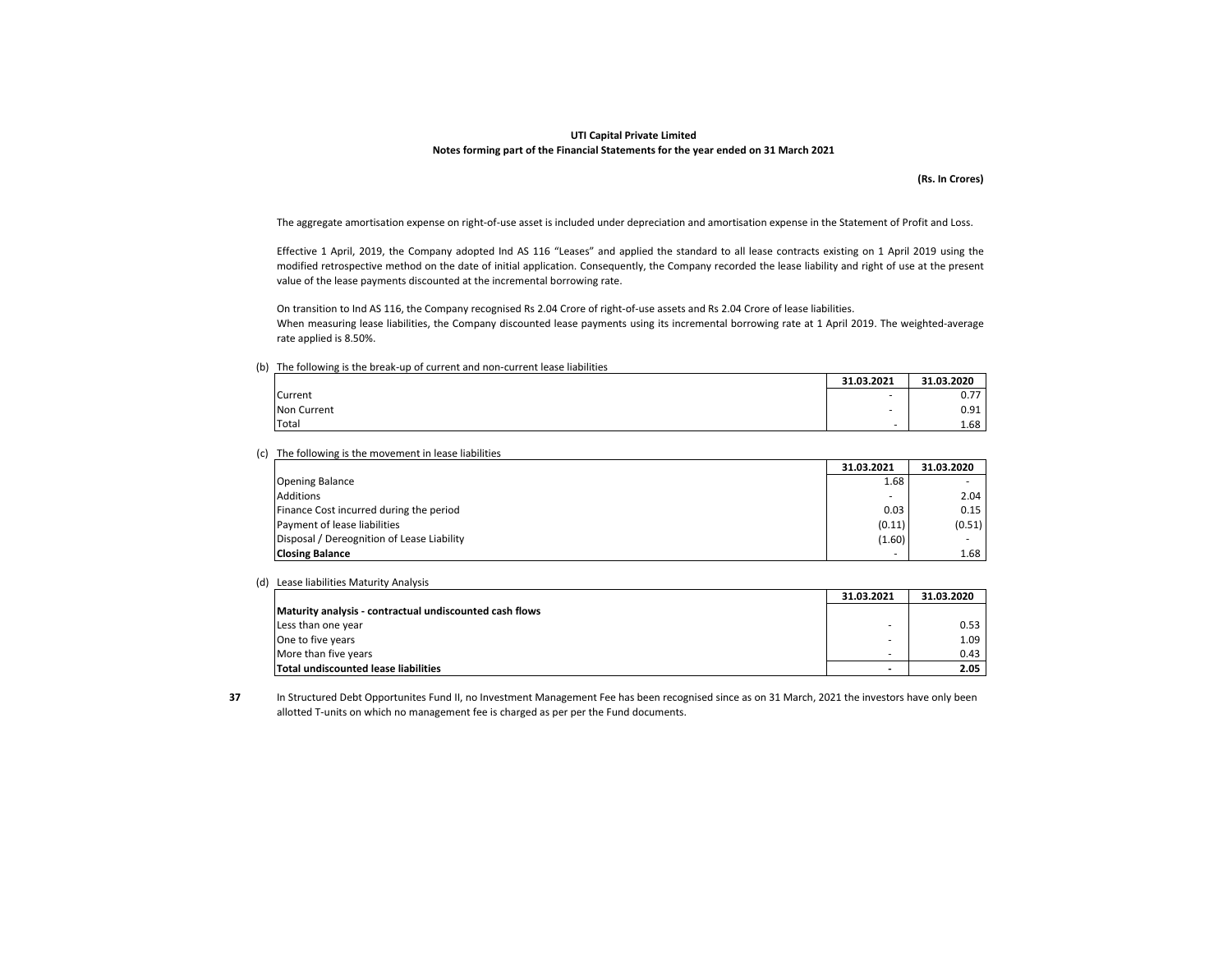**UTI Capital Private Limited**
**Notes forming part of the Financial Statements for the year ended on 31 March 2021**

**(Rs. In Crores)**

The aggregate amortisation expense on right-of-use asset is included under depreciation and amortisation expense in the Statement of Profit and Loss.

Effective 1 April, 2019, the Company adopted Ind AS 116 "Leases" and applied the standard to all lease contracts existing on 1 April 2019 using the modified retrospective method on the date of initial application. Consequently, the Company recorded the lease liability and right of use at the present value of the lease payments discounted at the incremental borrowing rate.

On transition to Ind AS 116, the Company recognised Rs 2.04 Crore of right-of-use assets and Rs 2.04 Crore of lease liabilities.
When measuring lease liabilities, the Company discounted lease payments using its incremental borrowing rate at 1 April 2019. The weighted-average rate applied is 8.50%.

(b) The following is the break-up of current and non-current lease liabilities

| | 31.03.2021 | 31.03.2020 |
|---|---|---|
| Current | - | 0.77 |
| Non Current | - | 0.91 |
| Total | - | 1.68 |

(c) The following is the movement in lease liabilities

| | 31.03.2021 | 31.03.2020 |
|---|---|---|
| Opening Balance | 1.68 | - |
| Additions | - | 2.04 |
| Finance Cost incurred during the period | 0.03 | 0.15 |
| Payment of lease liabilities | (0.11) | (0.51) |
| Disposal / Dereognition of Lease Liability | (1.60) | - |
| **Closing Balance** | - | 1.68 |

(d) Lease liabilities Maturity Analysis

| | 31.03.2021 | 31.03.2020 |
|---|---|---|
| **Maturity analysis - contractual undiscounted cash flows** | | |
| Less than one year | - | 0.53 |
| One to five years | - | 1.09 |
| More than five years | - | 0.43 |
| **Total undiscounted lease liabilities** | **-** | **2.05** |

**37** In Structured Debt Opportunites Fund II, no Investment Management Fee has been recognised since as on 31 March, 2021 the investors have only been allotted T-units on which no management fee is charged as per per the Fund documents.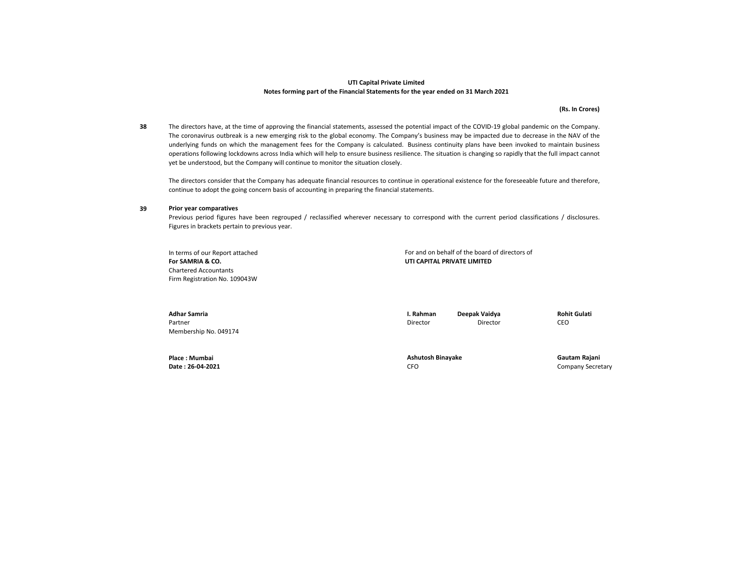**UTI Capital Private Limited**
**Notes forming part of the Financial Statements for the year ended on 31 March 2021**

**(Rs. In Crores)**

**38** The directors have, at the time of approving the financial statements, assessed the potential impact of the COVID-19 global pandemic on the Company. The coronavirus outbreak is a new emerging risk to the global economy. The Company's business may be impacted due to decrease in the NAV of the underlying funds on which the management fees for the Company is calculated. Business continuity plans have been invoked to maintain business operations following lockdowns across India which will help to ensure business resilience. The situation is changing so rapidly that the full impact cannot yet be understood, but the Company will continue to monitor the situation closely.

The directors consider that the Company has adequate financial resources to continue in operational existence for the foreseeable future and therefore, continue to adopt the going concern basis of accounting in preparing the financial statements.

**39** **Prior year comparatives**

Previous period figures have been regrouped / reclassified wherever necessary to correspond with the current period classifications / disclosures. Figures in brackets pertain to previous year.

In terms of our Report attached
**For SAMRIA & CO.**
Chartered Accountants
Firm Registration No. 109043W

**Adhar Samria**
Partner
Membership No. 049174

**Place : Mumbai**
**Date : 26-04-2021**

For and on behalf of the board of directors of
**UTI CAPITAL PRIVATE LIMITED**

**I. Rahman**
Director

**Deepak Vaidya**
Director

**Rohit Gulati**
CEO

**Ashutosh Binayake**
CFO

**Gautam Rajani**
Company Secretary